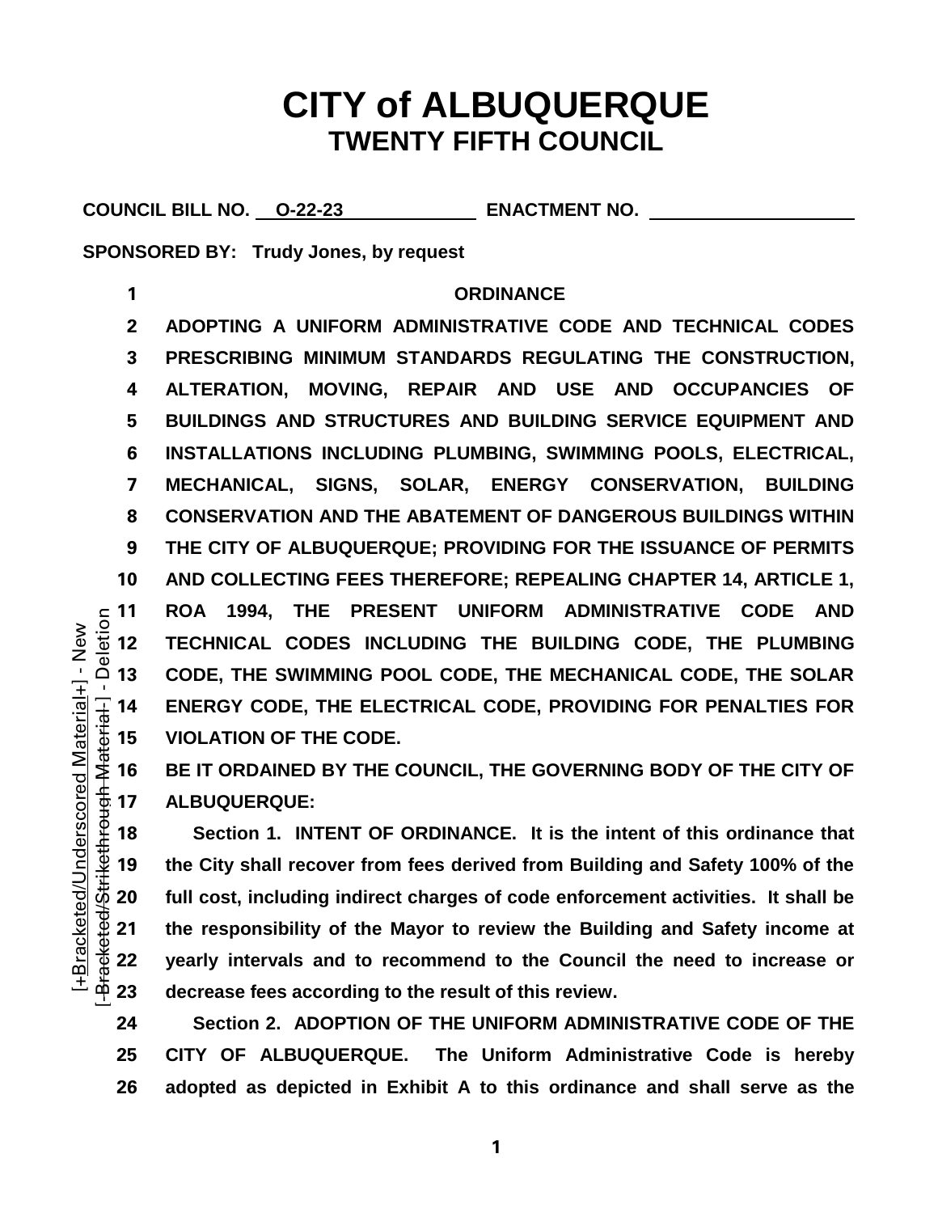# CITY of ALBUQUERQUE
## TWENTY FIFTH COUNCIL

**COUNCIL BILL NO.** O-22-23 **ENACTMENT NO.** ____________

**SPONSORED BY: Trudy Jones, by request**

**ORDINANCE**

**ADOPTING A UNIFORM ADMINISTRATIVE CODE AND TECHNICAL CODES PRESCRIBING MINIMUM STANDARDS REGULATING THE CONSTRUCTION, ALTERATION, MOVING, REPAIR AND USE AND OCCUPANCIES OF BUILDINGS AND STRUCTURES AND BUILDING SERVICE EQUIPMENT AND INSTALLATIONS INCLUDING PLUMBING, SWIMMING POOLS, ELECTRICAL, MECHANICAL, SIGNS, SOLAR, ENERGY CONSERVATION, BUILDING CONSERVATION AND THE ABATEMENT OF DANGEROUS BUILDINGS WITHIN THE CITY OF ALBUQUERQUE; PROVIDING FOR THE ISSUANCE OF PERMITS AND COLLECTING FEES THEREFORE; REPEALING CHAPTER 14, ARTICLE 1, ROA 1994, THE PRESENT UNIFORM ADMINISTRATIVE CODE AND TECHNICAL CODES INCLUDING THE BUILDING CODE, THE PLUMBING CODE, THE SWIMMING POOL CODE, THE MECHANICAL CODE, THE SOLAR ENERGY CODE, THE ELECTRICAL CODE, PROVIDING FOR PENALTIES FOR VIOLATION OF THE CODE.**

**BE IT ORDAINED BY THE COUNCIL, THE GOVERNING BODY OF THE CITY OF ALBUQUERQUE:**

**Section 1. INTENT OF ORDINANCE. It is the intent of this ordinance that the City shall recover from fees derived from Building and Safety 100% of the full cost, including indirect charges of code enforcement activities. It shall be the responsibility of the Mayor to review the Building and Safety income at yearly intervals and to recommend to the Council the need to increase or decrease fees according to the result of this review.**

**Section 2. ADOPTION OF THE UNIFORM ADMINISTRATIVE CODE OF THE CITY OF ALBUQUERQUE. The Uniform Administrative Code is hereby adopted as depicted in Exhibit A to this ordinance and shall serve as the**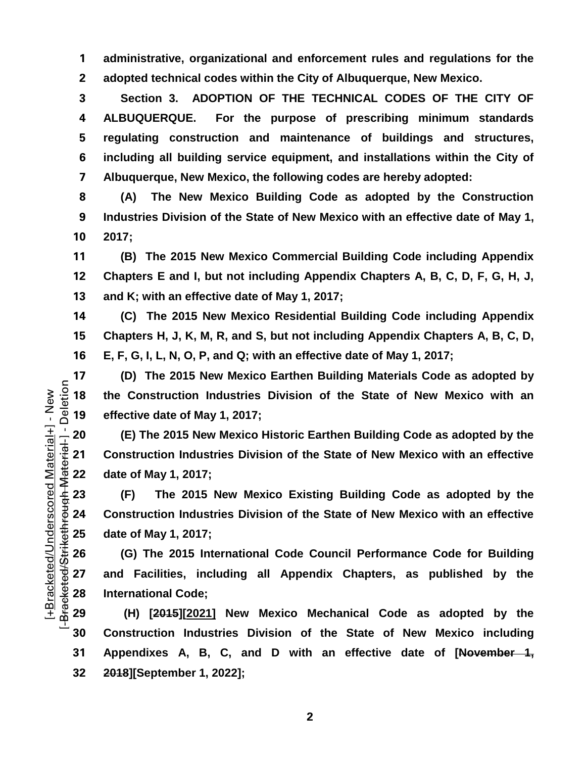administrative, organizational and enforcement rules and regulations for the adopted technical codes within the City of Albuquerque, New Mexico.

**Section 3. ADOPTION OF THE TECHNICAL CODES OF THE CITY OF ALBUQUERQUE.** For the purpose of prescribing minimum standards regulating construction and maintenance of buildings and structures, including all building service equipment, and installations within the City of Albuquerque, New Mexico, the following codes are hereby adopted:

(A) The New Mexico Building Code as adopted by the Construction Industries Division of the State of New Mexico with an effective date of May 1, 2017;

(B) The 2015 New Mexico Commercial Building Code including Appendix Chapters E and I, but not including Appendix Chapters A, B, C, D, F, G, H, J, and K; with an effective date of May 1, 2017;

(C) The 2015 New Mexico Residential Building Code including Appendix Chapters H, J, K, M, R, and S, but not including Appendix Chapters A, B, C, D, E, F, G, I, L, N, O, P, and Q; with an effective date of May 1, 2017;

(D) The 2015 New Mexico Earthen Building Materials Code as adopted by the Construction Industries Division of the State of New Mexico with an effective date of May 1, 2017;

(E) The 2015 New Mexico Historic Earthen Building Code as adopted by the Construction Industries Division of the State of New Mexico with an effective date of May 1, 2017;

(F) The 2015 New Mexico Existing Building Code as adopted by the Construction Industries Division of the State of New Mexico with an effective date of May 1, 2017;

(G) The 2015 International Code Council Performance Code for Building and Facilities, including all Appendix Chapters, as published by the International Code;

(H) [~~2015~~][<u>2021</u>] New Mexico Mechanical Code as adopted by the Construction Industries Division of the State of New Mexico including Appendixes A, B, C, and D with an effective date of [~~November 1, 2018~~][September 1, 2022];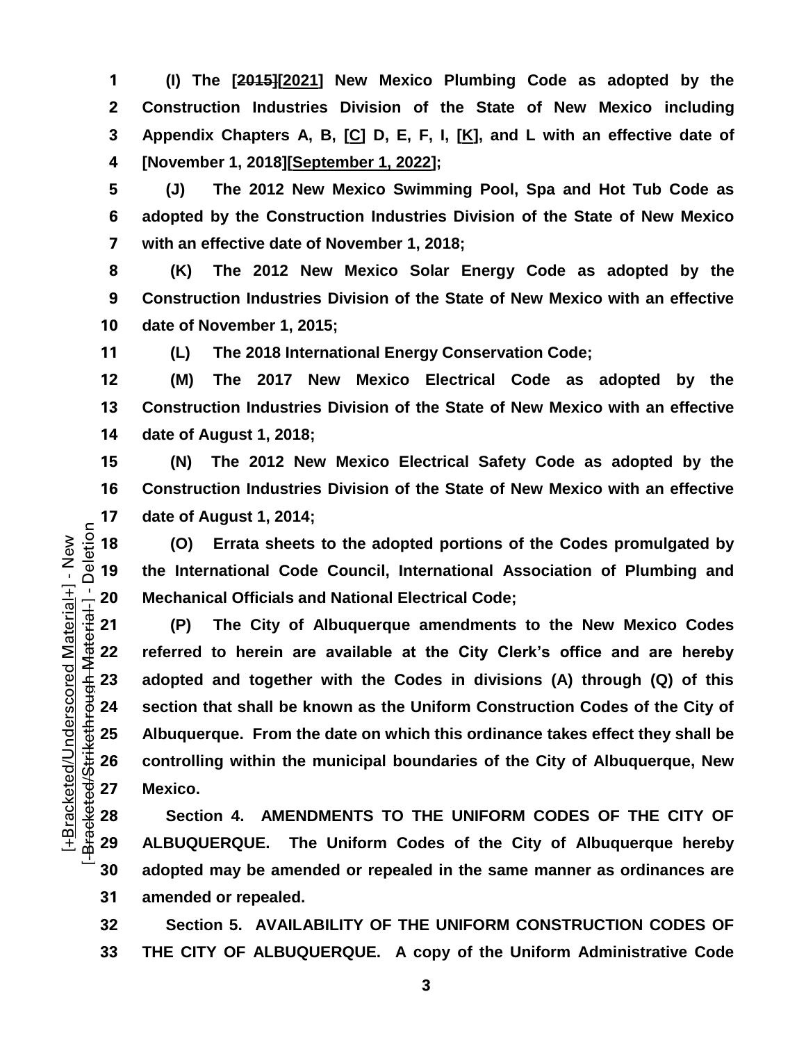**(I) The [~~2015~~][2021] New Mexico Plumbing Code as adopted by the Construction Industries Division of the State of New Mexico including Appendix Chapters A, B, [C] D, E, F, I, [K], and L with an effective date of [November 1, 2018][September 1, 2022];**

**(J) The 2012 New Mexico Swimming Pool, Spa and Hot Tub Code as adopted by the Construction Industries Division of the State of New Mexico with an effective date of November 1, 2018;**

**(K) The 2012 New Mexico Solar Energy Code as adopted by the Construction Industries Division of the State of New Mexico with an effective date of November 1, 2015;**

**(L) The 2018 International Energy Conservation Code;**

**(M) The 2017 New Mexico Electrical Code as adopted by the Construction Industries Division of the State of New Mexico with an effective date of August 1, 2018;**

**(N) The 2012 New Mexico Electrical Safety Code as adopted by the Construction Industries Division of the State of New Mexico with an effective date of August 1, 2014;**

**(O) Errata sheets to the adopted portions of the Codes promulgated by the International Code Council, International Association of Plumbing and Mechanical Officials and National Electrical Code;**

**(P) The City of Albuquerque amendments to the New Mexico Codes referred to herein are available at the City Clerk's office and are hereby adopted and together with the Codes in divisions (A) through (Q) of this section that shall be known as the Uniform Construction Codes of the City of Albuquerque. From the date on which this ordinance takes effect they shall be controlling within the municipal boundaries of the City of Albuquerque, New Mexico.**

**Section 4. AMENDMENTS TO THE UNIFORM CODES OF THE CITY OF ALBUQUERQUE. The Uniform Codes of the City of Albuquerque hereby adopted may be amended or repealed in the same manner as ordinances are amended or repealed.**

**Section 5. AVAILABILITY OF THE UNIFORM CONSTRUCTION CODES OF THE CITY OF ALBUQUERQUE. A copy of the Uniform Administrative Code**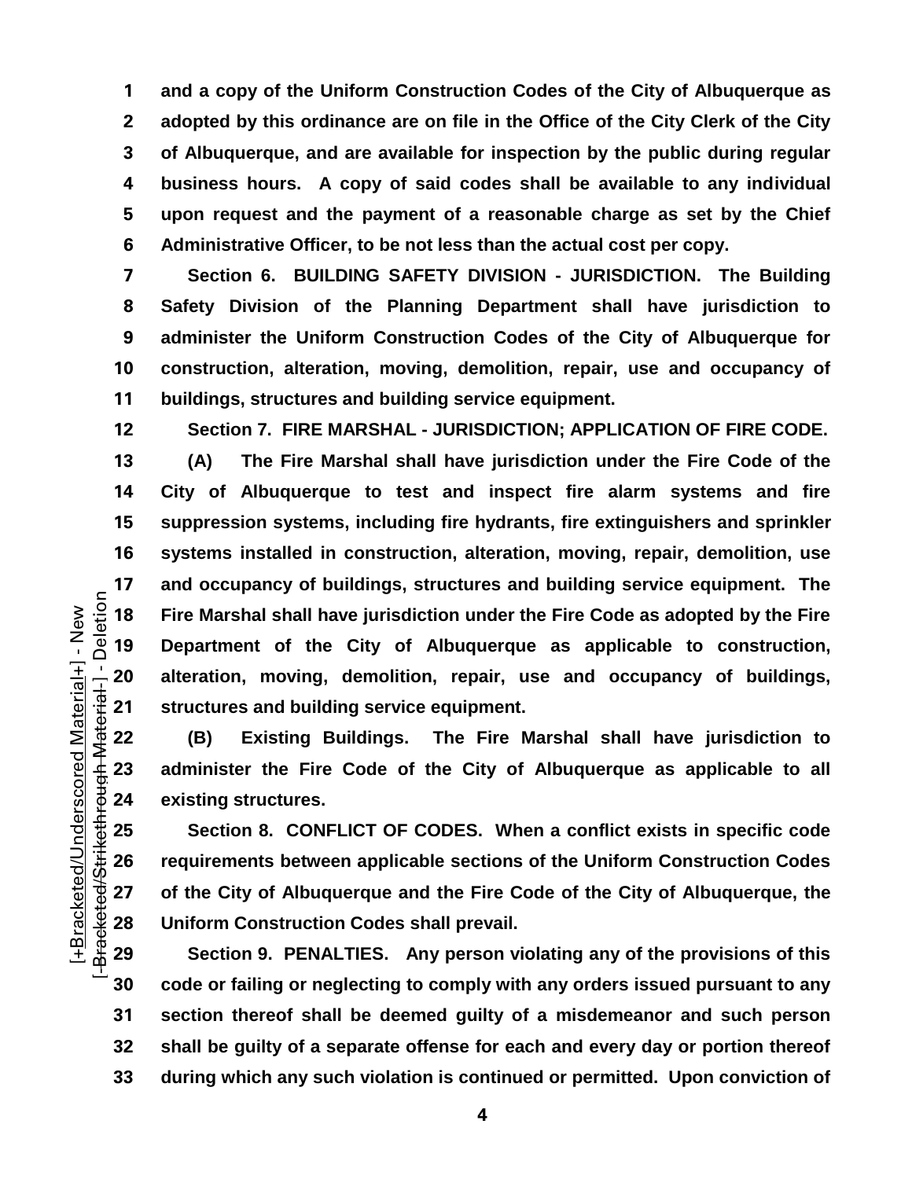**and a copy of the Uniform Construction Codes of the City of Albuquerque as adopted by this ordinance are on file in the Office of the City Clerk of the City of Albuquerque, and are available for inspection by the public during regular business hours. A copy of said codes shall be available to any individual upon request and the payment of a reasonable charge as set by the Chief Administrative Officer, to be not less than the actual cost per copy.**

**Section 6. BUILDING SAFETY DIVISION - JURISDICTION. The Building Safety Division of the Planning Department shall have jurisdiction to administer the Uniform Construction Codes of the City of Albuquerque for construction, alteration, moving, demolition, repair, use and occupancy of buildings, structures and building service equipment.**

**Section 7. FIRE MARSHAL - JURISDICTION; APPLICATION OF FIRE CODE.**

**(A) The Fire Marshal shall have jurisdiction under the Fire Code of the City of Albuquerque to test and inspect fire alarm systems and fire suppression systems, including fire hydrants, fire extinguishers and sprinkler systems installed in construction, alteration, moving, repair, demolition, use and occupancy of buildings, structures and building service equipment. The Fire Marshal shall have jurisdiction under the Fire Code as adopted by the Fire Department of the City of Albuquerque as applicable to construction, alteration, moving, demolition, repair, use and occupancy of buildings, structures and building service equipment.**

**(B) Existing Buildings. The Fire Marshal shall have jurisdiction to administer the Fire Code of the City of Albuquerque as applicable to all existing structures.**

**Section 8. CONFLICT OF CODES. When a conflict exists in specific code requirements between applicable sections of the Uniform Construction Codes of the City of Albuquerque and the Fire Code of the City of Albuquerque, the Uniform Construction Codes shall prevail.**

**Section 9. PENALTIES. Any person violating any of the provisions of this code or failing or neglecting to comply with any orders issued pursuant to any section thereof shall be deemed guilty of a misdemeanor and such person shall be guilty of a separate offense for each and every day or portion thereof during which any such violation is continued or permitted. Upon conviction of**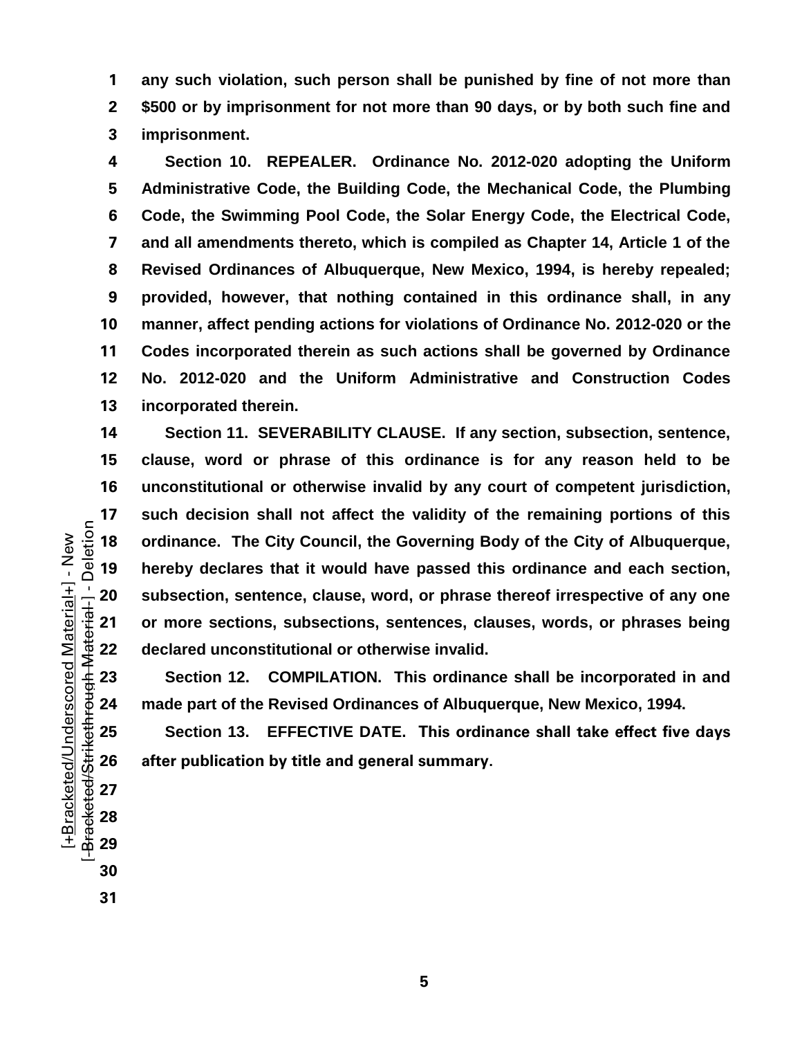any such violation, such person shall be punished by fine of not more than $500 or by imprisonment for not more than 90 days, or by both such fine and imprisonment.

**Section 10. REPEALER.** Ordinance No. 2012-020 adopting the Uniform Administrative Code, the Building Code, the Mechanical Code, the Plumbing Code, the Swimming Pool Code, the Solar Energy Code, the Electrical Code, and all amendments thereto, which is compiled as Chapter 14, Article 1 of the Revised Ordinances of Albuquerque, New Mexico, 1994, is hereby repealed; provided, however, that nothing contained in this ordinance shall, in any manner, affect pending actions for violations of Ordinance No. 2012-020 or the Codes incorporated therein as such actions shall be governed by Ordinance No. 2012-020 and the Uniform Administrative and Construction Codes incorporated therein.

**Section 11. SEVERABILITY CLAUSE.** If any section, subsection, sentence, clause, word or phrase of this ordinance is for any reason held to be unconstitutional or otherwise invalid by any court of competent jurisdiction, such decision shall not affect the validity of the remaining portions of this ordinance. The City Council, the Governing Body of the City of Albuquerque, hereby declares that it would have passed this ordinance and each section, subsection, sentence, clause, word, or phrase thereof irrespective of any one or more sections, subsections, sentences, clauses, words, or phrases being declared unconstitutional or otherwise invalid.

**Section 12. COMPILATION.** This ordinance shall be incorporated in and made part of the Revised Ordinances of Albuquerque, New Mexico, 1994.

**Section 13. EFFECTIVE DATE.** This ordinance shall take effect five days after publication by title and general summary.

[+Bracketed/Underscored Material+] - New
[-Bracketed/Strikethrough Material-] - Deletion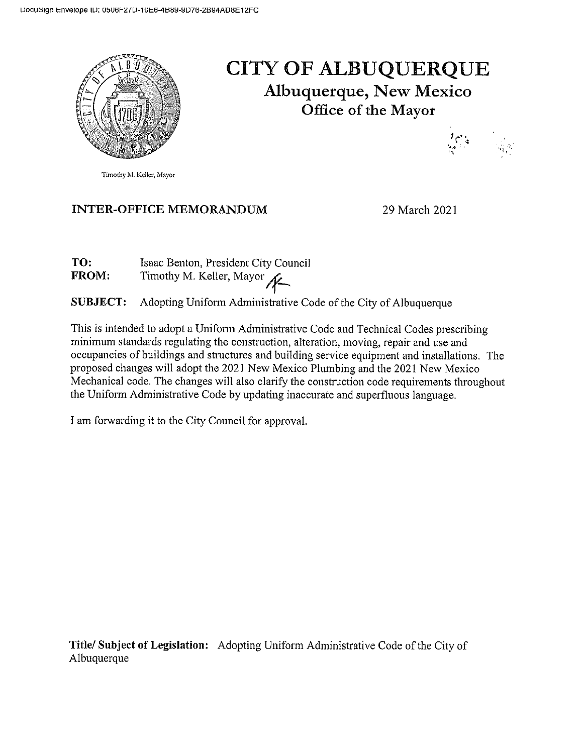DocuSign Envelope ID: 0506F27D-10E6-4B89-9D76-2B94AD8E12FC

Timothy M. Keller, Mayor

# CITY OF ALBUQUERQUE

## Albuquerque, New Mexico

### Office of the Mayor

**INTER-OFFICE MEMORANDUM** 29 March 2021

**TO:** Isaac Benton, President City Council
**FROM:** Timothy M. Keller, Mayor

**SUBJECT:** Adopting Uniform Administrative Code of the City of Albuquerque

This is intended to adopt a Uniform Administrative Code and Technical Codes prescribing minimum standards regulating the construction, alteration, moving, repair and use and occupancies of buildings and structures and building service equipment and installations. The proposed changes will adopt the 2021 New Mexico Plumbing and the 2021 New Mexico Mechanical code. The changes will also clarify the construction code requirements throughout the Uniform Administrative Code by updating inaccurate and superfluous language.

I am forwarding it to the City Council for approval.

**Title/ Subject of Legislation:** Adopting Uniform Administrative Code of the City of Albuquerque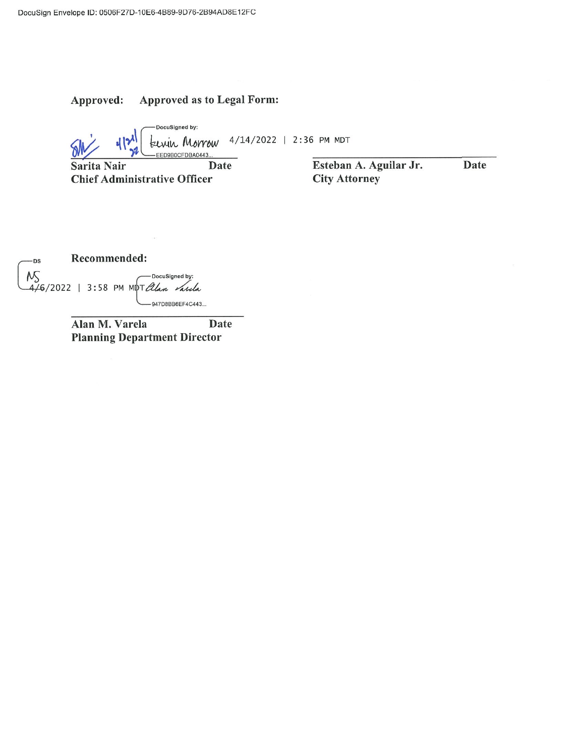DocuSign Envelope ID: 0506F27D-10E6-4B89-9D76-2B94AD8E12FC

**Approved: Approved as to Legal Form:**

DocuSigned by: Kevin Morrow 4/14/2022 | 2:36 PM MDT
EED9B0CFDBA0443...

| **Sarita Nair** | **Date** | **Esteban A. Aguilar Jr.** | **Date** |
|---|---|---|---|
| **Chief Administrative Officer** | | **City Attorney** | |

**Recommended:**

DS NS

4/6/2022 | 3:58 PM MDT

DocuSigned by: Alan Varela
947D8BB6EF4C443...

**Alan M. Varela** **Date**
**Planning Department Director**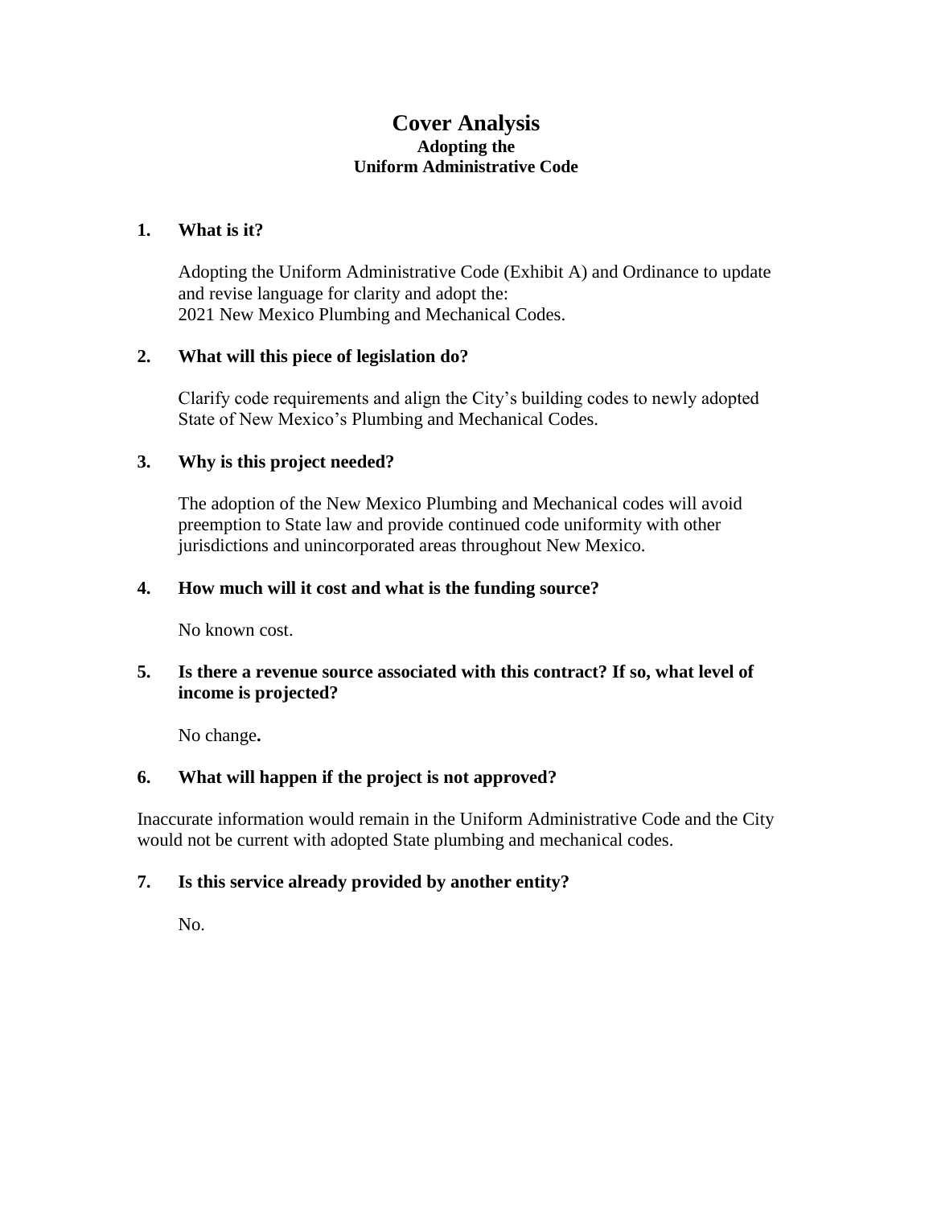# Cover Analysis

### Adopting the
### Uniform Administrative Code

**1. What is it?**

Adopting the Uniform Administrative Code (Exhibit A) and Ordinance to update and revise language for clarity and adopt the:
2021 New Mexico Plumbing and Mechanical Codes.

**2. What will this piece of legislation do?**

Clarify code requirements and align the City's building codes to newly adopted State of New Mexico's Plumbing and Mechanical Codes.

**3. Why is this project needed?**

The adoption of the New Mexico Plumbing and Mechanical codes will avoid preemption to State law and provide continued code uniformity with other jurisdictions and unincorporated areas throughout New Mexico.

**4. How much will it cost and what is the funding source?**

No known cost.

**5. Is there a revenue source associated with this contract? If so, what level of income is projected?**

No change**.**

**6. What will happen if the project is not approved?**

Inaccurate information would remain in the Uniform Administrative Code and the City would not be current with adopted State plumbing and mechanical codes.

**7. Is this service already provided by another entity?**

No.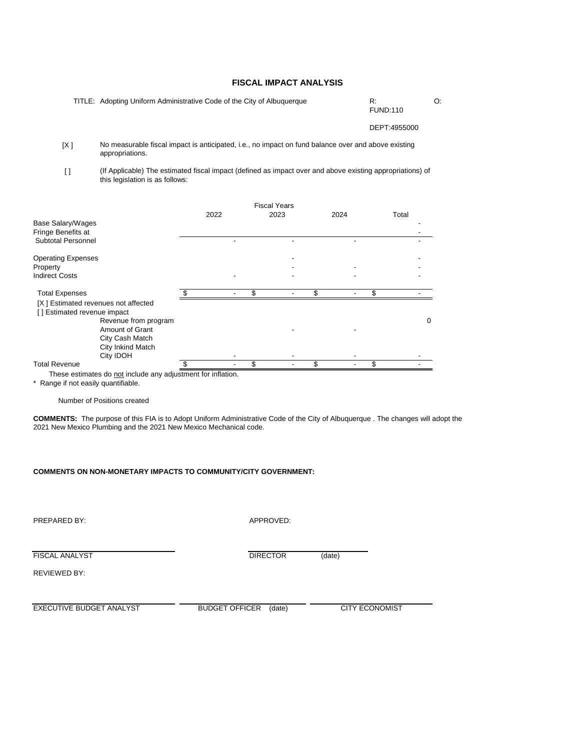# FISCAL IMPACT ANALYSIS

TITLE: Adopting Uniform Administrative Code of the City of Albuquerque

R: O:
FUND:110

DEPT:4955000

[X ] No measurable fiscal impact is anticipated, i.e., no impact on fund balance over and above existing appropriations.

[ ] (If Applicable) The estimated fiscal impact (defined as impact over and above existing appropriations) of this legislation is as follows:

| | Fiscal Years 2022 | 2023 | 2024 | Total |
|---|---|---|---|---|
| Base Salary/Wages | | | | - |
| Fringe Benefits at | | | | - |
| Subtotal Personnel | - | - | - | - |
| Operating Expenses | | - | | - |
| Property | | - | - | - |
| Indirect Costs | - | - | - | - |
| Total Expenses | $ - | $ - | $ - | $ - |
| [X ] Estimated revenues not affected | | | | |
| [ ] Estimated revenue impact | | | | |
| Revenue from program | | | | 0 |
| Amount of Grant | | - | - | |
| City Cash Match | | | | |
| City Inkind Match | | | | |
| City IDOH | - | - | - | - |
| Total Revenue | $ - | $ - | $ - | $ - |

These estimates do not include any adjustment for inflation.

* Range if not easily quantifiable.

Number of Positions created

**COMMENTS:** The purpose of this FIA is to Adopt Uniform Administrative Code of the City of Albuquerque . The changes will adopt the 2021 New Mexico Plumbing and the 2021 New Mexico Mechanical code.

**COMMENTS ON NON-MONETARY IMPACTS TO COMMUNITY/CITY GOVERNMENT:**

PREPARED BY: APPROVED:

FISCAL ANALYST DIRECTOR (date)

REVIEWED BY:

EXECUTIVE BUDGET ANALYST BUDGET OFFICER (date) CITY ECONOMIST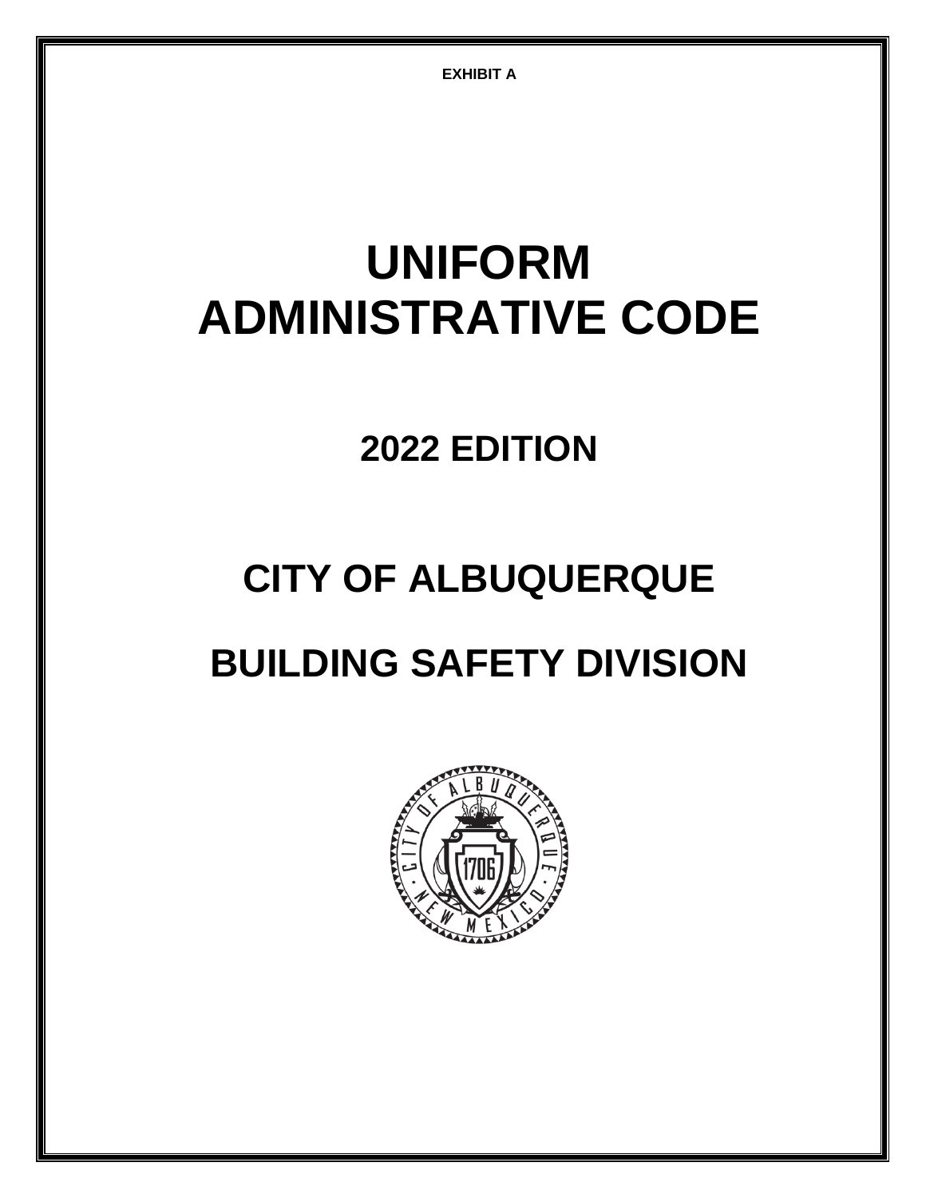EXHIBIT A

# UNIFORM ADMINISTRATIVE CODE

## 2022 EDITION

## CITY OF ALBUQUERQUE

## BUILDING SAFETY DIVISION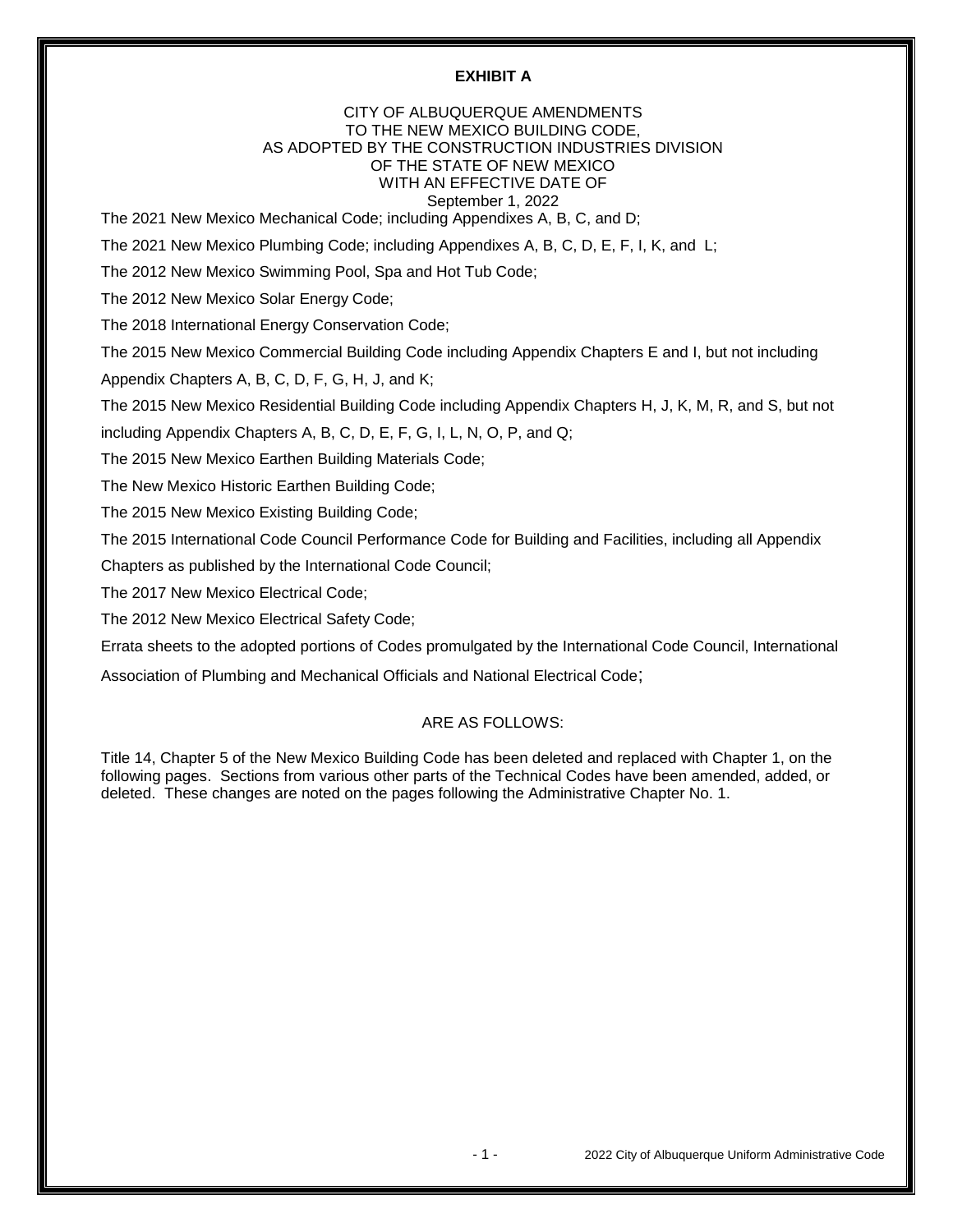**EXHIBIT A**

CITY OF ALBUQUERQUE AMENDMENTS
TO THE NEW MEXICO BUILDING CODE,
AS ADOPTED BY THE CONSTRUCTION INDUSTRIES DIVISION
OF THE STATE OF NEW MEXICO
WITH AN EFFECTIVE DATE OF
September 1, 2022

The 2021 New Mexico Mechanical Code; including Appendixes A, B, C, and D;

The 2021 New Mexico Plumbing Code; including Appendixes A, B, C, D, E, F, I, K, and L;

The 2012 New Mexico Swimming Pool, Spa and Hot Tub Code;

The 2012 New Mexico Solar Energy Code;

The 2018 International Energy Conservation Code;

The 2015 New Mexico Commercial Building Code including Appendix Chapters E and I, but not including Appendix Chapters A, B, C, D, F, G, H, J, and K;

The 2015 New Mexico Residential Building Code including Appendix Chapters H, J, K, M, R, and S, but not including Appendix Chapters A, B, C, D, E, F, G, I, L, N, O, P, and Q;

The 2015 New Mexico Earthen Building Materials Code;

The New Mexico Historic Earthen Building Code;

The 2015 New Mexico Existing Building Code;

The 2015 International Code Council Performance Code for Building and Facilities, including all Appendix Chapters as published by the International Code Council;

The 2017 New Mexico Electrical Code;

The 2012 New Mexico Electrical Safety Code;

Errata sheets to the adopted portions of Codes promulgated by the International Code Council, International Association of Plumbing and Mechanical Officials and National Electrical Code;

ARE AS FOLLOWS:

Title 14, Chapter 5 of the New Mexico Building Code has been deleted and replaced with Chapter 1, on the following pages. Sections from various other parts of the Technical Codes have been amended, added, or deleted. These changes are noted on the pages following the Administrative Chapter No. 1.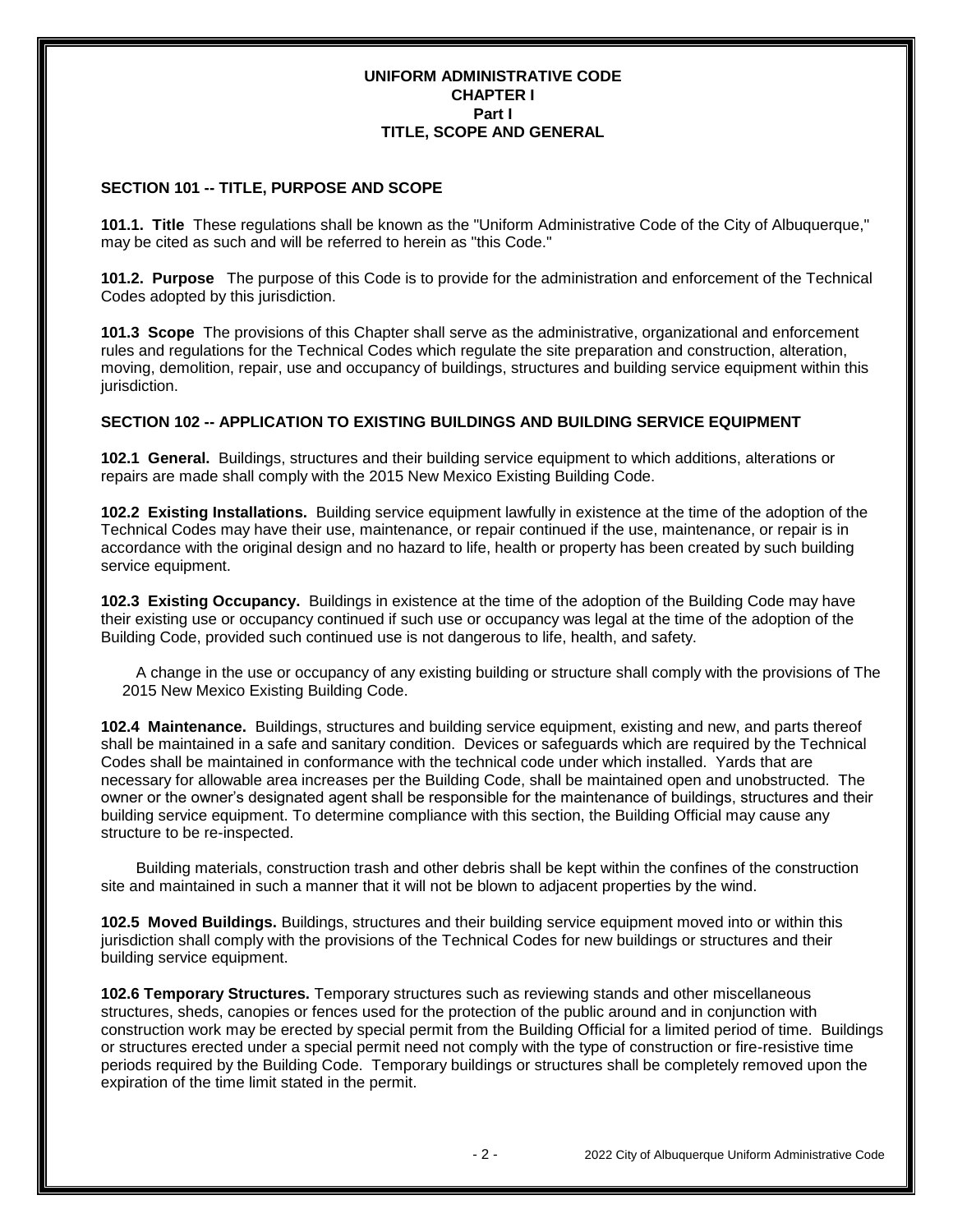# UNIFORM ADMINISTRATIVE CODE
## CHAPTER I
### Part I
### TITLE, SCOPE AND GENERAL

**SECTION 101 -- TITLE, PURPOSE AND SCOPE**

**101.1. Title** These regulations shall be known as the "Uniform Administrative Code of the City of Albuquerque," may be cited as such and will be referred to herein as "this Code."

**101.2. Purpose** The purpose of this Code is to provide for the administration and enforcement of the Technical Codes adopted by this jurisdiction.

**101.3 Scope** The provisions of this Chapter shall serve as the administrative, organizational and enforcement rules and regulations for the Technical Codes which regulate the site preparation and construction, alteration, moving, demolition, repair, use and occupancy of buildings, structures and building service equipment within this jurisdiction.

**SECTION 102 -- APPLICATION TO EXISTING BUILDINGS AND BUILDING SERVICE EQUIPMENT**

**102.1 General.** Buildings, structures and their building service equipment to which additions, alterations or repairs are made shall comply with the 2015 New Mexico Existing Building Code.

**102.2 Existing Installations.** Building service equipment lawfully in existence at the time of the adoption of the Technical Codes may have their use, maintenance, or repair continued if the use, maintenance, or repair is in accordance with the original design and no hazard to life, health or property has been created by such building service equipment.

**102.3 Existing Occupancy.** Buildings in existence at the time of the adoption of the Building Code may have their existing use or occupancy continued if such use or occupancy was legal at the time of the adoption of the Building Code, provided such continued use is not dangerous to life, health, and safety.

A change in the use or occupancy of any existing building or structure shall comply with the provisions of The 2015 New Mexico Existing Building Code.

**102.4 Maintenance.** Buildings, structures and building service equipment, existing and new, and parts thereof shall be maintained in a safe and sanitary condition. Devices or safeguards which are required by the Technical Codes shall be maintained in conformance with the technical code under which installed. Yards that are necessary for allowable area increases per the Building Code, shall be maintained open and unobstructed. The owner or the owner's designated agent shall be responsible for the maintenance of buildings, structures and their building service equipment. To determine compliance with this section, the Building Official may cause any structure to be re-inspected.

Building materials, construction trash and other debris shall be kept within the confines of the construction site and maintained in such a manner that it will not be blown to adjacent properties by the wind.

**102.5 Moved Buildings.** Buildings, structures and their building service equipment moved into or within this jurisdiction shall comply with the provisions of the Technical Codes for new buildings or structures and their building service equipment.

**102.6 Temporary Structures.** Temporary structures such as reviewing stands and other miscellaneous structures, sheds, canopies or fences used for the protection of the public around and in conjunction with construction work may be erected by special permit from the Building Official for a limited period of time. Buildings or structures erected under a special permit need not comply with the type of construction or fire-resistive time periods required by the Building Code. Temporary buildings or structures shall be completely removed upon the expiration of the time limit stated in the permit.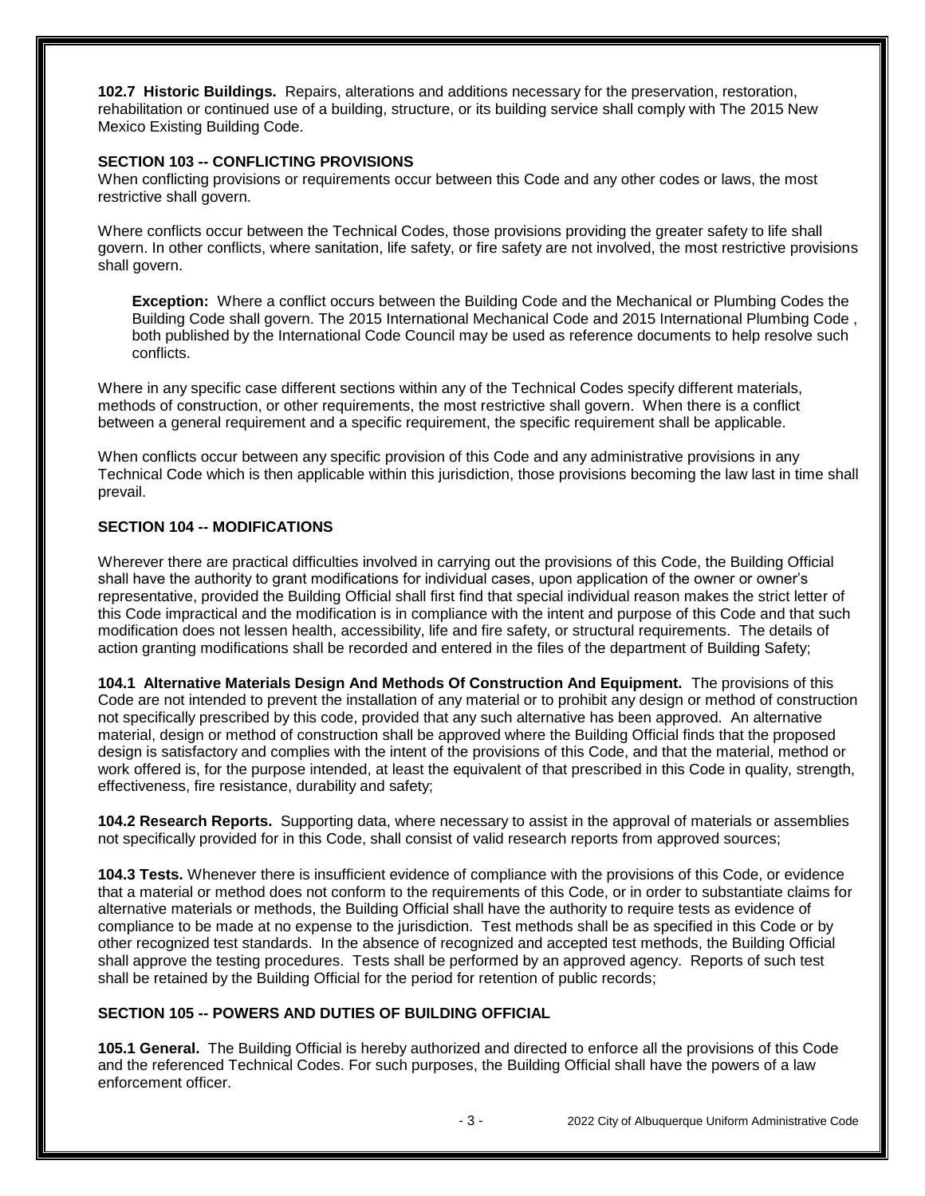**102.7 Historic Buildings.** Repairs, alterations and additions necessary for the preservation, restoration, rehabilitation or continued use of a building, structure, or its building service shall comply with The 2015 New Mexico Existing Building Code.

## SECTION 103 -- CONFLICTING PROVISIONS

When conflicting provisions or requirements occur between this Code and any other codes or laws, the most restrictive shall govern.

Where conflicts occur between the Technical Codes, those provisions providing the greater safety to life shall govern. In other conflicts, where sanitation, life safety, or fire safety are not involved, the most restrictive provisions shall govern.

> **Exception:** Where a conflict occurs between the Building Code and the Mechanical or Plumbing Codes the Building Code shall govern. The 2015 International Mechanical Code and 2015 International Plumbing Code , both published by the International Code Council may be used as reference documents to help resolve such conflicts.

Where in any specific case different sections within any of the Technical Codes specify different materials, methods of construction, or other requirements, the most restrictive shall govern. When there is a conflict between a general requirement and a specific requirement, the specific requirement shall be applicable.

When conflicts occur between any specific provision of this Code and any administrative provisions in any Technical Code which is then applicable within this jurisdiction, those provisions becoming the law last in time shall prevail.

## SECTION 104 -- MODIFICATIONS

Wherever there are practical difficulties involved in carrying out the provisions of this Code, the Building Official shall have the authority to grant modifications for individual cases, upon application of the owner or owner's representative, provided the Building Official shall first find that special individual reason makes the strict letter of this Code impractical and the modification is in compliance with the intent and purpose of this Code and that such modification does not lessen health, accessibility, life and fire safety, or structural requirements. The details of action granting modifications shall be recorded and entered in the files of the department of Building Safety;

**104.1 Alternative Materials Design And Methods Of Construction And Equipment.** The provisions of this Code are not intended to prevent the installation of any material or to prohibit any design or method of construction not specifically prescribed by this code, provided that any such alternative has been approved. An alternative material, design or method of construction shall be approved where the Building Official finds that the proposed design is satisfactory and complies with the intent of the provisions of this Code, and that the material, method or work offered is, for the purpose intended, at least the equivalent of that prescribed in this Code in quality, strength, effectiveness, fire resistance, durability and safety;

**104.2 Research Reports.** Supporting data, where necessary to assist in the approval of materials or assemblies not specifically provided for in this Code, shall consist of valid research reports from approved sources;

**104.3 Tests.** Whenever there is insufficient evidence of compliance with the provisions of this Code, or evidence that a material or method does not conform to the requirements of this Code, or in order to substantiate claims for alternative materials or methods, the Building Official shall have the authority to require tests as evidence of compliance to be made at no expense to the jurisdiction. Test methods shall be as specified in this Code or by other recognized test standards. In the absence of recognized and accepted test methods, the Building Official shall approve the testing procedures. Tests shall be performed by an approved agency. Reports of such test shall be retained by the Building Official for the period for retention of public records;

## SECTION 105 -- POWERS AND DUTIES OF BUILDING OFFICIAL

**105.1 General.** The Building Official is hereby authorized and directed to enforce all the provisions of this Code and the referenced Technical Codes. For such purposes, the Building Official shall have the powers of a law enforcement officer.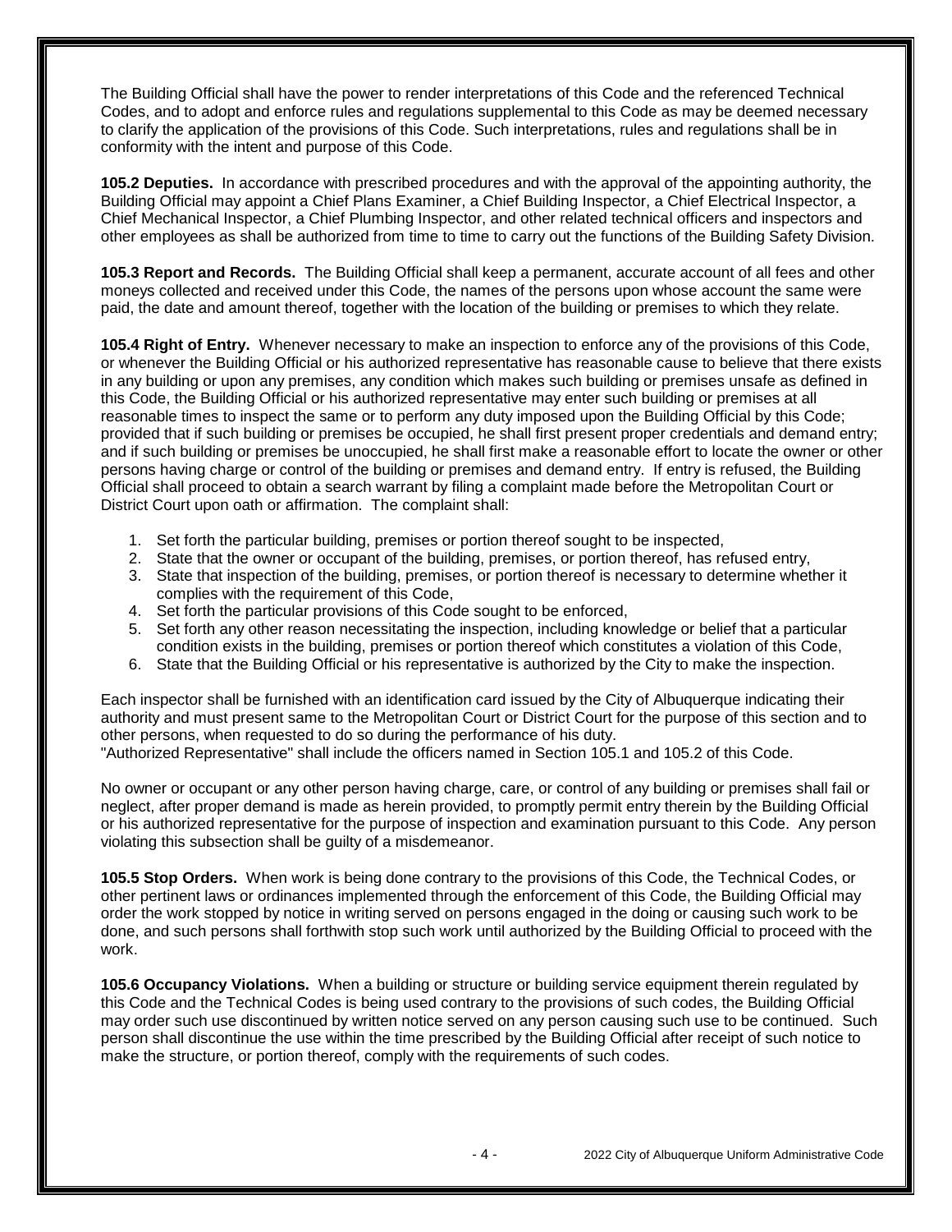The Building Official shall have the power to render interpretations of this Code and the referenced Technical Codes, and to adopt and enforce rules and regulations supplemental to this Code as may be deemed necessary to clarify the application of the provisions of this Code. Such interpretations, rules and regulations shall be in conformity with the intent and purpose of this Code.

**105.2 Deputies.** In accordance with prescribed procedures and with the approval of the appointing authority, the Building Official may appoint a Chief Plans Examiner, a Chief Building Inspector, a Chief Electrical Inspector, a Chief Mechanical Inspector, a Chief Plumbing Inspector, and other related technical officers and inspectors and other employees as shall be authorized from time to time to carry out the functions of the Building Safety Division.

**105.3 Report and Records.** The Building Official shall keep a permanent, accurate account of all fees and other moneys collected and received under this Code, the names of the persons upon whose account the same were paid, the date and amount thereof, together with the location of the building or premises to which they relate.

**105.4 Right of Entry.** Whenever necessary to make an inspection to enforce any of the provisions of this Code, or whenever the Building Official or his authorized representative has reasonable cause to believe that there exists in any building or upon any premises, any condition which makes such building or premises unsafe as defined in this Code, the Building Official or his authorized representative may enter such building or premises at all reasonable times to inspect the same or to perform any duty imposed upon the Building Official by this Code; provided that if such building or premises be occupied, he shall first present proper credentials and demand entry; and if such building or premises be unoccupied, he shall first make a reasonable effort to locate the owner or other persons having charge or control of the building or premises and demand entry. If entry is refused, the Building Official shall proceed to obtain a search warrant by filing a complaint made before the Metropolitan Court or District Court upon oath or affirmation. The complaint shall:

1. Set forth the particular building, premises or portion thereof sought to be inspected,
2. State that the owner or occupant of the building, premises, or portion thereof, has refused entry,
3. State that inspection of the building, premises, or portion thereof is necessary to determine whether it complies with the requirement of this Code,
4. Set forth the particular provisions of this Code sought to be enforced,
5. Set forth any other reason necessitating the inspection, including knowledge or belief that a particular condition exists in the building, premises or portion thereof which constitutes a violation of this Code,
6. State that the Building Official or his representative is authorized by the City to make the inspection.

Each inspector shall be furnished with an identification card issued by the City of Albuquerque indicating their authority and must present same to the Metropolitan Court or District Court for the purpose of this section and to other persons, when requested to do so during the performance of his duty.
"Authorized Representative" shall include the officers named in Section 105.1 and 105.2 of this Code.

No owner or occupant or any other person having charge, care, or control of any building or premises shall fail or neglect, after proper demand is made as herein provided, to promptly permit entry therein by the Building Official or his authorized representative for the purpose of inspection and examination pursuant to this Code. Any person violating this subsection shall be guilty of a misdemeanor.

**105.5 Stop Orders.** When work is being done contrary to the provisions of this Code, the Technical Codes, or other pertinent laws or ordinances implemented through the enforcement of this Code, the Building Official may order the work stopped by notice in writing served on persons engaged in the doing or causing such work to be done, and such persons shall forthwith stop such work until authorized by the Building Official to proceed with the work.

**105.6 Occupancy Violations.** When a building or structure or building service equipment therein regulated by this Code and the Technical Codes is being used contrary to the provisions of such codes, the Building Official may order such use discontinued by written notice served on any person causing such use to be continued. Such person shall discontinue the use within the time prescribed by the Building Official after receipt of such notice to make the structure, or portion thereof, comply with the requirements of such codes.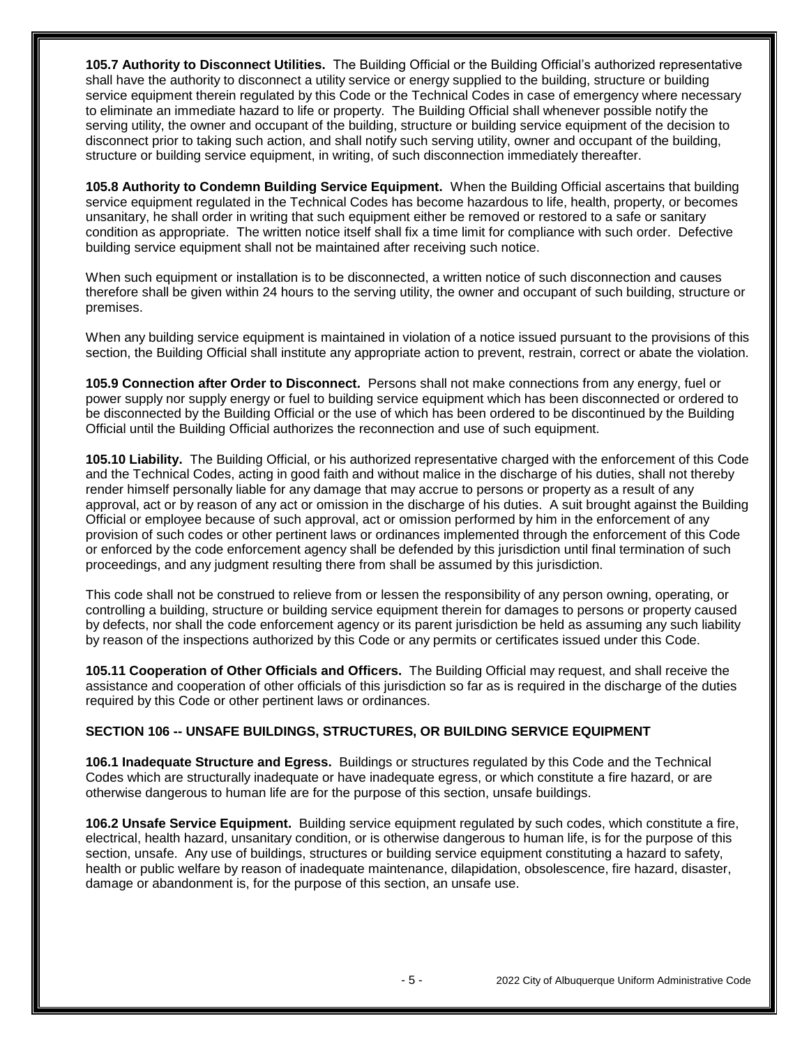**105.7 Authority to Disconnect Utilities.** The Building Official or the Building Official's authorized representative shall have the authority to disconnect a utility service or energy supplied to the building, structure or building service equipment therein regulated by this Code or the Technical Codes in case of emergency where necessary to eliminate an immediate hazard to life or property. The Building Official shall whenever possible notify the serving utility, the owner and occupant of the building, structure or building service equipment of the decision to disconnect prior to taking such action, and shall notify such serving utility, owner and occupant of the building, structure or building service equipment, in writing, of such disconnection immediately thereafter.

**105.8 Authority to Condemn Building Service Equipment.** When the Building Official ascertains that building service equipment regulated in the Technical Codes has become hazardous to life, health, property, or becomes unsanitary, he shall order in writing that such equipment either be removed or restored to a safe or sanitary condition as appropriate. The written notice itself shall fix a time limit for compliance with such order. Defective building service equipment shall not be maintained after receiving such notice.

When such equipment or installation is to be disconnected, a written notice of such disconnection and causes therefore shall be given within 24 hours to the serving utility, the owner and occupant of such building, structure or premises.

When any building service equipment is maintained in violation of a notice issued pursuant to the provisions of this section, the Building Official shall institute any appropriate action to prevent, restrain, correct or abate the violation.

**105.9 Connection after Order to Disconnect.** Persons shall not make connections from any energy, fuel or power supply nor supply energy or fuel to building service equipment which has been disconnected or ordered to be disconnected by the Building Official or the use of which has been ordered to be discontinued by the Building Official until the Building Official authorizes the reconnection and use of such equipment.

**105.10 Liability.** The Building Official, or his authorized representative charged with the enforcement of this Code and the Technical Codes, acting in good faith and without malice in the discharge of his duties, shall not thereby render himself personally liable for any damage that may accrue to persons or property as a result of any approval, act or by reason of any act or omission in the discharge of his duties. A suit brought against the Building Official or employee because of such approval, act or omission performed by him in the enforcement of any provision of such codes or other pertinent laws or ordinances implemented through the enforcement of this Code or enforced by the code enforcement agency shall be defended by this jurisdiction until final termination of such proceedings, and any judgment resulting there from shall be assumed by this jurisdiction.

This code shall not be construed to relieve from or lessen the responsibility of any person owning, operating, or controlling a building, structure or building service equipment therein for damages to persons or property caused by defects, nor shall the code enforcement agency or its parent jurisdiction be held as assuming any such liability by reason of the inspections authorized by this Code or any permits or certificates issued under this Code.

**105.11 Cooperation of Other Officials and Officers.** The Building Official may request, and shall receive the assistance and cooperation of other officials of this jurisdiction so far as is required in the discharge of the duties required by this Code or other pertinent laws or ordinances.

## SECTION 106 -- UNSAFE BUILDINGS, STRUCTURES, OR BUILDING SERVICE EQUIPMENT

**106.1 Inadequate Structure and Egress.** Buildings or structures regulated by this Code and the Technical Codes which are structurally inadequate or have inadequate egress, or which constitute a fire hazard, or are otherwise dangerous to human life are for the purpose of this section, unsafe buildings.

**106.2 Unsafe Service Equipment.** Building service equipment regulated by such codes, which constitute a fire, electrical, health hazard, unsanitary condition, or is otherwise dangerous to human life, is for the purpose of this section, unsafe. Any use of buildings, structures or building service equipment constituting a hazard to safety, health or public welfare by reason of inadequate maintenance, dilapidation, obsolescence, fire hazard, disaster, damage or abandonment is, for the purpose of this section, an unsafe use.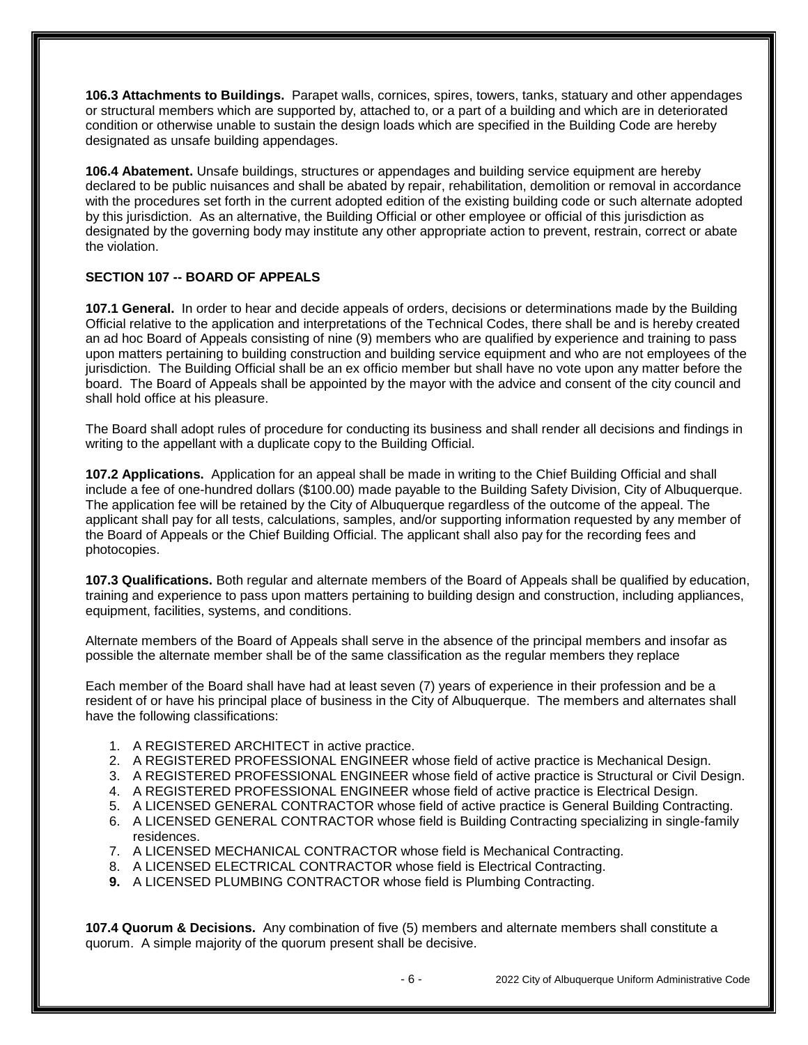**106.3 Attachments to Buildings.** Parapet walls, cornices, spires, towers, tanks, statuary and other appendages or structural members which are supported by, attached to, or a part of a building and which are in deteriorated condition or otherwise unable to sustain the design loads which are specified in the Building Code are hereby designated as unsafe building appendages.

**106.4 Abatement.** Unsafe buildings, structures or appendages and building service equipment are hereby declared to be public nuisances and shall be abated by repair, rehabilitation, demolition or removal in accordance with the procedures set forth in the current adopted edition of the existing building code or such alternate adopted by this jurisdiction. As an alternative, the Building Official or other employee or official of this jurisdiction as designated by the governing body may institute any other appropriate action to prevent, restrain, correct or abate the violation.

## SECTION 107 -- BOARD OF APPEALS

**107.1 General.** In order to hear and decide appeals of orders, decisions or determinations made by the Building Official relative to the application and interpretations of the Technical Codes, there shall be and is hereby created an ad hoc Board of Appeals consisting of nine (9) members who are qualified by experience and training to pass upon matters pertaining to building construction and building service equipment and who are not employees of the jurisdiction. The Building Official shall be an ex officio member but shall have no vote upon any matter before the board. The Board of Appeals shall be appointed by the mayor with the advice and consent of the city council and shall hold office at his pleasure.

The Board shall adopt rules of procedure for conducting its business and shall render all decisions and findings in writing to the appellant with a duplicate copy to the Building Official.

**107.2 Applications.** Application for an appeal shall be made in writing to the Chief Building Official and shall include a fee of one-hundred dollars ($100.00) made payable to the Building Safety Division, City of Albuquerque. The application fee will be retained by the City of Albuquerque regardless of the outcome of the appeal. The applicant shall pay for all tests, calculations, samples, and/or supporting information requested by any member of the Board of Appeals or the Chief Building Official. The applicant shall also pay for the recording fees and photocopies.

**107.3 Qualifications.** Both regular and alternate members of the Board of Appeals shall be qualified by education, training and experience to pass upon matters pertaining to building design and construction, including appliances, equipment, facilities, systems, and conditions.

Alternate members of the Board of Appeals shall serve in the absence of the principal members and insofar as possible the alternate member shall be of the same classification as the regular members they replace

Each member of the Board shall have had at least seven (7) years of experience in their profession and be a resident of or have his principal place of business in the City of Albuquerque. The members and alternates shall have the following classifications:

1. A REGISTERED ARCHITECT in active practice.
2. A REGISTERED PROFESSIONAL ENGINEER whose field of active practice is Mechanical Design.
3. A REGISTERED PROFESSIONAL ENGINEER whose field of active practice is Structural or Civil Design.
4. A REGISTERED PROFESSIONAL ENGINEER whose field of active practice is Electrical Design.
5. A LICENSED GENERAL CONTRACTOR whose field of active practice is General Building Contracting.
6. A LICENSED GENERAL CONTRACTOR whose field is Building Contracting specializing in single-family residences.
7. A LICENSED MECHANICAL CONTRACTOR whose field is Mechanical Contracting.
8. A LICENSED ELECTRICAL CONTRACTOR whose field is Electrical Contracting.
9. A LICENSED PLUMBING CONTRACTOR whose field is Plumbing Contracting.

**107.4 Quorum & Decisions.** Any combination of five (5) members and alternate members shall constitute a quorum. A simple majority of the quorum present shall be decisive.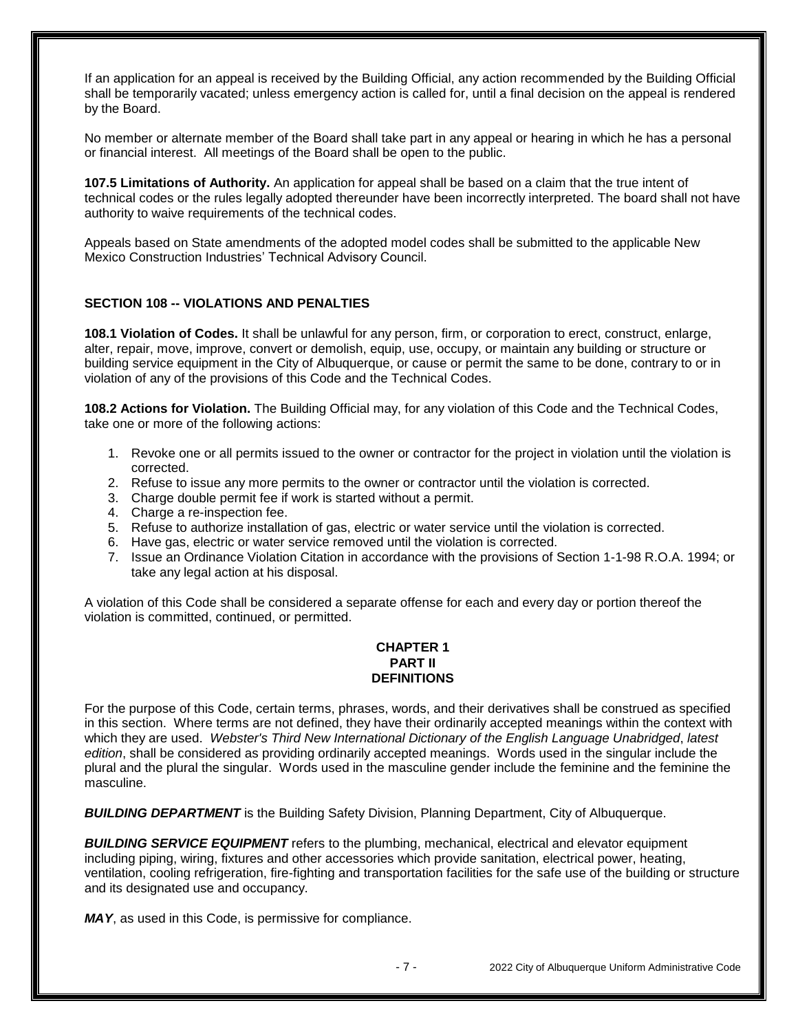If an application for an appeal is received by the Building Official, any action recommended by the Building Official shall be temporarily vacated; unless emergency action is called for, until a final decision on the appeal is rendered by the Board.

No member or alternate member of the Board shall take part in any appeal or hearing in which he has a personal or financial interest. All meetings of the Board shall be open to the public.

**107.5 Limitations of Authority.** An application for appeal shall be based on a claim that the true intent of technical codes or the rules legally adopted thereunder have been incorrectly interpreted. The board shall not have authority to waive requirements of the technical codes.

Appeals based on State amendments of the adopted model codes shall be submitted to the applicable New Mexico Construction Industries' Technical Advisory Council.

## SECTION 108 -- VIOLATIONS AND PENALTIES

**108.1 Violation of Codes.** It shall be unlawful for any person, firm, or corporation to erect, construct, enlarge, alter, repair, move, improve, convert or demolish, equip, use, occupy, or maintain any building or structure or building service equipment in the City of Albuquerque, or cause or permit the same to be done, contrary to or in violation of any of the provisions of this Code and the Technical Codes.

**108.2 Actions for Violation.** The Building Official may, for any violation of this Code and the Technical Codes, take one or more of the following actions:

1. Revoke one or all permits issued to the owner or contractor for the project in violation until the violation is corrected.
2. Refuse to issue any more permits to the owner or contractor until the violation is corrected.
3. Charge double permit fee if work is started without a permit.
4. Charge a re-inspection fee.
5. Refuse to authorize installation of gas, electric or water service until the violation is corrected.
6. Have gas, electric or water service removed until the violation is corrected.
7. Issue an Ordinance Violation Citation in accordance with the provisions of Section 1-1-98 R.O.A. 1994; or take any legal action at his disposal.

A violation of this Code shall be considered a separate offense for each and every day or portion thereof the violation is committed, continued, or permitted.

## CHAPTER 1
## PART II
## DEFINITIONS

For the purpose of this Code, certain terms, phrases, words, and their derivatives shall be construed as specified in this section. Where terms are not defined, they have their ordinarily accepted meanings within the context with which they are used. *Webster's Third New International Dictionary of the English Language Unabridged*, *latest edition*, shall be considered as providing ordinarily accepted meanings. Words used in the singular include the plural and the plural the singular. Words used in the masculine gender include the feminine and the feminine the masculine.

***BUILDING DEPARTMENT*** is the Building Safety Division, Planning Department, City of Albuquerque.

***BUILDING SERVICE EQUIPMENT*** refers to the plumbing, mechanical, electrical and elevator equipment including piping, wiring, fixtures and other accessories which provide sanitation, electrical power, heating, ventilation, cooling refrigeration, fire-fighting and transportation facilities for the safe use of the building or structure and its designated use and occupancy.

***MAY***, as used in this Code, is permissive for compliance.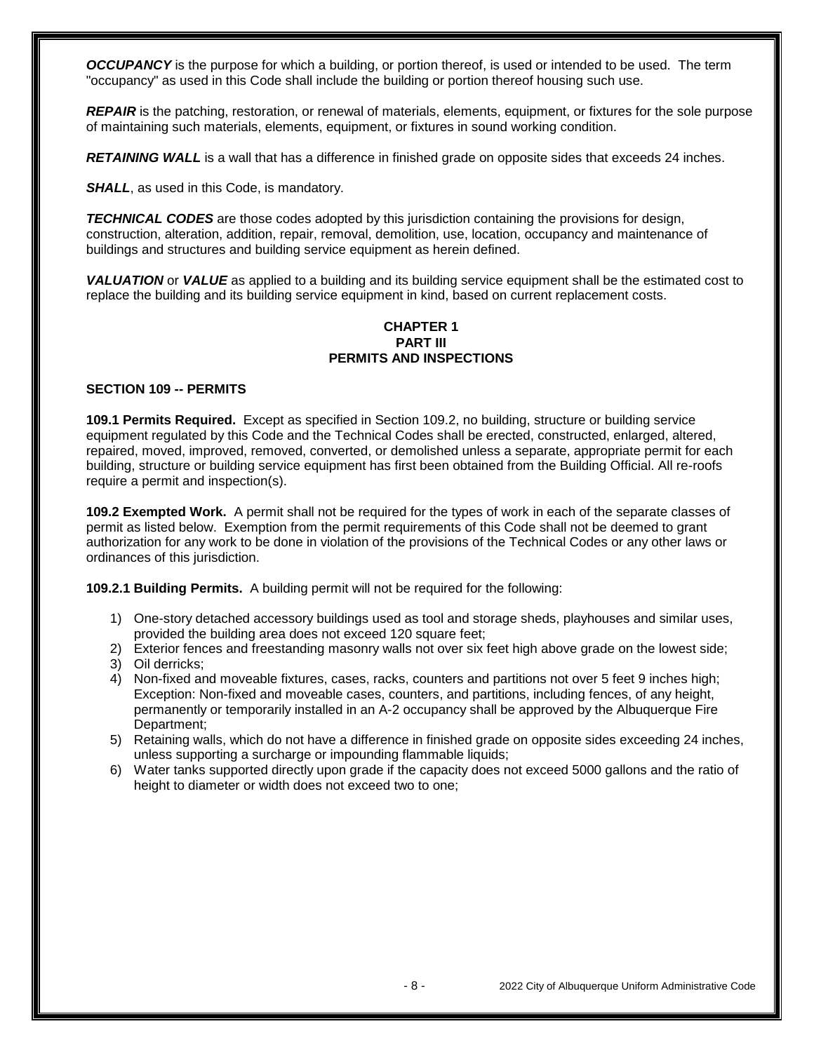***OCCUPANCY*** is the purpose for which a building, or portion thereof, is used or intended to be used. The term "occupancy" as used in this Code shall include the building or portion thereof housing such use.

***REPAIR*** is the patching, restoration, or renewal of materials, elements, equipment, or fixtures for the sole purpose of maintaining such materials, elements, equipment, or fixtures in sound working condition.

***RETAINING WALL*** is a wall that has a difference in finished grade on opposite sides that exceeds 24 inches.

***SHALL***, as used in this Code, is mandatory.

***TECHNICAL CODES*** are those codes adopted by this jurisdiction containing the provisions for design, construction, alteration, addition, repair, removal, demolition, use, location, occupancy and maintenance of buildings and structures and building service equipment as herein defined.

***VALUATION*** or ***VALUE*** as applied to a building and its building service equipment shall be the estimated cost to replace the building and its building service equipment in kind, based on current replacement costs.

## CHAPTER 1
## PART III
## PERMITS AND INSPECTIONS

### SECTION 109 -- PERMITS

**109.1 Permits Required.** Except as specified in Section 109.2, no building, structure or building service equipment regulated by this Code and the Technical Codes shall be erected, constructed, enlarged, altered, repaired, moved, improved, removed, converted, or demolished unless a separate, appropriate permit for each building, structure or building service equipment has first been obtained from the Building Official. All re-roofs require a permit and inspection(s).

**109.2 Exempted Work.** A permit shall not be required for the types of work in each of the separate classes of permit as listed below. Exemption from the permit requirements of this Code shall not be deemed to grant authorization for any work to be done in violation of the provisions of the Technical Codes or any other laws or ordinances of this jurisdiction.

**109.2.1 Building Permits.** A building permit will not be required for the following:

1) One-story detached accessory buildings used as tool and storage sheds, playhouses and similar uses, provided the building area does not exceed 120 square feet;
2) Exterior fences and freestanding masonry walls not over six feet high above grade on the lowest side;
3) Oil derricks;
4) Non-fixed and moveable fixtures, cases, racks, counters and partitions not over 5 feet 9 inches high; Exception: Non-fixed and moveable cases, counters, and partitions, including fences, of any height, permanently or temporarily installed in an A-2 occupancy shall be approved by the Albuquerque Fire Department;
5) Retaining walls, which do not have a difference in finished grade on opposite sides exceeding 24 inches, unless supporting a surcharge or impounding flammable liquids;
6) Water tanks supported directly upon grade if the capacity does not exceed 5000 gallons and the ratio of height to diameter or width does not exceed two to one;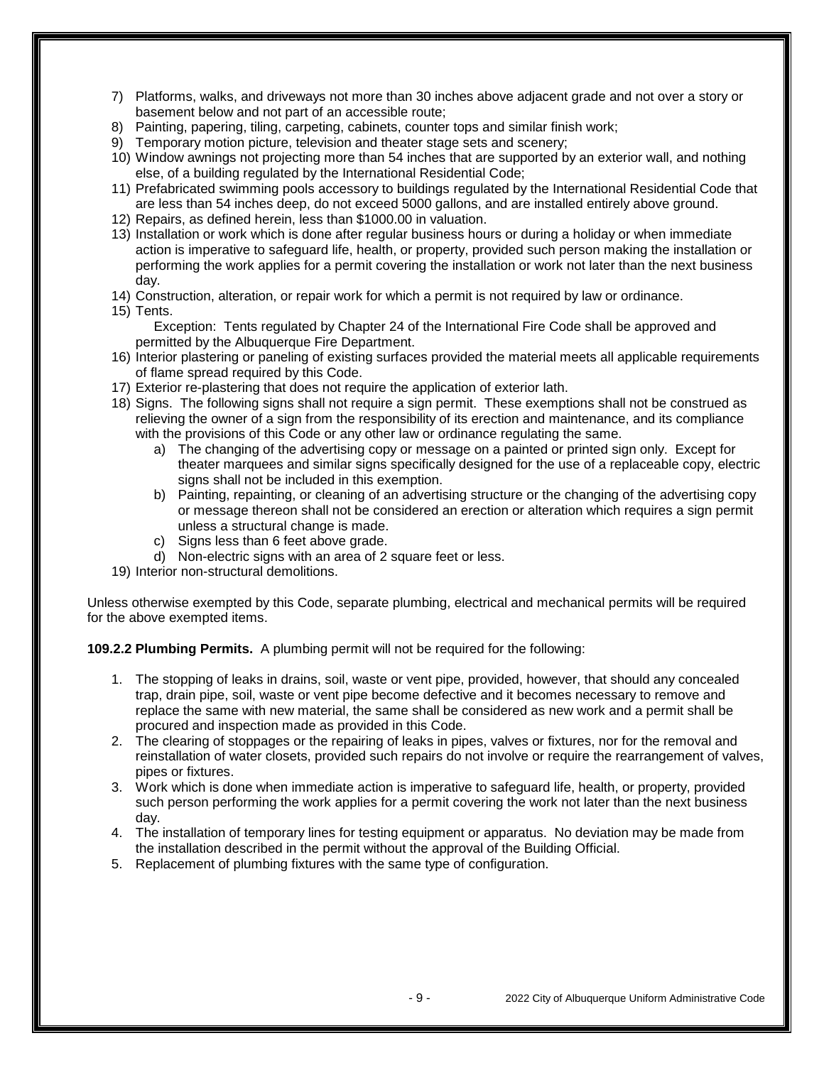7) Platforms, walks, and driveways not more than 30 inches above adjacent grade and not over a story or basement below and not part of an accessible route;
8) Painting, papering, tiling, carpeting, cabinets, counter tops and similar finish work;
9) Temporary motion picture, television and theater stage sets and scenery;
10) Window awnings not projecting more than 54 inches that are supported by an exterior wall, and nothing else, of a building regulated by the International Residential Code;
11) Prefabricated swimming pools accessory to buildings regulated by the International Residential Code that are less than 54 inches deep, do not exceed 5000 gallons, and are installed entirely above ground.
12) Repairs, as defined herein, less than $1000.00 in valuation.
13) Installation or work which is done after regular business hours or during a holiday or when immediate action is imperative to safeguard life, health, or property, provided such person making the installation or performing the work applies for a permit covering the installation or work not later than the next business day.
14) Construction, alteration, or repair work for which a permit is not required by law or ordinance.
15) Tents.
    Exception: Tents regulated by Chapter 24 of the International Fire Code shall be approved and permitted by the Albuquerque Fire Department.
16) Interior plastering or paneling of existing surfaces provided the material meets all applicable requirements of flame spread required by this Code.
17) Exterior re-plastering that does not require the application of exterior lath.
18) Signs. The following signs shall not require a sign permit. These exemptions shall not be construed as relieving the owner of a sign from the responsibility of its erection and maintenance, and its compliance with the provisions of this Code or any other law or ordinance regulating the same.
    a) The changing of the advertising copy or message on a painted or printed sign only. Except for theater marquees and similar signs specifically designed for the use of a replaceable copy, electric signs shall not be included in this exemption.
    b) Painting, repainting, or cleaning of an advertising structure or the changing of the advertising copy or message thereon shall not be considered an erection or alteration which requires a sign permit unless a structural change is made.
    c) Signs less than 6 feet above grade.
    d) Non-electric signs with an area of 2 square feet or less.
19) Interior non-structural demolitions.

Unless otherwise exempted by this Code, separate plumbing, electrical and mechanical permits will be required for the above exempted items.

**109.2.2 Plumbing Permits.** A plumbing permit will not be required for the following:

1. The stopping of leaks in drains, soil, waste or vent pipe, provided, however, that should any concealed trap, drain pipe, soil, waste or vent pipe become defective and it becomes necessary to remove and replace the same with new material, the same shall be considered as new work and a permit shall be procured and inspection made as provided in this Code.
2. The clearing of stoppages or the repairing of leaks in pipes, valves or fixtures, nor for the removal and reinstallation of water closets, provided such repairs do not involve or require the rearrangement of valves, pipes or fixtures.
3. Work which is done when immediate action is imperative to safeguard life, health, or property, provided such person performing the work applies for a permit covering the work not later than the next business day.
4. The installation of temporary lines for testing equipment or apparatus. No deviation may be made from the installation described in the permit without the approval of the Building Official.
5. Replacement of plumbing fixtures with the same type of configuration.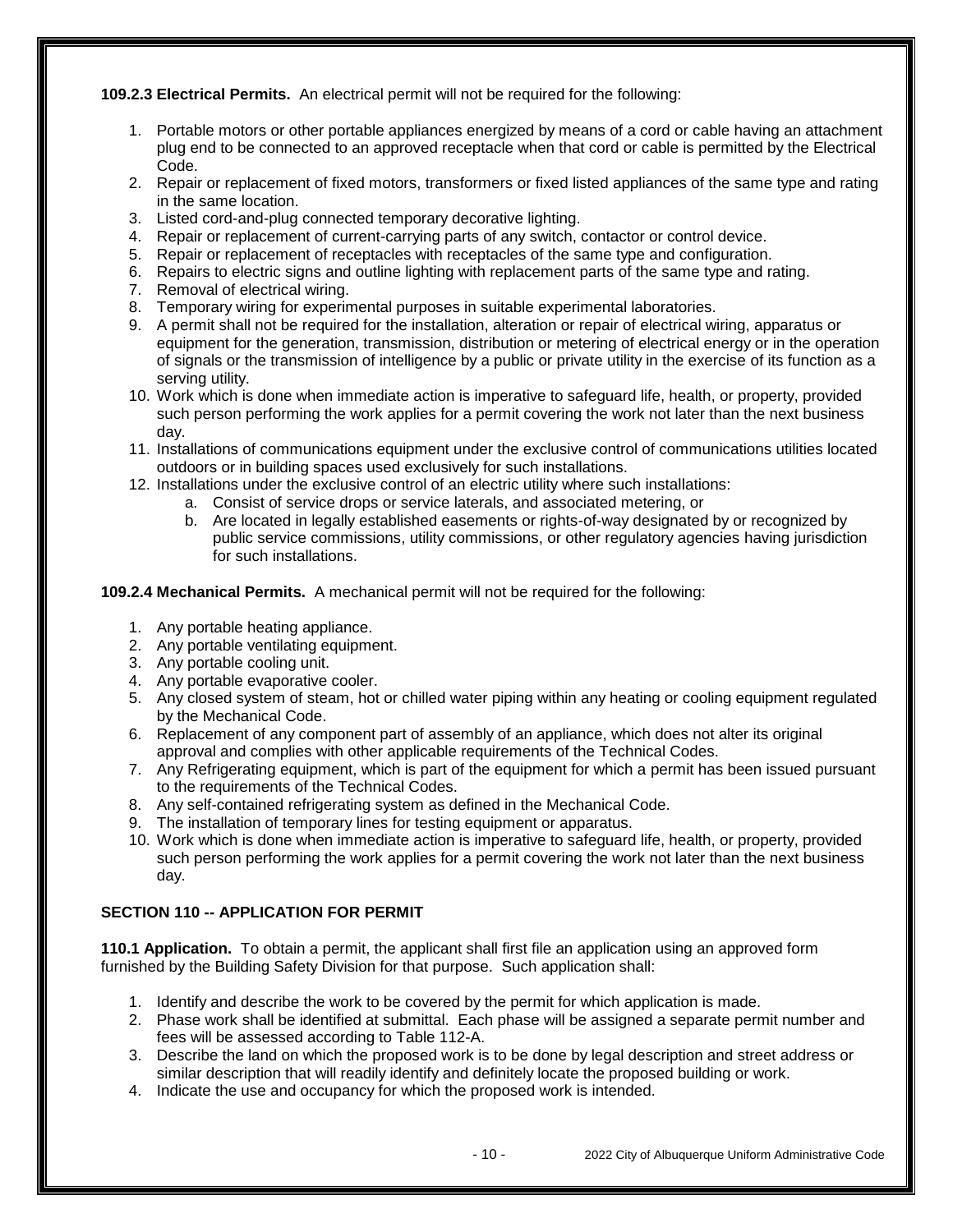**109.2.3 Electrical Permits.** An electrical permit will not be required for the following:

1. Portable motors or other portable appliances energized by means of a cord or cable having an attachment plug end to be connected to an approved receptacle when that cord or cable is permitted by the Electrical Code.
2. Repair or replacement of fixed motors, transformers or fixed listed appliances of the same type and rating in the same location.
3. Listed cord-and-plug connected temporary decorative lighting.
4. Repair or replacement of current-carrying parts of any switch, contactor or control device.
5. Repair or replacement of receptacles with receptacles of the same type and configuration.
6. Repairs to electric signs and outline lighting with replacement parts of the same type and rating.
7. Removal of electrical wiring.
8. Temporary wiring for experimental purposes in suitable experimental laboratories.
9. A permit shall not be required for the installation, alteration or repair of electrical wiring, apparatus or equipment for the generation, transmission, distribution or metering of electrical energy or in the operation of signals or the transmission of intelligence by a public or private utility in the exercise of its function as a serving utility.
10. Work which is done when immediate action is imperative to safeguard life, health, or property, provided such person performing the work applies for a permit covering the work not later than the next business day.
11. Installations of communications equipment under the exclusive control of communications utilities located outdoors or in building spaces used exclusively for such installations.
12. Installations under the exclusive control of an electric utility where such installations:
    a. Consist of service drops or service laterals, and associated metering, or
    b. Are located in legally established easements or rights-of-way designated by or recognized by public service commissions, utility commissions, or other regulatory agencies having jurisdiction for such installations.

**109.2.4 Mechanical Permits.** A mechanical permit will not be required for the following:

1. Any portable heating appliance.
2. Any portable ventilating equipment.
3. Any portable cooling unit.
4. Any portable evaporative cooler.
5. Any closed system of steam, hot or chilled water piping within any heating or cooling equipment regulated by the Mechanical Code.
6. Replacement of any component part of assembly of an appliance, which does not alter its original approval and complies with other applicable requirements of the Technical Codes.
7. Any Refrigerating equipment, which is part of the equipment for which a permit has been issued pursuant to the requirements of the Technical Codes.
8. Any self-contained refrigerating system as defined in the Mechanical Code.
9. The installation of temporary lines for testing equipment or apparatus.
10. Work which is done when immediate action is imperative to safeguard life, health, or property, provided such person performing the work applies for a permit covering the work not later than the next business day.

## SECTION 110 -- APPLICATION FOR PERMIT

**110.1 Application.** To obtain a permit, the applicant shall first file an application using an approved form furnished by the Building Safety Division for that purpose. Such application shall:

1. Identify and describe the work to be covered by the permit for which application is made.
2. Phase work shall be identified at submittal. Each phase will be assigned a separate permit number and fees will be assessed according to Table 112-A.
3. Describe the land on which the proposed work is to be done by legal description and street address or similar description that will readily identify and definitely locate the proposed building or work.
4. Indicate the use and occupancy for which the proposed work is intended.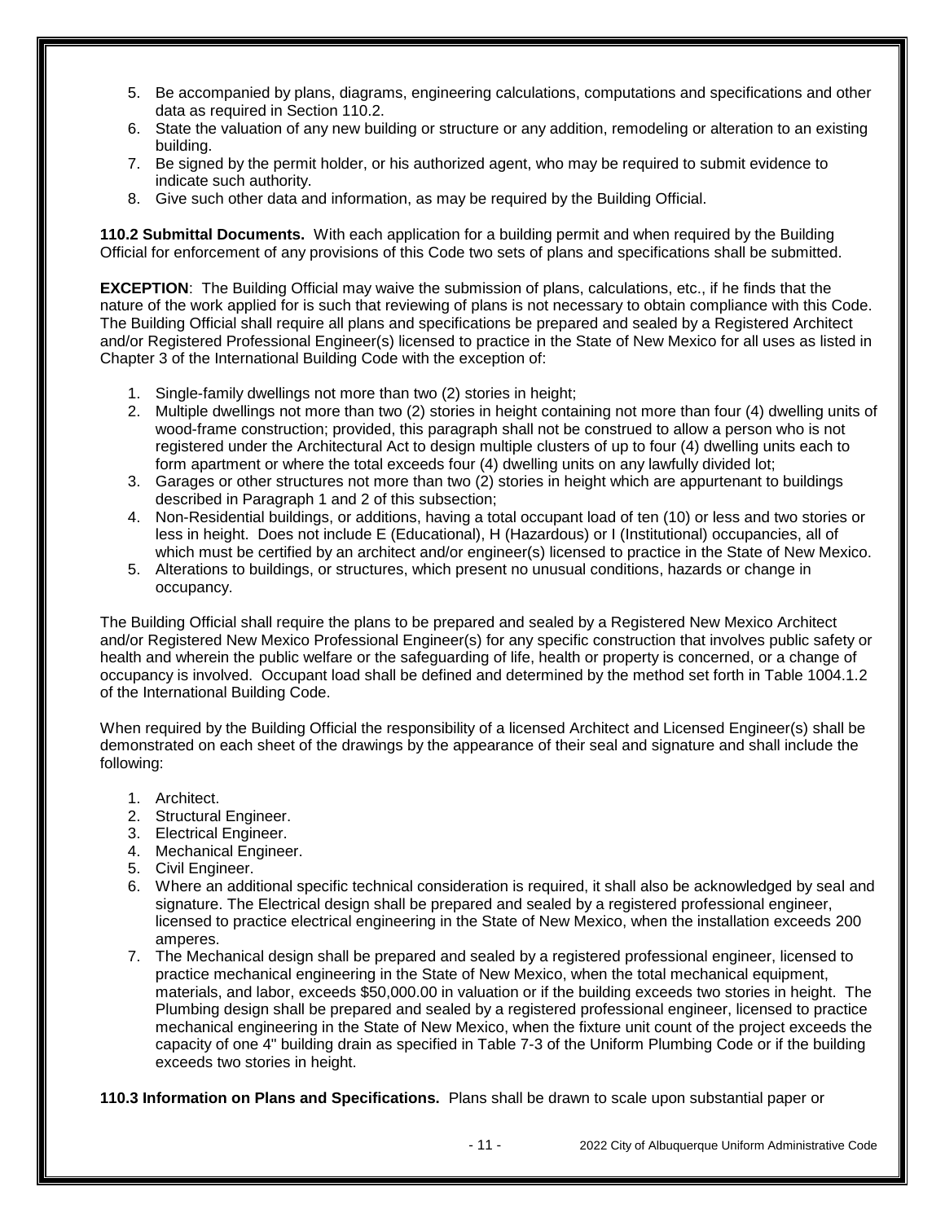5. Be accompanied by plans, diagrams, engineering calculations, computations and specifications and other data as required in Section 110.2.
6. State the valuation of any new building or structure or any addition, remodeling or alteration to an existing building.
7. Be signed by the permit holder, or his authorized agent, who may be required to submit evidence to indicate such authority.
8. Give such other data and information, as may be required by the Building Official.

**110.2 Submittal Documents.** With each application for a building permit and when required by the Building Official for enforcement of any provisions of this Code two sets of plans and specifications shall be submitted.

**EXCEPTION**: The Building Official may waive the submission of plans, calculations, etc., if he finds that the nature of the work applied for is such that reviewing of plans is not necessary to obtain compliance with this Code. The Building Official shall require all plans and specifications be prepared and sealed by a Registered Architect and/or Registered Professional Engineer(s) licensed to practice in the State of New Mexico for all uses as listed in Chapter 3 of the International Building Code with the exception of:

1. Single-family dwellings not more than two (2) stories in height;
2. Multiple dwellings not more than two (2) stories in height containing not more than four (4) dwelling units of wood-frame construction; provided, this paragraph shall not be construed to allow a person who is not registered under the Architectural Act to design multiple clusters of up to four (4) dwelling units each to form apartment or where the total exceeds four (4) dwelling units on any lawfully divided lot;
3. Garages or other structures not more than two (2) stories in height which are appurtenant to buildings described in Paragraph 1 and 2 of this subsection;
4. Non-Residential buildings, or additions, having a total occupant load of ten (10) or less and two stories or less in height. Does not include E (Educational), H (Hazardous) or I (Institutional) occupancies, all of which must be certified by an architect and/or engineer(s) licensed to practice in the State of New Mexico.
5. Alterations to buildings, or structures, which present no unusual conditions, hazards or change in occupancy.

The Building Official shall require the plans to be prepared and sealed by a Registered New Mexico Architect and/or Registered New Mexico Professional Engineer(s) for any specific construction that involves public safety or health and wherein the public welfare or the safeguarding of life, health or property is concerned, or a change of occupancy is involved. Occupant load shall be defined and determined by the method set forth in Table 1004.1.2 of the International Building Code.

When required by the Building Official the responsibility of a licensed Architect and Licensed Engineer(s) shall be demonstrated on each sheet of the drawings by the appearance of their seal and signature and shall include the following:

1. Architect.
2. Structural Engineer.
3. Electrical Engineer.
4. Mechanical Engineer.
5. Civil Engineer.
6. Where an additional specific technical consideration is required, it shall also be acknowledged by seal and signature. The Electrical design shall be prepared and sealed by a registered professional engineer, licensed to practice electrical engineering in the State of New Mexico, when the installation exceeds 200 amperes.
7. The Mechanical design shall be prepared and sealed by a registered professional engineer, licensed to practice mechanical engineering in the State of New Mexico, when the total mechanical equipment, materials, and labor, exceeds $50,000.00 in valuation or if the building exceeds two stories in height. The Plumbing design shall be prepared and sealed by a registered professional engineer, licensed to practice mechanical engineering in the State of New Mexico, when the fixture unit count of the project exceeds the capacity of one 4" building drain as specified in Table 7-3 of the Uniform Plumbing Code or if the building exceeds two stories in height.

**110.3 Information on Plans and Specifications.** Plans shall be drawn to scale upon substantial paper or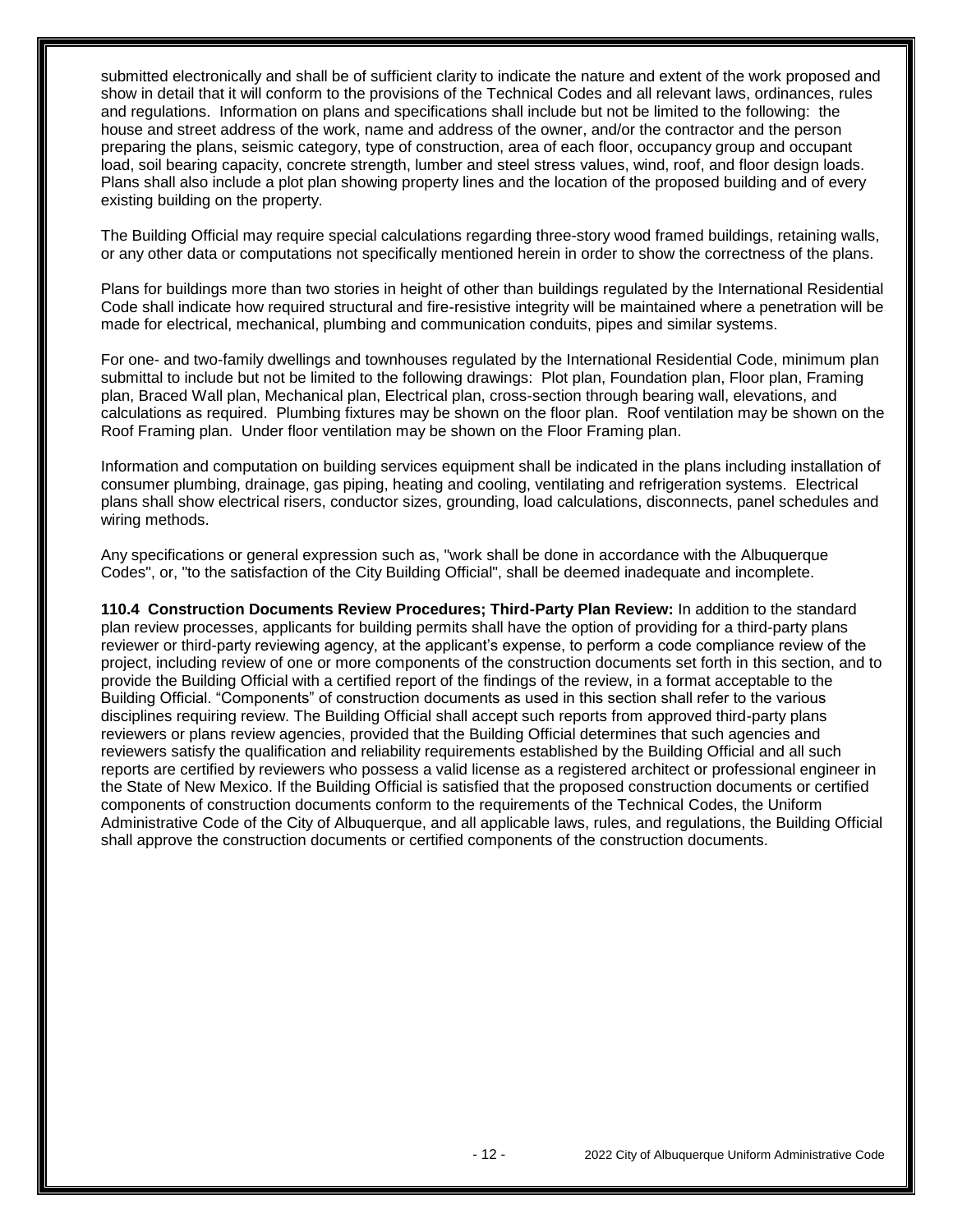submitted electronically and shall be of sufficient clarity to indicate the nature and extent of the work proposed and show in detail that it will conform to the provisions of the Technical Codes and all relevant laws, ordinances, rules and regulations. Information on plans and specifications shall include but not be limited to the following: the house and street address of the work, name and address of the owner, and/or the contractor and the person preparing the plans, seismic category, type of construction, area of each floor, occupancy group and occupant load, soil bearing capacity, concrete strength, lumber and steel stress values, wind, roof, and floor design loads. Plans shall also include a plot plan showing property lines and the location of the proposed building and of every existing building on the property.

The Building Official may require special calculations regarding three-story wood framed buildings, retaining walls, or any other data or computations not specifically mentioned herein in order to show the correctness of the plans.

Plans for buildings more than two stories in height of other than buildings regulated by the International Residential Code shall indicate how required structural and fire-resistive integrity will be maintained where a penetration will be made for electrical, mechanical, plumbing and communication conduits, pipes and similar systems.

For one- and two-family dwellings and townhouses regulated by the International Residential Code, minimum plan submittal to include but not be limited to the following drawings: Plot plan, Foundation plan, Floor plan, Framing plan, Braced Wall plan, Mechanical plan, Electrical plan, cross-section through bearing wall, elevations, and calculations as required. Plumbing fixtures may be shown on the floor plan. Roof ventilation may be shown on the Roof Framing plan. Under floor ventilation may be shown on the Floor Framing plan.

Information and computation on building services equipment shall be indicated in the plans including installation of consumer plumbing, drainage, gas piping, heating and cooling, ventilating and refrigeration systems. Electrical plans shall show electrical risers, conductor sizes, grounding, load calculations, disconnects, panel schedules and wiring methods.

Any specifications or general expression such as, "work shall be done in accordance with the Albuquerque Codes", or, "to the satisfaction of the City Building Official", shall be deemed inadequate and incomplete.

**110.4 Construction Documents Review Procedures; Third-Party Plan Review:** In addition to the standard plan review processes, applicants for building permits shall have the option of providing for a third-party plans reviewer or third-party reviewing agency, at the applicant's expense, to perform a code compliance review of the project, including review of one or more components of the construction documents set forth in this section, and to provide the Building Official with a certified report of the findings of the review, in a format acceptable to the Building Official. "Components" of construction documents as used in this section shall refer to the various disciplines requiring review. The Building Official shall accept such reports from approved third-party plans reviewers or plans review agencies, provided that the Building Official determines that such agencies and reviewers satisfy the qualification and reliability requirements established by the Building Official and all such reports are certified by reviewers who possess a valid license as a registered architect or professional engineer in the State of New Mexico. If the Building Official is satisfied that the proposed construction documents or certified components of construction documents conform to the requirements of the Technical Codes, the Uniform Administrative Code of the City of Albuquerque, and all applicable laws, rules, and regulations, the Building Official shall approve the construction documents or certified components of the construction documents.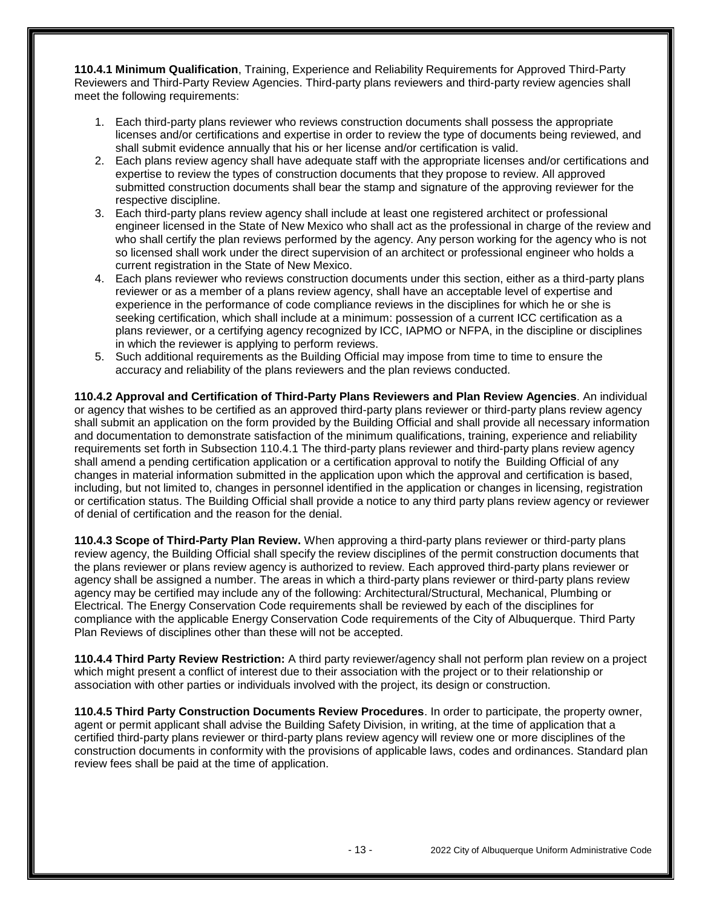**110.4.1 Minimum Qualification**, Training, Experience and Reliability Requirements for Approved Third-Party Reviewers and Third-Party Review Agencies. Third-party plans reviewers and third-party review agencies shall meet the following requirements:

1. Each third-party plans reviewer who reviews construction documents shall possess the appropriate licenses and/or certifications and expertise in order to review the type of documents being reviewed, and shall submit evidence annually that his or her license and/or certification is valid.
2. Each plans review agency shall have adequate staff with the appropriate licenses and/or certifications and expertise to review the types of construction documents that they propose to review. All approved submitted construction documents shall bear the stamp and signature of the approving reviewer for the respective discipline.
3. Each third-party plans review agency shall include at least one registered architect or professional engineer licensed in the State of New Mexico who shall act as the professional in charge of the review and who shall certify the plan reviews performed by the agency. Any person working for the agency who is not so licensed shall work under the direct supervision of an architect or professional engineer who holds a current registration in the State of New Mexico.
4. Each plans reviewer who reviews construction documents under this section, either as a third-party plans reviewer or as a member of a plans review agency, shall have an acceptable level of expertise and experience in the performance of code compliance reviews in the disciplines for which he or she is seeking certification, which shall include at a minimum: possession of a current ICC certification as a plans reviewer, or a certifying agency recognized by ICC, IAPMO or NFPA, in the discipline or disciplines in which the reviewer is applying to perform reviews.
5. Such additional requirements as the Building Official may impose from time to time to ensure the accuracy and reliability of the plans reviewers and the plan reviews conducted.

**110.4.2 Approval and Certification of Third-Party Plans Reviewers and Plan Review Agencies**. An individual or agency that wishes to be certified as an approved third-party plans reviewer or third-party plans review agency shall submit an application on the form provided by the Building Official and shall provide all necessary information and documentation to demonstrate satisfaction of the minimum qualifications, training, experience and reliability requirements set forth in Subsection 110.4.1 The third-party plans reviewer and third-party plans review agency shall amend a pending certification application or a certification approval to notify the Building Official of any changes in material information submitted in the application upon which the approval and certification is based, including, but not limited to, changes in personnel identified in the application or changes in licensing, registration or certification status. The Building Official shall provide a notice to any third party plans review agency or reviewer of denial of certification and the reason for the denial.

**110.4.3 Scope of Third-Party Plan Review.** When approving a third-party plans reviewer or third-party plans review agency, the Building Official shall specify the review disciplines of the permit construction documents that the plans reviewer or plans review agency is authorized to review. Each approved third-party plans reviewer or agency shall be assigned a number. The areas in which a third-party plans reviewer or third-party plans review agency may be certified may include any of the following: Architectural/Structural, Mechanical, Plumbing or Electrical. The Energy Conservation Code requirements shall be reviewed by each of the disciplines for compliance with the applicable Energy Conservation Code requirements of the City of Albuquerque. Third Party Plan Reviews of disciplines other than these will not be accepted.

**110.4.4 Third Party Review Restriction:** A third party reviewer/agency shall not perform plan review on a project which might present a conflict of interest due to their association with the project or to their relationship or association with other parties or individuals involved with the project, its design or construction.

**110.4.5 Third Party Construction Documents Review Procedures**. In order to participate, the property owner, agent or permit applicant shall advise the Building Safety Division, in writing, at the time of application that a certified third-party plans reviewer or third-party plans review agency will review one or more disciplines of the construction documents in conformity with the provisions of applicable laws, codes and ordinances. Standard plan review fees shall be paid at the time of application.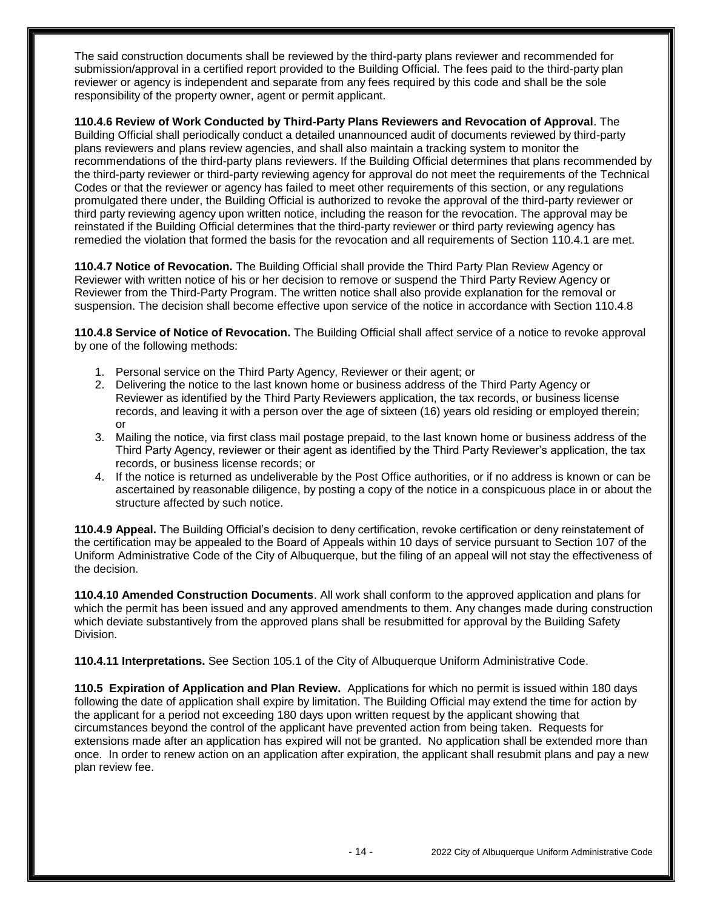The said construction documents shall be reviewed by the third-party plans reviewer and recommended for submission/approval in a certified report provided to the Building Official. The fees paid to the third-party plan reviewer or agency is independent and separate from any fees required by this code and shall be the sole responsibility of the property owner, agent or permit applicant.

**110.4.6 Review of Work Conducted by Third-Party Plans Reviewers and Revocation of Approval**. The Building Official shall periodically conduct a detailed unannounced audit of documents reviewed by third-party plans reviewers and plans review agencies, and shall also maintain a tracking system to monitor the recommendations of the third-party plans reviewers. If the Building Official determines that plans recommended by the third-party reviewer or third-party reviewing agency for approval do not meet the requirements of the Technical Codes or that the reviewer or agency has failed to meet other requirements of this section, or any regulations promulgated there under, the Building Official is authorized to revoke the approval of the third-party reviewer or third party reviewing agency upon written notice, including the reason for the revocation. The approval may be reinstated if the Building Official determines that the third-party reviewer or third party reviewing agency has remedied the violation that formed the basis for the revocation and all requirements of Section 110.4.1 are met.

**110.4.7 Notice of Revocation.** The Building Official shall provide the Third Party Plan Review Agency or Reviewer with written notice of his or her decision to remove or suspend the Third Party Review Agency or Reviewer from the Third-Party Program. The written notice shall also provide explanation for the removal or suspension. The decision shall become effective upon service of the notice in accordance with Section 110.4.8

**110.4.8 Service of Notice of Revocation.** The Building Official shall affect service of a notice to revoke approval by one of the following methods:

1. Personal service on the Third Party Agency, Reviewer or their agent; or
2. Delivering the notice to the last known home or business address of the Third Party Agency or Reviewer as identified by the Third Party Reviewers application, the tax records, or business license records, and leaving it with a person over the age of sixteen (16) years old residing or employed therein; or
3. Mailing the notice, via first class mail postage prepaid, to the last known home or business address of the Third Party Agency, reviewer or their agent as identified by the Third Party Reviewer's application, the tax records, or business license records; or
4. If the notice is returned as undeliverable by the Post Office authorities, or if no address is known or can be ascertained by reasonable diligence, by posting a copy of the notice in a conspicuous place in or about the structure affected by such notice.

**110.4.9 Appeal.** The Building Official's decision to deny certification, revoke certification or deny reinstatement of the certification may be appealed to the Board of Appeals within 10 days of service pursuant to Section 107 of the Uniform Administrative Code of the City of Albuquerque, but the filing of an appeal will not stay the effectiveness of the decision.

**110.4.10 Amended Construction Documents**. All work shall conform to the approved application and plans for which the permit has been issued and any approved amendments to them. Any changes made during construction which deviate substantively from the approved plans shall be resubmitted for approval by the Building Safety Division.

**110.4.11 Interpretations.** See Section 105.1 of the City of Albuquerque Uniform Administrative Code.

**110.5 Expiration of Application and Plan Review.** Applications for which no permit is issued within 180 days following the date of application shall expire by limitation. The Building Official may extend the time for action by the applicant for a period not exceeding 180 days upon written request by the applicant showing that circumstances beyond the control of the applicant have prevented action from being taken. Requests for extensions made after an application has expired will not be granted. No application shall be extended more than once. In order to renew action on an application after expiration, the applicant shall resubmit plans and pay a new plan review fee.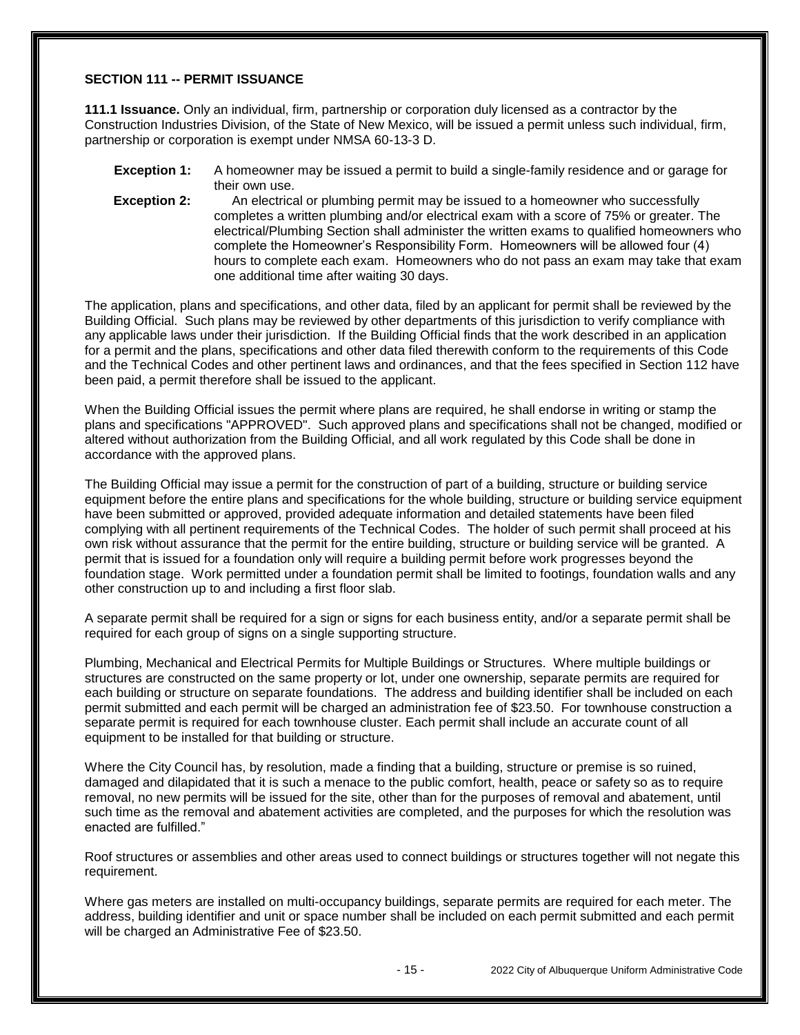## SECTION 111 -- PERMIT ISSUANCE

**111.1 Issuance.** Only an individual, firm, partnership or corporation duly licensed as a contractor by the Construction Industries Division, of the State of New Mexico, will be issued a permit unless such individual, firm, partnership or corporation is exempt under NMSA 60-13-3 D.

**Exception 1:** A homeowner may be issued a permit to build a single-family residence and or garage for their own use.

**Exception 2:** An electrical or plumbing permit may be issued to a homeowner who successfully completes a written plumbing and/or electrical exam with a score of 75% or greater. The electrical/Plumbing Section shall administer the written exams to qualified homeowners who complete the Homeowner's Responsibility Form. Homeowners will be allowed four (4) hours to complete each exam. Homeowners who do not pass an exam may take that exam one additional time after waiting 30 days.

The application, plans and specifications, and other data, filed by an applicant for permit shall be reviewed by the Building Official. Such plans may be reviewed by other departments of this jurisdiction to verify compliance with any applicable laws under their jurisdiction. If the Building Official finds that the work described in an application for a permit and the plans, specifications and other data filed therewith conform to the requirements of this Code and the Technical Codes and other pertinent laws and ordinances, and that the fees specified in Section 112 have been paid, a permit therefore shall be issued to the applicant.

When the Building Official issues the permit where plans are required, he shall endorse in writing or stamp the plans and specifications "APPROVED". Such approved plans and specifications shall not be changed, modified or altered without authorization from the Building Official, and all work regulated by this Code shall be done in accordance with the approved plans.

The Building Official may issue a permit for the construction of part of a building, structure or building service equipment before the entire plans and specifications for the whole building, structure or building service equipment have been submitted or approved, provided adequate information and detailed statements have been filed complying with all pertinent requirements of the Technical Codes. The holder of such permit shall proceed at his own risk without assurance that the permit for the entire building, structure or building service will be granted. A permit that is issued for a foundation only will require a building permit before work progresses beyond the foundation stage. Work permitted under a foundation permit shall be limited to footings, foundation walls and any other construction up to and including a first floor slab.

A separate permit shall be required for a sign or signs for each business entity, and/or a separate permit shall be required for each group of signs on a single supporting structure.

Plumbing, Mechanical and Electrical Permits for Multiple Buildings or Structures. Where multiple buildings or structures are constructed on the same property or lot, under one ownership, separate permits are required for each building or structure on separate foundations. The address and building identifier shall be included on each permit submitted and each permit will be charged an administration fee of $23.50. For townhouse construction a separate permit is required for each townhouse cluster. Each permit shall include an accurate count of all equipment to be installed for that building or structure.

Where the City Council has, by resolution, made a finding that a building, structure or premise is so ruined, damaged and dilapidated that it is such a menace to the public comfort, health, peace or safety so as to require removal, no new permits will be issued for the site, other than for the purposes of removal and abatement, until such time as the removal and abatement activities are completed, and the purposes for which the resolution was enacted are fulfilled."

Roof structures or assemblies and other areas used to connect buildings or structures together will not negate this requirement.

Where gas meters are installed on multi-occupancy buildings, separate permits are required for each meter. The address, building identifier and unit or space number shall be included on each permit submitted and each permit will be charged an Administrative Fee of $23.50.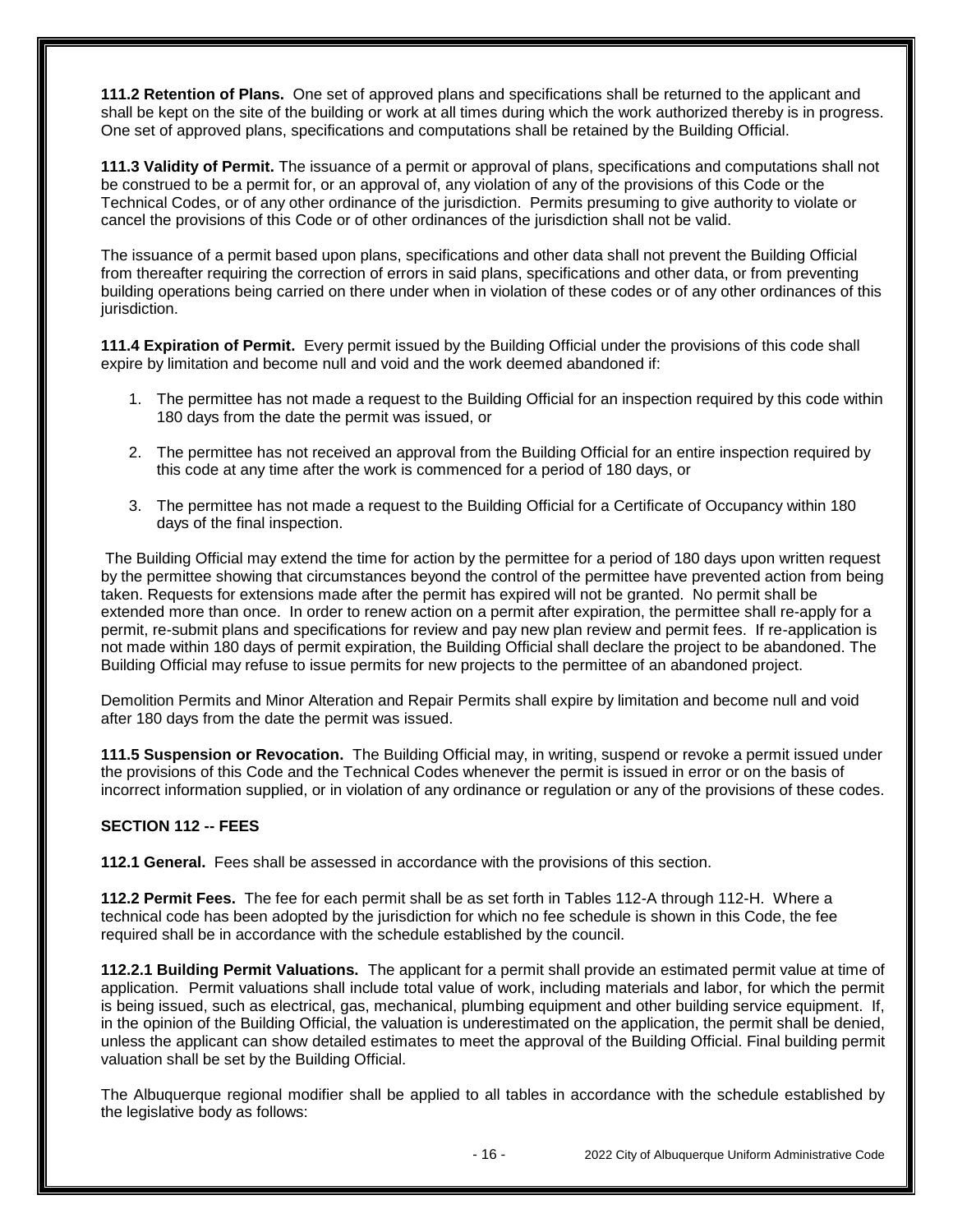**111.2 Retention of Plans.** One set of approved plans and specifications shall be returned to the applicant and shall be kept on the site of the building or work at all times during which the work authorized thereby is in progress. One set of approved plans, specifications and computations shall be retained by the Building Official.

**111.3 Validity of Permit.** The issuance of a permit or approval of plans, specifications and computations shall not be construed to be a permit for, or an approval of, any violation of any of the provisions of this Code or the Technical Codes, or of any other ordinance of the jurisdiction. Permits presuming to give authority to violate or cancel the provisions of this Code or of other ordinances of the jurisdiction shall not be valid.

The issuance of a permit based upon plans, specifications and other data shall not prevent the Building Official from thereafter requiring the correction of errors in said plans, specifications and other data, or from preventing building operations being carried on there under when in violation of these codes or of any other ordinances of this jurisdiction.

**111.4 Expiration of Permit.** Every permit issued by the Building Official under the provisions of this code shall expire by limitation and become null and void and the work deemed abandoned if:

1. The permittee has not made a request to the Building Official for an inspection required by this code within 180 days from the date the permit was issued, or
2. The permittee has not received an approval from the Building Official for an entire inspection required by this code at any time after the work is commenced for a period of 180 days, or
3. The permittee has not made a request to the Building Official for a Certificate of Occupancy within 180 days of the final inspection.

The Building Official may extend the time for action by the permittee for a period of 180 days upon written request by the permittee showing that circumstances beyond the control of the permittee have prevented action from being taken. Requests for extensions made after the permit has expired will not be granted. No permit shall be extended more than once. In order to renew action on a permit after expiration, the permittee shall re-apply for a permit, re-submit plans and specifications for review and pay new plan review and permit fees. If re-application is not made within 180 days of permit expiration, the Building Official shall declare the project to be abandoned. The Building Official may refuse to issue permits for new projects to the permittee of an abandoned project.

Demolition Permits and Minor Alteration and Repair Permits shall expire by limitation and become null and void after 180 days from the date the permit was issued.

**111.5 Suspension or Revocation.** The Building Official may, in writing, suspend or revoke a permit issued under the provisions of this Code and the Technical Codes whenever the permit is issued in error or on the basis of incorrect information supplied, or in violation of any ordinance or regulation or any of the provisions of these codes.

## SECTION 112 -- FEES

**112.1 General.** Fees shall be assessed in accordance with the provisions of this section.

**112.2 Permit Fees.** The fee for each permit shall be as set forth in Tables 112-A through 112-H. Where a technical code has been adopted by the jurisdiction for which no fee schedule is shown in this Code, the fee required shall be in accordance with the schedule established by the council.

**112.2.1 Building Permit Valuations.** The applicant for a permit shall provide an estimated permit value at time of application. Permit valuations shall include total value of work, including materials and labor, for which the permit is being issued, such as electrical, gas, mechanical, plumbing equipment and other building service equipment. If, in the opinion of the Building Official, the valuation is underestimated on the application, the permit shall be denied, unless the applicant can show detailed estimates to meet the approval of the Building Official. Final building permit valuation shall be set by the Building Official.

The Albuquerque regional modifier shall be applied to all tables in accordance with the schedule established by the legislative body as follows: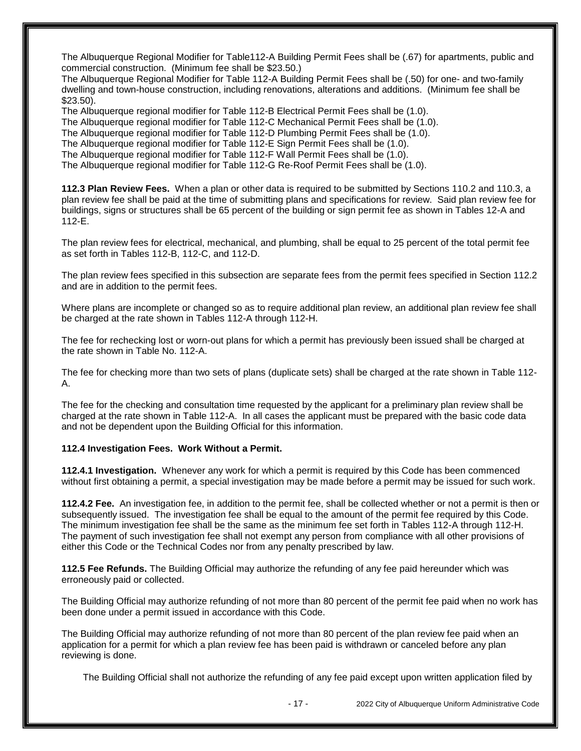The Albuquerque Regional Modifier for Table112-A Building Permit Fees shall be (.67) for apartments, public and commercial construction. (Minimum fee shall be $23.50.)

The Albuquerque Regional Modifier for Table 112-A Building Permit Fees shall be (.50) for one- and two-family dwelling and town-house construction, including renovations, alterations and additions. (Minimum fee shall be $23.50).

The Albuquerque regional modifier for Table 112-B Electrical Permit Fees shall be (1.0).

The Albuquerque regional modifier for Table 112-C Mechanical Permit Fees shall be (1.0).

The Albuquerque regional modifier for Table 112-D Plumbing Permit Fees shall be (1.0).

The Albuquerque regional modifier for Table 112-E Sign Permit Fees shall be (1.0).

The Albuquerque regional modifier for Table 112-F Wall Permit Fees shall be (1.0).

The Albuquerque regional modifier for Table 112-G Re-Roof Permit Fees shall be (1.0).

**112.3 Plan Review Fees.** When a plan or other data is required to be submitted by Sections 110.2 and 110.3, a plan review fee shall be paid at the time of submitting plans and specifications for review. Said plan review fee for buildings, signs or structures shall be 65 percent of the building or sign permit fee as shown in Tables 12-A and 112-E.

The plan review fees for electrical, mechanical, and plumbing, shall be equal to 25 percent of the total permit fee as set forth in Tables 112-B, 112-C, and 112-D.

The plan review fees specified in this subsection are separate fees from the permit fees specified in Section 112.2 and are in addition to the permit fees.

Where plans are incomplete or changed so as to require additional plan review, an additional plan review fee shall be charged at the rate shown in Tables 112-A through 112-H.

The fee for rechecking lost or worn-out plans for which a permit has previously been issued shall be charged at the rate shown in Table No. 112-A.

The fee for checking more than two sets of plans (duplicate sets) shall be charged at the rate shown in Table 112-A.

The fee for the checking and consultation time requested by the applicant for a preliminary plan review shall be charged at the rate shown in Table 112-A. In all cases the applicant must be prepared with the basic code data and not be dependent upon the Building Official for this information.

**112.4 Investigation Fees. Work Without a Permit.**

**112.4.1 Investigation.** Whenever any work for which a permit is required by this Code has been commenced without first obtaining a permit, a special investigation may be made before a permit may be issued for such work.

**112.4.2 Fee.** An investigation fee, in addition to the permit fee, shall be collected whether or not a permit is then or subsequently issued. The investigation fee shall be equal to the amount of the permit fee required by this Code. The minimum investigation fee shall be the same as the minimum fee set forth in Tables 112-A through 112-H. The payment of such investigation fee shall not exempt any person from compliance with all other provisions of either this Code or the Technical Codes nor from any penalty prescribed by law.

**112.5 Fee Refunds.** The Building Official may authorize the refunding of any fee paid hereunder which was erroneously paid or collected.

The Building Official may authorize refunding of not more than 80 percent of the permit fee paid when no work has been done under a permit issued in accordance with this Code.

The Building Official may authorize refunding of not more than 80 percent of the plan review fee paid when an application for a permit for which a plan review fee has been paid is withdrawn or canceled before any plan reviewing is done.

The Building Official shall not authorize the refunding of any fee paid except upon written application filed by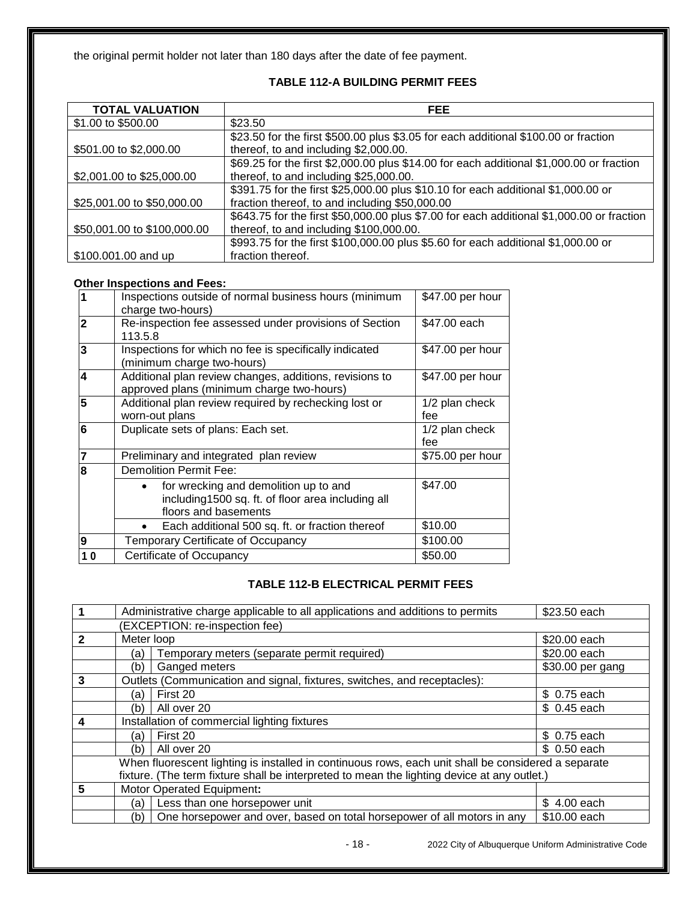the original permit holder not later than 180 days after the date of fee payment.

### TABLE 112-A BUILDING PERMIT FEES

| TOTAL VALUATION | FEE |
|---|---|
| $1.00 to $500.00 | $23.50 |
| $501.00 to $2,000.00 | $23.50 for the first $500.00 plus $3.05 for each additional $100.00 or fraction thereof, to and including $2,000.00. |
| $2,001.00 to $25,000.00 | $69.25 for the first $2,000.00 plus $14.00 for each additional $1,000.00 or fraction thereof, to and including $25,000.00. |
| $25,001.00 to $50,000.00 | $391.75 for the first $25,000.00 plus $10.10 for each additional $1,000.00 or fraction thereof, to and including $50,000.00 |
| $50,001.00 to $100,000.00 | $643.75 for the first $50,000.00 plus $7.00 for each additional $1,000.00 or fraction thereof, to and including $100,000.00. |
| $100.001.00 and up | $993.75 for the first $100,000.00 plus $5.60 for each additional $1,000.00 or fraction thereof. |

**Other Inspections and Fees:**

| | | |
|---|---|---|
| 1 | Inspections outside of normal business hours (minimum charge two-hours) | $47.00 per hour |
| 2 | Re-inspection fee assessed under provisions of Section 113.5.8 | $47.00 each |
| 3 | Inspections for which no fee is specifically indicated (minimum charge two-hours) | $47.00 per hour |
| 4 | Additional plan review changes, additions, revisions to approved plans (minimum charge two-hours) | $47.00 per hour |
| 5 | Additional plan review required by rechecking lost or worn-out plans | 1/2 plan check fee |
| 6 | Duplicate sets of plans: Each set. | 1/2 plan check fee |
| 7 | Preliminary and integrated plan review | $75.00 per hour |
| 8 | Demolition Permit Fee: | |
| | • for wrecking and demolition up to and including1500 sq. ft. of floor area including all floors and basements | $47.00 |
| | • Each additional 500 sq. ft. or fraction thereof | $10.00 |
| 9 | Temporary Certificate of Occupancy | $100.00 |
| 10 | Certificate of Occupancy | $50.00 |

### TABLE 112-B ELECTRICAL PERMIT FEES

| | | | |
|---|---|---|---|
| 1 | Administrative charge applicable to all applications and additions to permits | | $23.50 each |
| | (EXCEPTION: re-inspection fee) | | |
| 2 | Meter loop | | $20.00 each |
| | (a) | Temporary meters (separate permit required) | $20.00 each |
| | (b) | Ganged meters | $30.00 per gang |
| 3 | Outlets (Communication and signal, fixtures, switches, and receptacles): | | |
| | (a) | First 20 | $ 0.75 each |
| | (b) | All over 20 | $ 0.45 each |
| 4 | Installation of commercial lighting fixtures | | |
| | (a) | First 20 | $ 0.75 each |
| | (b) | All over 20 | $ 0.50 each |
| | When fluorescent lighting is installed in continuous rows, each unit shall be considered a separate fixture. (The term fixture shall be interpreted to mean the lighting device at any outlet.) | | |
| 5 | Motor Operated Equipment**:** | | |
| | (a) | Less than one horsepower unit | $ 4.00 each |
| | (b) | One horsepower and over, based on total horsepower of all motors in any | $10.00 each |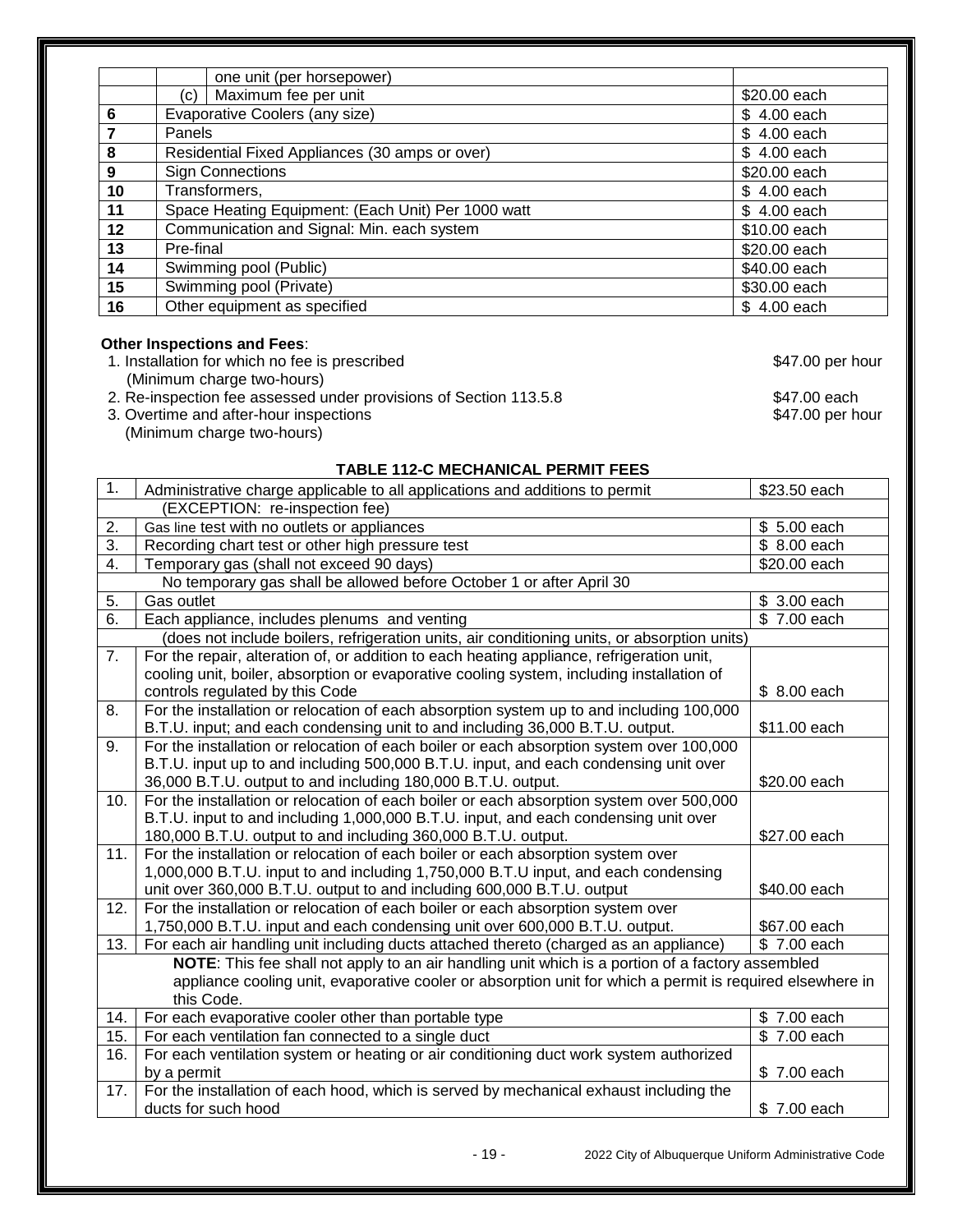| | | | |
|---|---|---|---|
| | | one unit (per horsepower) | |
| | (c) | Maximum fee per unit | $20.00 each |
| 6 | Evaporative Coolers (any size) | | $ 4.00 each |
| 7 | Panels | | $ 4.00 each |
| 8 | Residential Fixed Appliances (30 amps or over) | | $ 4.00 each |
| 9 | Sign Connections | | $20.00 each |
| 10 | Transformers, | | $ 4.00 each |
| 11 | Space Heating Equipment: (Each Unit) Per 1000 watt | | $ 4.00 each |
| 12 | Communication and Signal: Min. each system | | $10.00 each |
| 13 | Pre-final | | $20.00 each |
| 14 | Swimming pool (Public) | | $40.00 each |
| 15 | Swimming pool (Private) | | $30.00 each |
| 16 | Other equipment as specified | | $ 4.00 each |

**Other Inspections and Fees**:

1. Installation for which no fee is prescribed — $47.00 per hour
   (Minimum charge two-hours)
2. Re-inspection fee assessed under provisions of Section 113.5.8 — $47.00 each
3. Overtime and after-hour inspections — $47.00 per hour
   (Minimum charge two-hours)

**TABLE 112-C MECHANICAL PERMIT FEES**

| | | |
|---|---|---|
| 1. | Administrative charge applicable to all applications and additions to permit | $23.50 each |
| | (EXCEPTION: re-inspection fee) | |
| 2. | Gas line test with no outlets or appliances | $ 5.00 each |
| 3. | Recording chart test or other high pressure test | $ 8.00 each |
| 4. | Temporary gas (shall not exceed 90 days) | $20.00 each |
| | No temporary gas shall be allowed before October 1 or after April 30 | |
| 5. | Gas outlet | $ 3.00 each |
| 6. | Each appliance, includes plenums and venting | $ 7.00 each |
| | (does not include boilers, refrigeration units, air conditioning units, or absorption units) | |
| 7. | For the repair, alteration of, or addition to each heating appliance, refrigeration unit, cooling unit, boiler, absorption or evaporative cooling system, including installation of controls regulated by this Code | $ 8.00 each |
| 8. | For the installation or relocation of each absorption system up to and including 100,000 B.T.U. input; and each condensing unit to and including 36,000 B.T.U. output. | $11.00 each |
| 9. | For the installation or relocation of each boiler or each absorption system over 100,000 B.T.U. input up to and including 500,000 B.T.U. input, and each condensing unit over 36,000 B.T.U. output to and including 180,000 B.T.U. output. | $20.00 each |
| 10. | For the installation or relocation of each boiler or each absorption system over 500,000 B.T.U. input to and including 1,000,000 B.T.U. input, and each condensing unit over 180,000 B.T.U. output to and including 360,000 B.T.U. output. | $27.00 each |
| 11. | For the installation or relocation of each boiler or each absorption system over 1,000,000 B.T.U. input to and including 1,750,000 B.T.U input, and each condensing unit over 360,000 B.T.U. output to and including 600,000 B.T.U. output | $40.00 each |
| 12. | For the installation or relocation of each boiler or each absorption system over 1,750,000 B.T.U. input and each condensing unit over 600,000 B.T.U. output. | $67.00 each |
| 13. | For each air handling unit including ducts attached thereto (charged as an appliance) | $ 7.00 each |
| | **NOTE**: This fee shall not apply to an air handling unit which is a portion of a factory assembled appliance cooling unit, evaporative cooler or absorption unit for which a permit is required elsewhere in this Code. | |
| 14. | For each evaporative cooler other than portable type | $ 7.00 each |
| 15. | For each ventilation fan connected to a single duct | $ 7.00 each |
| 16. | For each ventilation system or heating or air conditioning duct work system authorized by a permit | $ 7.00 each |
| 17. | For the installation of each hood, which is served by mechanical exhaust including the ducts for such hood | $ 7.00 each |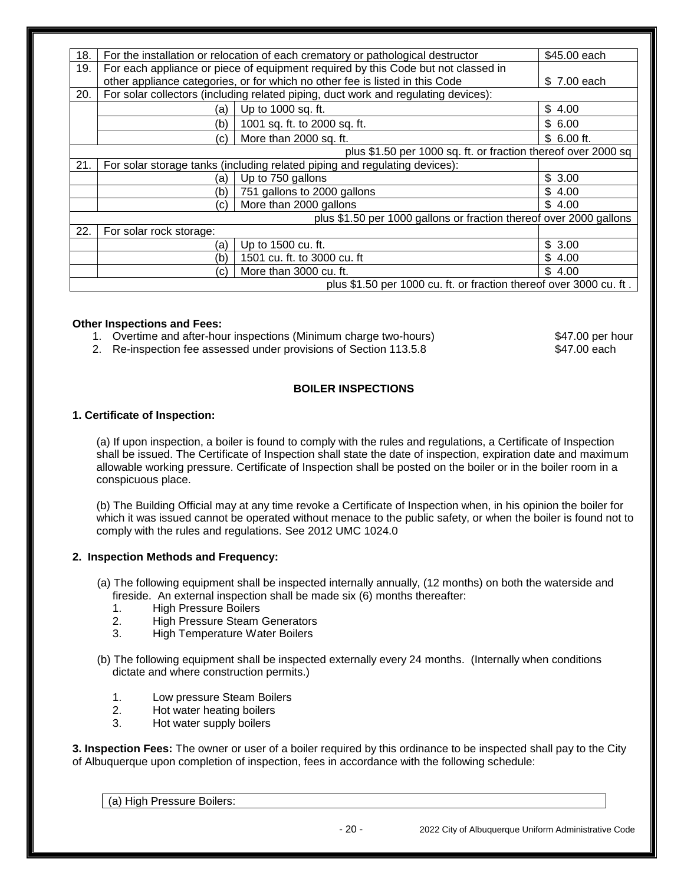| | | | |
|---|---|---|---|
| 18. | For the installation or relocation of each crematory or pathological destructor | | $45.00 each |
| 19. | For each appliance or piece of equipment required by this Code but not classed in other appliance categories, or for which no other fee is listed in this Code | | $ 7.00 each |
| 20. | For solar collectors (including related piping, duct work and regulating devices): | | |
| | (a) | Up to 1000 sq. ft. | $ 4.00 |
| | (b) | 1001 sq. ft. to 2000 sq. ft. | $ 6.00 |
| | (c) | More than 2000 sq. ft. | $ 6.00 ft. |
| | | plus $1.50 per 1000 sq. ft. or fraction thereof over 2000 sq | |
| 21. | For solar storage tanks (including related piping and regulating devices): | | |
| | (a) | Up to 750 gallons | $ 3.00 |
| | (b) | 751 gallons to 2000 gallons | $ 4.00 |
| | (c) | More than 2000 gallons | $ 4.00 |
| | | plus $1.50 per 1000 gallons or fraction thereof over 2000 gallons | |
| 22. | For solar rock storage: | | |
| | (a) | Up to 1500 cu. ft. | $ 3.00 |
| | (b) | 1501 cu. ft. to 3000 cu. ft | $ 4.00 |
| | (c) | More than 3000 cu. ft. | $ 4.00 |
| | | plus $1.50 per 1000 cu. ft. or fraction thereof over 3000 cu. ft . | |

**Other Inspections and Fees:**

1. Overtime and after-hour inspections (Minimum charge two-hours) — $47.00 per hour
2. Re-inspection fee assessed under provisions of Section 113.5.8 — $47.00 each

## BOILER INSPECTIONS

**1. Certificate of Inspection:**

(a) If upon inspection, a boiler is found to comply with the rules and regulations, a Certificate of Inspection shall be issued. The Certificate of Inspection shall state the date of inspection, expiration date and maximum allowable working pressure. Certificate of Inspection shall be posted on the boiler or in the boiler room in a conspicuous place.

(b) The Building Official may at any time revoke a Certificate of Inspection when, in his opinion the boiler for which it was issued cannot be operated without menace to the public safety, or when the boiler is found not to comply with the rules and regulations. See 2012 UMC 1024.0

**2. Inspection Methods and Frequency:**

(a) The following equipment shall be inspected internally annually, (12 months) on both the waterside and fireside. An external inspection shall be made six (6) months thereafter:

1. High Pressure Boilers
2. High Pressure Steam Generators
3. High Temperature Water Boilers

(b) The following equipment shall be inspected externally every 24 months. (Internally when conditions dictate and where construction permits.)

1. Low pressure Steam Boilers
2. Hot water heating boilers
3. Hot water supply boilers

**3. Inspection Fees:** The owner or user of a boiler required by this ordinance to be inspected shall pay to the City of Albuquerque upon completion of inspection, fees in accordance with the following schedule:

| (a) High Pressure Boilers: |
|---|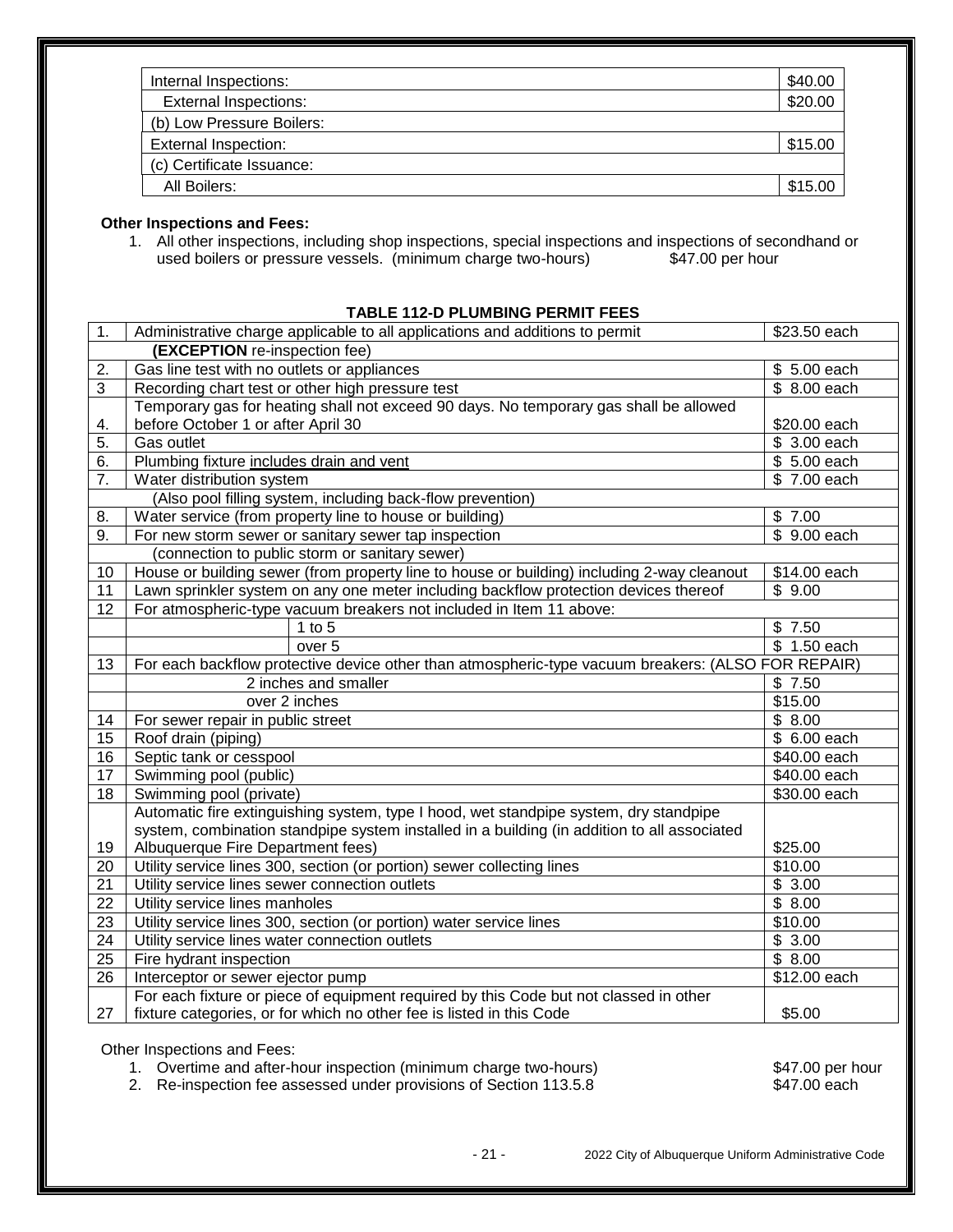| Internal Inspections: | $40.00 |
|---|---|
| External Inspections: | $20.00 |
| (b) Low Pressure Boilers: | |
| External Inspection: | $15.00 |
| (c) Certificate Issuance: | |
| All Boilers: | $15.00 |

**Other Inspections and Fees:**

1. All other inspections, including shop inspections, special inspections and inspections of secondhand or used boilers or pressure vessels. (minimum charge two-hours) $47.00 per hour

**TABLE 112-D PLUMBING PERMIT FEES**

| | | | |
|---|---|---|---|
| 1. | Administrative charge applicable to all applications and additions to permit | | $23.50 each |
| | **(EXCEPTION** re-inspection fee) | | |
| 2. | Gas line test with no outlets or appliances | | $ 5.00 each |
| 3 | Recording chart test or other high pressure test | | $ 8.00 each |
| 4. | Temporary gas for heating shall not exceed 90 days. No temporary gas shall be allowed before October 1 or after April 30 | | $20.00 each |
| 5. | Gas outlet | | $ 3.00 each |
| 6. | Plumbing fixture includes drain and vent | | $ 5.00 each |
| 7. | Water distribution system | | $ 7.00 each |
| | (Also pool filling system, including back-flow prevention) | | |
| 8. | Water service (from property line to house or building) | | $ 7.00 |
| 9. | For new storm sewer or sanitary sewer tap inspection | | $ 9.00 each |
| | (connection to public storm or sanitary sewer) | | |
| 10 | House or building sewer (from property line to house or building) including 2-way cleanout | | $14.00 each |
| 11 | Lawn sprinkler system on any one meter including backflow protection devices thereof | | $ 9.00 |
| 12 | For atmospheric-type vacuum breakers not included in Item 11 above: | | |
| | | 1 to 5 | $ 7.50 |
| | | over 5 | $ 1.50 each |
| 13 | For each backflow protective device other than atmospheric-type vacuum breakers: (ALSO FOR REPAIR) | | |
| | 2 inches and smaller | | $ 7.50 |
| | over 2 inches | | $15.00 |
| 14 | For sewer repair in public street | | $ 8.00 |
| 15 | Roof drain (piping) | | $ 6.00 each |
| 16 | Septic tank or cesspool | | $40.00 each |
| 17 | Swimming pool (public) | | $40.00 each |
| 18 | Swimming pool (private) | | $30.00 each |
| 19 | Automatic fire extinguishing system, type I hood, wet standpipe system, dry standpipe system, combination standpipe system installed in a building (in addition to all associated Albuquerque Fire Department fees) | | $25.00 |
| 20 | Utility service lines 300, section (or portion) sewer collecting lines | | $10.00 |
| 21 | Utility service lines sewer connection outlets | | $ 3.00 |
| 22 | Utility service lines manholes | | $ 8.00 |
| 23 | Utility service lines 300, section (or portion) water service lines | | $10.00 |
| 24 | Utility service lines water connection outlets | | $ 3.00 |
| 25 | Fire hydrant inspection | | $ 8.00 |
| 26 | Interceptor or sewer ejector pump | | $12.00 each |
| 27 | For each fixture or piece of equipment required by this Code but not classed in other fixture categories, or for which no other fee is listed in this Code | | $5.00 |

Other Inspections and Fees:

1. Overtime and after-hour inspection (minimum charge two-hours) $47.00 per hour
2. Re-inspection fee assessed under provisions of Section 113.5.8 $47.00 each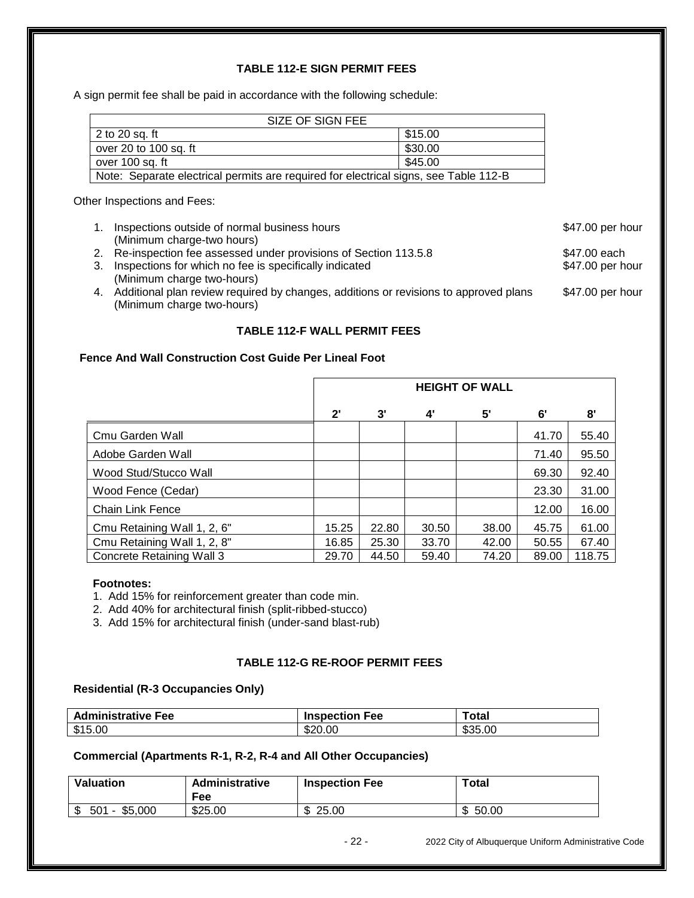### TABLE 112-E SIGN PERMIT FEES

A sign permit fee shall be paid in accordance with the following schedule:

| SIZE OF SIGN FEE | |
|---|---|
| 2 to 20 sq. ft | \$15.00 |
| over 20 to 100 sq. ft | \$30.00 |
| over 100 sq. ft | \$45.00 |
| Note: Separate electrical permits are required for electrical signs, see Table 112-B | |

Other Inspections and Fees:

1. Inspections outside of normal business hours (Minimum charge-two hours) — \$47.00 per hour
2. Re-inspection fee assessed under provisions of Section 113.5.8 — \$47.00 each
3. Inspections for which no fee is specifically indicated (Minimum charge two-hours) — \$47.00 per hour
4. Additional plan review required by changes, additions or revisions to approved plans (Minimum charge two-hours) — \$47.00 per hour

### TABLE 112-F WALL PERMIT FEES

**Fence And Wall Construction Cost Guide Per Lineal Foot**

| | HEIGHT OF WALL | | | | | |
|---|---|---|---|---|---|---|
| | 2' | 3' | 4' | 5' | 6' | 8' |
| Cmu Garden Wall | | | | | 41.70 | 55.40 |
| Adobe Garden Wall | | | | | 71.40 | 95.50 |
| Wood Stud/Stucco Wall | | | | | 69.30 | 92.40 |
| Wood Fence (Cedar) | | | | | 23.30 | 31.00 |
| Chain Link Fence | | | | | 12.00 | 16.00 |
| Cmu Retaining Wall 1, 2, 6" | 15.25 | 22.80 | 30.50 | 38.00 | 45.75 | 61.00 |
| Cmu Retaining Wall 1, 2, 8" | 16.85 | 25.30 | 33.70 | 42.00 | 50.55 | 67.40 |
| Concrete Retaining Wall 3 | 29.70 | 44.50 | 59.40 | 74.20 | 89.00 | 118.75 |

**Footnotes:**

1. Add 15% for reinforcement greater than code min.
2. Add 40% for architectural finish (split-ribbed-stucco)
3. Add 15% for architectural finish (under-sand blast-rub)

### TABLE 112-G RE-ROOF PERMIT FEES

**Residential (R-3 Occupancies Only)**

| Administrative Fee | Inspection Fee | Total |
|---|---|---|
| \$15.00 | \$20.00 | \$35.00 |

**Commercial (Apartments R-1, R-2, R-4 and All Other Occupancies)**

| Valuation | Administrative Fee | Inspection Fee | Total |
|---|---|---|---|
| \$ 501 - \$5,000 | \$25.00 | \$ 25.00 | \$ 50.00 |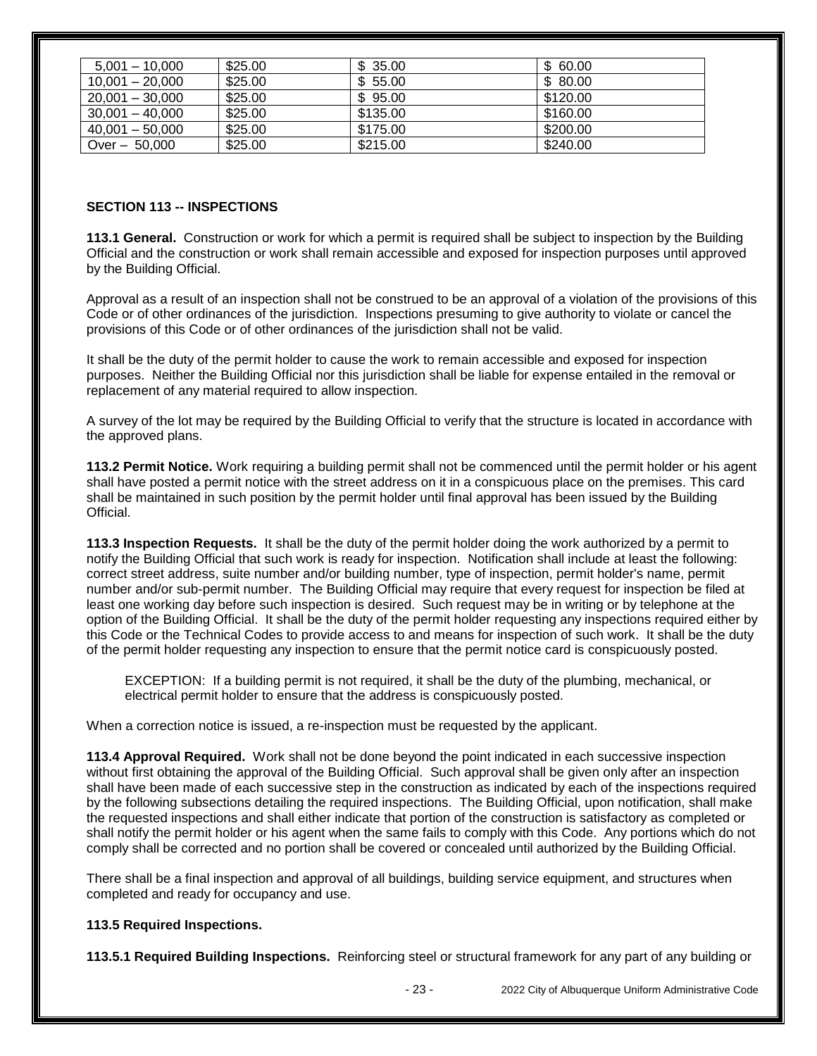| | | | |
|---|---|---|---|
| 5,001 – 10,000 | $25.00 | $ 35.00 | $ 60.00 |
| 10,001 – 20,000 | $25.00 | $ 55.00 | $ 80.00 |
| 20,001 – 30,000 | $25.00 | $ 95.00 | $120.00 |
| 30,001 – 40,000 | $25.00 | $135.00 | $160.00 |
| 40,001 – 50,000 | $25.00 | $175.00 | $200.00 |
| Over – 50,000 | $25.00 | $215.00 | $240.00 |

### SECTION 113 -- INSPECTIONS

**113.1 General.** Construction or work for which a permit is required shall be subject to inspection by the Building Official and the construction or work shall remain accessible and exposed for inspection purposes until approved by the Building Official.

Approval as a result of an inspection shall not be construed to be an approval of a violation of the provisions of this Code or of other ordinances of the jurisdiction. Inspections presuming to give authority to violate or cancel the provisions of this Code or of other ordinances of the jurisdiction shall not be valid.

It shall be the duty of the permit holder to cause the work to remain accessible and exposed for inspection purposes. Neither the Building Official nor this jurisdiction shall be liable for expense entailed in the removal or replacement of any material required to allow inspection.

A survey of the lot may be required by the Building Official to verify that the structure is located in accordance with the approved plans.

**113.2 Permit Notice.** Work requiring a building permit shall not be commenced until the permit holder or his agent shall have posted a permit notice with the street address on it in a conspicuous place on the premises. This card shall be maintained in such position by the permit holder until final approval has been issued by the Building Official.

**113.3 Inspection Requests.** It shall be the duty of the permit holder doing the work authorized by a permit to notify the Building Official that such work is ready for inspection. Notification shall include at least the following: correct street address, suite number and/or building number, type of inspection, permit holder's name, permit number and/or sub-permit number. The Building Official may require that every request for inspection be filed at least one working day before such inspection is desired. Such request may be in writing or by telephone at the option of the Building Official. It shall be the duty of the permit holder requesting any inspections required either by this Code or the Technical Codes to provide access to and means for inspection of such work. It shall be the duty of the permit holder requesting any inspection to ensure that the permit notice card is conspicuously posted.

> EXCEPTION: If a building permit is not required, it shall be the duty of the plumbing, mechanical, or electrical permit holder to ensure that the address is conspicuously posted.

When a correction notice is issued, a re-inspection must be requested by the applicant.

**113.4 Approval Required.** Work shall not be done beyond the point indicated in each successive inspection without first obtaining the approval of the Building Official. Such approval shall be given only after an inspection shall have been made of each successive step in the construction as indicated by each of the inspections required by the following subsections detailing the required inspections. The Building Official, upon notification, shall make the requested inspections and shall either indicate that portion of the construction is satisfactory as completed or shall notify the permit holder or his agent when the same fails to comply with this Code. Any portions which do not comply shall be corrected and no portion shall be covered or concealed until authorized by the Building Official.

There shall be a final inspection and approval of all buildings, building service equipment, and structures when completed and ready for occupancy and use.

**113.5 Required Inspections.**

**113.5.1 Required Building Inspections.** Reinforcing steel or structural framework for any part of any building or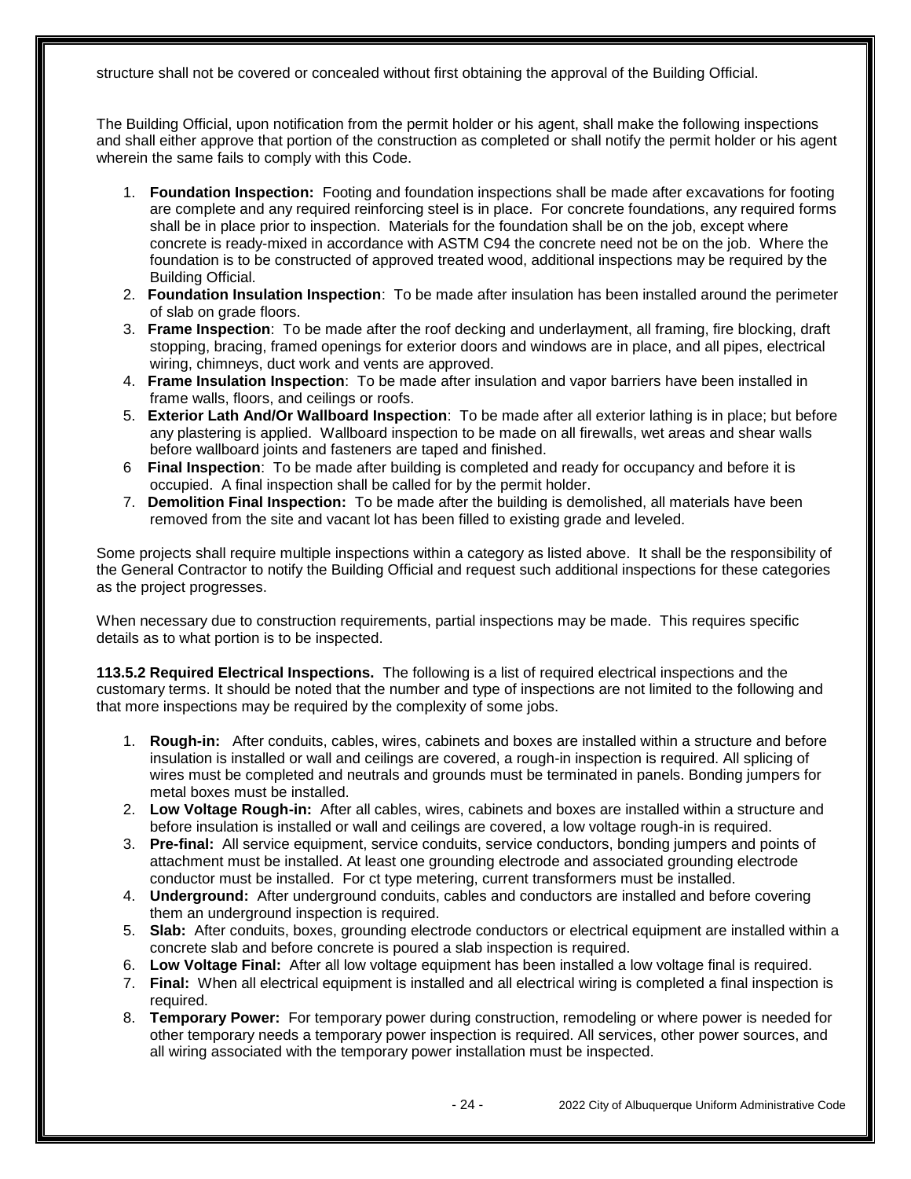structure shall not be covered or concealed without first obtaining the approval of the Building Official.

The Building Official, upon notification from the permit holder or his agent, shall make the following inspections and shall either approve that portion of the construction as completed or shall notify the permit holder or his agent wherein the same fails to comply with this Code.

1. **Foundation Inspection:** Footing and foundation inspections shall be made after excavations for footing are complete and any required reinforcing steel is in place. For concrete foundations, any required forms shall be in place prior to inspection. Materials for the foundation shall be on the job, except where concrete is ready-mixed in accordance with ASTM C94 the concrete need not be on the job. Where the foundation is to be constructed of approved treated wood, additional inspections may be required by the Building Official.
2. **Foundation Insulation Inspection**: To be made after insulation has been installed around the perimeter of slab on grade floors.
3. **Frame Inspection**: To be made after the roof decking and underlayment, all framing, fire blocking, draft stopping, bracing, framed openings for exterior doors and windows are in place, and all pipes, electrical wiring, chimneys, duct work and vents are approved.
4. **Frame Insulation Inspection**: To be made after insulation and vapor barriers have been installed in frame walls, floors, and ceilings or roofs.
5. **Exterior Lath And/Or Wallboard Inspection**: To be made after all exterior lathing is in place; but before any plastering is applied. Wallboard inspection to be made on all firewalls, wet areas and shear walls before wallboard joints and fasteners are taped and finished.
6. **Final Inspection**: To be made after building is completed and ready for occupancy and before it is occupied. A final inspection shall be called for by the permit holder.
7. **Demolition Final Inspection:** To be made after the building is demolished, all materials have been removed from the site and vacant lot has been filled to existing grade and leveled.

Some projects shall require multiple inspections within a category as listed above. It shall be the responsibility of the General Contractor to notify the Building Official and request such additional inspections for these categories as the project progresses.

When necessary due to construction requirements, partial inspections may be made. This requires specific details as to what portion is to be inspected.

**113.5.2 Required Electrical Inspections.** The following is a list of required electrical inspections and the customary terms. It should be noted that the number and type of inspections are not limited to the following and that more inspections may be required by the complexity of some jobs.

1. **Rough-in:** After conduits, cables, wires, cabinets and boxes are installed within a structure and before insulation is installed or wall and ceilings are covered, a rough-in inspection is required. All splicing of wires must be completed and neutrals and grounds must be terminated in panels. Bonding jumpers for metal boxes must be installed.
2. **Low Voltage Rough-in:** After all cables, wires, cabinets and boxes are installed within a structure and before insulation is installed or wall and ceilings are covered, a low voltage rough-in is required.
3. **Pre-final:** All service equipment, service conduits, service conductors, bonding jumpers and points of attachment must be installed. At least one grounding electrode and associated grounding electrode conductor must be installed. For ct type metering, current transformers must be installed.
4. **Underground:** After underground conduits, cables and conductors are installed and before covering them an underground inspection is required.
5. **Slab:** After conduits, boxes, grounding electrode conductors or electrical equipment are installed within a concrete slab and before concrete is poured a slab inspection is required.
6. **Low Voltage Final:** After all low voltage equipment has been installed a low voltage final is required.
7. **Final:** When all electrical equipment is installed and all electrical wiring is completed a final inspection is required.
8. **Temporary Power:** For temporary power during construction, remodeling or where power is needed for other temporary needs a temporary power inspection is required. All services, other power sources, and all wiring associated with the temporary power installation must be inspected.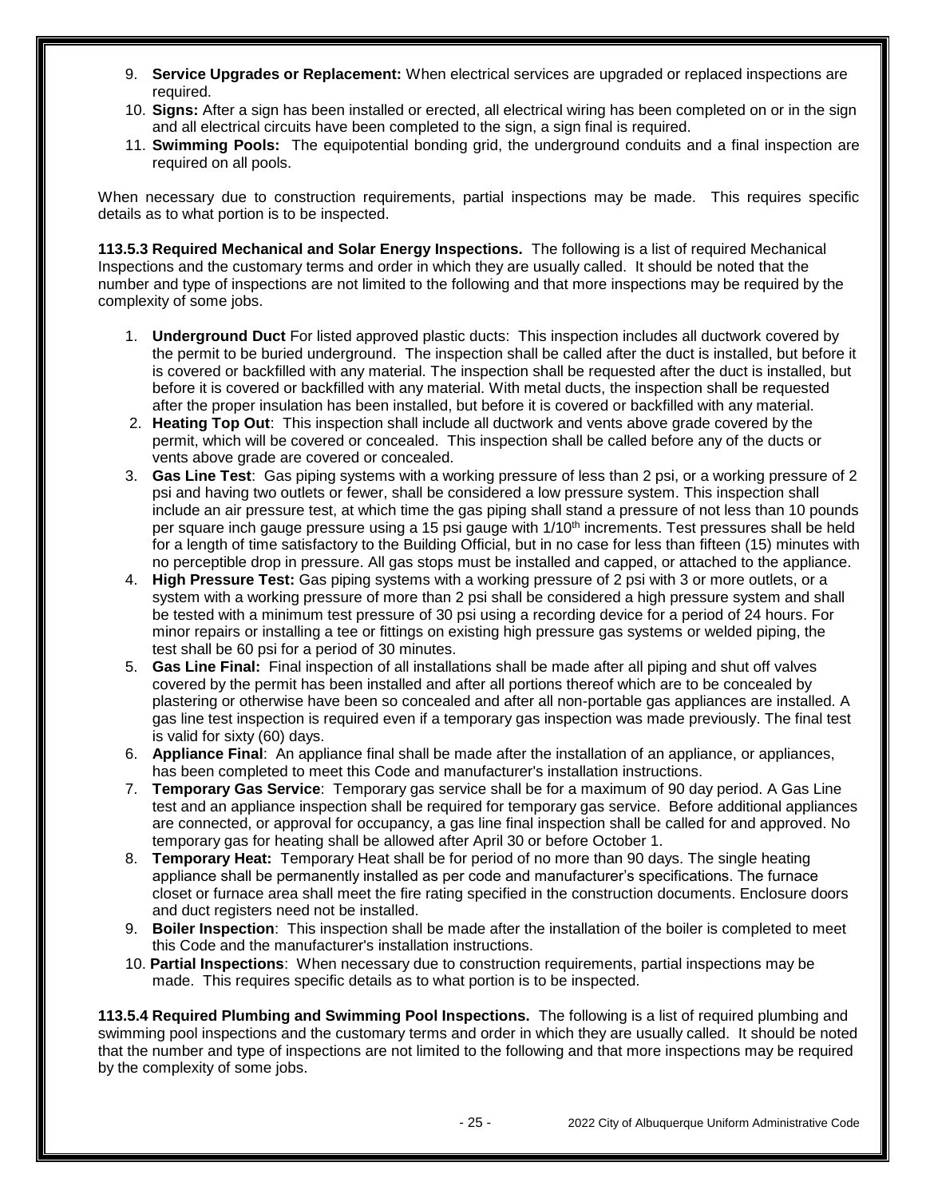9. **Service Upgrades or Replacement:** When electrical services are upgraded or replaced inspections are required.
10. **Signs:** After a sign has been installed or erected, all electrical wiring has been completed on or in the sign and all electrical circuits have been completed to the sign, a sign final is required.
11. **Swimming Pools:** The equipotential bonding grid, the underground conduits and a final inspection are required on all pools.

When necessary due to construction requirements, partial inspections may be made. This requires specific details as to what portion is to be inspected.

**113.5.3 Required Mechanical and Solar Energy Inspections.** The following is a list of required Mechanical Inspections and the customary terms and order in which they are usually called. It should be noted that the number and type of inspections are not limited to the following and that more inspections may be required by the complexity of some jobs.

1. **Underground Duct** For listed approved plastic ducts: This inspection includes all ductwork covered by the permit to be buried underground. The inspection shall be called after the duct is installed, but before it is covered or backfilled with any material. The inspection shall be requested after the duct is installed, but before it is covered or backfilled with any material. With metal ducts, the inspection shall be requested after the proper insulation has been installed, but before it is covered or backfilled with any material.
2. **Heating Top Out**: This inspection shall include all ductwork and vents above grade covered by the permit, which will be covered or concealed. This inspection shall be called before any of the ducts or vents above grade are covered or concealed.
3. **Gas Line Test**: Gas piping systems with a working pressure of less than 2 psi, or a working pressure of 2 psi and having two outlets or fewer, shall be considered a low pressure system. This inspection shall include an air pressure test, at which time the gas piping shall stand a pressure of not less than 10 pounds per square inch gauge pressure using a 15 psi gauge with 1/10th increments. Test pressures shall be held for a length of time satisfactory to the Building Official, but in no case for less than fifteen (15) minutes with no perceptible drop in pressure. All gas stops must be installed and capped, or attached to the appliance.
4. **High Pressure Test:** Gas piping systems with a working pressure of 2 psi with 3 or more outlets, or a system with a working pressure of more than 2 psi shall be considered a high pressure system and shall be tested with a minimum test pressure of 30 psi using a recording device for a period of 24 hours. For minor repairs or installing a tee or fittings on existing high pressure gas systems or welded piping, the test shall be 60 psi for a period of 30 minutes.
5. **Gas Line Final:** Final inspection of all installations shall be made after all piping and shut off valves covered by the permit has been installed and after all portions thereof which are to be concealed by plastering or otherwise have been so concealed and after all non-portable gas appliances are installed. A gas line test inspection is required even if a temporary gas inspection was made previously. The final test is valid for sixty (60) days.
6. **Appliance Final**: An appliance final shall be made after the installation of an appliance, or appliances, has been completed to meet this Code and manufacturer's installation instructions.
7. **Temporary Gas Service**: Temporary gas service shall be for a maximum of 90 day period. A Gas Line test and an appliance inspection shall be required for temporary gas service. Before additional appliances are connected, or approval for occupancy, a gas line final inspection shall be called for and approved. No temporary gas for heating shall be allowed after April 30 or before October 1.
8. **Temporary Heat:** Temporary Heat shall be for period of no more than 90 days. The single heating appliance shall be permanently installed as per code and manufacturer's specifications. The furnace closet or furnace area shall meet the fire rating specified in the construction documents. Enclosure doors and duct registers need not be installed.
9. **Boiler Inspection**: This inspection shall be made after the installation of the boiler is completed to meet this Code and the manufacturer's installation instructions.
10. **Partial Inspections**: When necessary due to construction requirements, partial inspections may be made. This requires specific details as to what portion is to be inspected.

**113.5.4 Required Plumbing and Swimming Pool Inspections.** The following is a list of required plumbing and swimming pool inspections and the customary terms and order in which they are usually called. It should be noted that the number and type of inspections are not limited to the following and that more inspections may be required by the complexity of some jobs.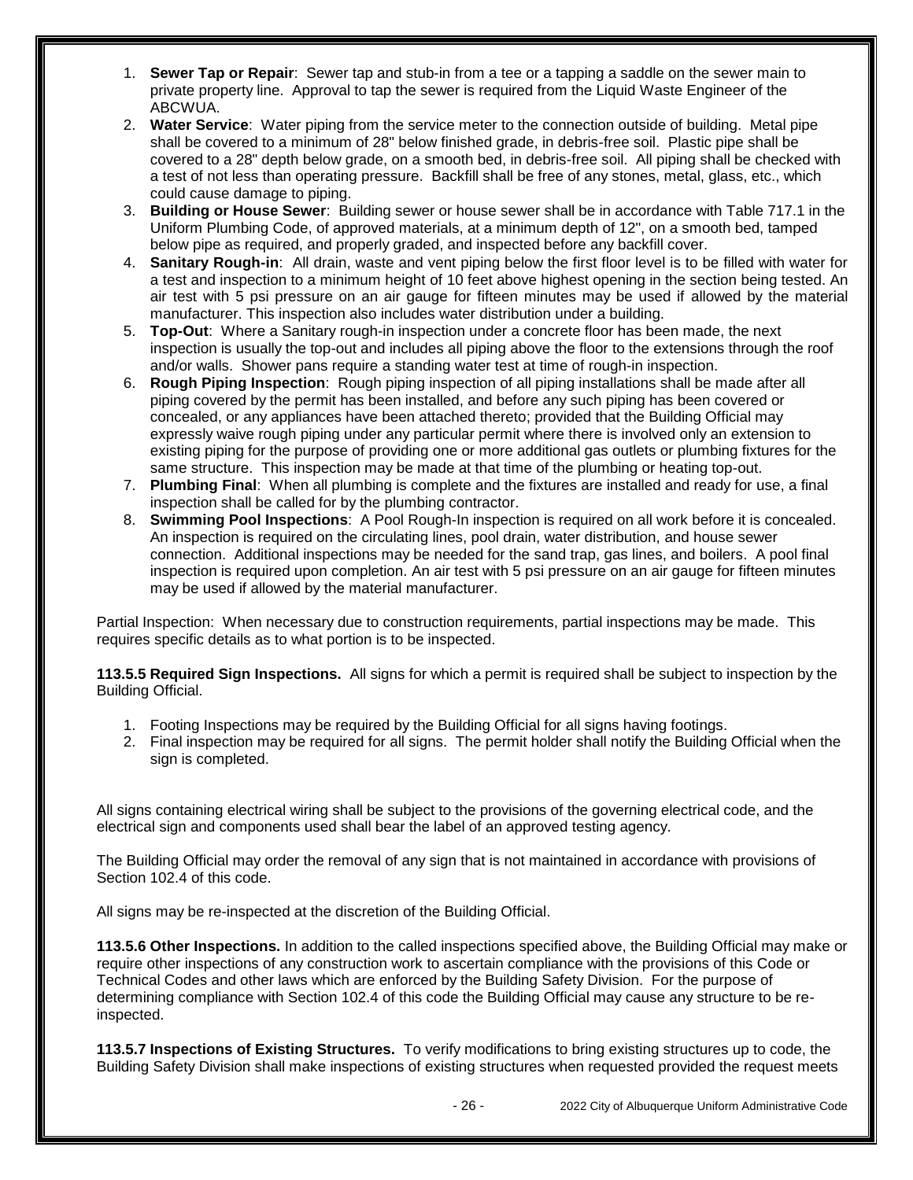1. **Sewer Tap or Repair**: Sewer tap and stub-in from a tee or a tapping a saddle on the sewer main to private property line. Approval to tap the sewer is required from the Liquid Waste Engineer of the ABCWUA.
2. **Water Service**: Water piping from the service meter to the connection outside of building. Metal pipe shall be covered to a minimum of 28" below finished grade, in debris-free soil. Plastic pipe shall be covered to a 28" depth below grade, on a smooth bed, in debris-free soil. All piping shall be checked with a test of not less than operating pressure. Backfill shall be free of any stones, metal, glass, etc., which could cause damage to piping.
3. **Building or House Sewer**: Building sewer or house sewer shall be in accordance with Table 717.1 in the Uniform Plumbing Code, of approved materials, at a minimum depth of 12", on a smooth bed, tamped below pipe as required, and properly graded, and inspected before any backfill cover.
4. **Sanitary Rough-in**: All drain, waste and vent piping below the first floor level is to be filled with water for a test and inspection to a minimum height of 10 feet above highest opening in the section being tested. An air test with 5 psi pressure on an air gauge for fifteen minutes may be used if allowed by the material manufacturer. This inspection also includes water distribution under a building.
5. **Top-Out**: Where a Sanitary rough-in inspection under a concrete floor has been made, the next inspection is usually the top-out and includes all piping above the floor to the extensions through the roof and/or walls. Shower pans require a standing water test at time of rough-in inspection.
6. **Rough Piping Inspection**: Rough piping inspection of all piping installations shall be made after all piping covered by the permit has been installed, and before any such piping has been covered or concealed, or any appliances have been attached thereto; provided that the Building Official may expressly waive rough piping under any particular permit where there is involved only an extension to existing piping for the purpose of providing one or more additional gas outlets or plumbing fixtures for the same structure. This inspection may be made at that time of the plumbing or heating top-out.
7. **Plumbing Final**: When all plumbing is complete and the fixtures are installed and ready for use, a final inspection shall be called for by the plumbing contractor.
8. **Swimming Pool Inspections**: A Pool Rough-In inspection is required on all work before it is concealed. An inspection is required on the circulating lines, pool drain, water distribution, and house sewer connection. Additional inspections may be needed for the sand trap, gas lines, and boilers. A pool final inspection is required upon completion. An air test with 5 psi pressure on an air gauge for fifteen minutes may be used if allowed by the material manufacturer.

Partial Inspection: When necessary due to construction requirements, partial inspections may be made. This requires specific details as to what portion is to be inspected.

**113.5.5 Required Sign Inspections.** All signs for which a permit is required shall be subject to inspection by the Building Official.

1. Footing Inspections may be required by the Building Official for all signs having footings.
2. Final inspection may be required for all signs. The permit holder shall notify the Building Official when the sign is completed.

All signs containing electrical wiring shall be subject to the provisions of the governing electrical code, and the electrical sign and components used shall bear the label of an approved testing agency.

The Building Official may order the removal of any sign that is not maintained in accordance with provisions of Section 102.4 of this code.

All signs may be re-inspected at the discretion of the Building Official.

**113.5.6 Other Inspections.** In addition to the called inspections specified above, the Building Official may make or require other inspections of any construction work to ascertain compliance with the provisions of this Code or Technical Codes and other laws which are enforced by the Building Safety Division. For the purpose of determining compliance with Section 102.4 of this code the Building Official may cause any structure to be re-inspected.

**113.5.7 Inspections of Existing Structures.** To verify modifications to bring existing structures up to code, the Building Safety Division shall make inspections of existing structures when requested provided the request meets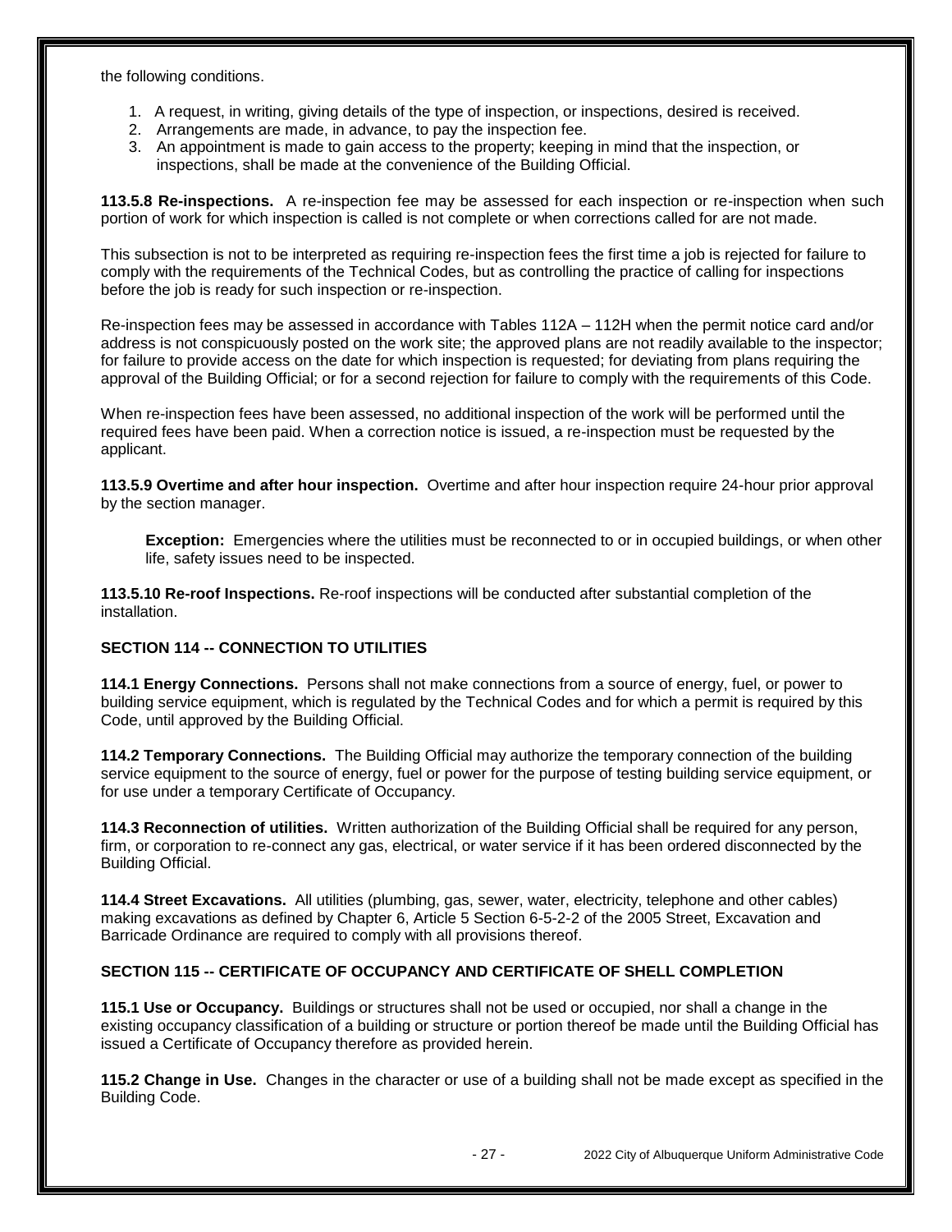the following conditions.

1. A request, in writing, giving details of the type of inspection, or inspections, desired is received.
2. Arrangements are made, in advance, to pay the inspection fee.
3. An appointment is made to gain access to the property; keeping in mind that the inspection, or inspections, shall be made at the convenience of the Building Official.

**113.5.8 Re-inspections.** A re-inspection fee may be assessed for each inspection or re-inspection when such portion of work for which inspection is called is not complete or when corrections called for are not made.

This subsection is not to be interpreted as requiring re-inspection fees the first time a job is rejected for failure to comply with the requirements of the Technical Codes, but as controlling the practice of calling for inspections before the job is ready for such inspection or re-inspection.

Re-inspection fees may be assessed in accordance with Tables 112A – 112H when the permit notice card and/or address is not conspicuously posted on the work site; the approved plans are not readily available to the inspector; for failure to provide access on the date for which inspection is requested; for deviating from plans requiring the approval of the Building Official; or for a second rejection for failure to comply with the requirements of this Code.

When re-inspection fees have been assessed, no additional inspection of the work will be performed until the required fees have been paid. When a correction notice is issued, a re-inspection must be requested by the applicant.

**113.5.9 Overtime and after hour inspection.** Overtime and after hour inspection require 24-hour prior approval by the section manager.

> **Exception:** Emergencies where the utilities must be reconnected to or in occupied buildings, or when other life, safety issues need to be inspected.

**113.5.10 Re-roof Inspections.** Re-roof inspections will be conducted after substantial completion of the installation.

## SECTION 114 -- CONNECTION TO UTILITIES

**114.1 Energy Connections.** Persons shall not make connections from a source of energy, fuel, or power to building service equipment, which is regulated by the Technical Codes and for which a permit is required by this Code, until approved by the Building Official.

**114.2 Temporary Connections.** The Building Official may authorize the temporary connection of the building service equipment to the source of energy, fuel or power for the purpose of testing building service equipment, or for use under a temporary Certificate of Occupancy.

**114.3 Reconnection of utilities.** Written authorization of the Building Official shall be required for any person, firm, or corporation to re-connect any gas, electrical, or water service if it has been ordered disconnected by the Building Official.

**114.4 Street Excavations.** All utilities (plumbing, gas, sewer, water, electricity, telephone and other cables) making excavations as defined by Chapter 6, Article 5 Section 6-5-2-2 of the 2005 Street, Excavation and Barricade Ordinance are required to comply with all provisions thereof.

## SECTION 115 -- CERTIFICATE OF OCCUPANCY AND CERTIFICATE OF SHELL COMPLETION

**115.1 Use or Occupancy.** Buildings or structures shall not be used or occupied, nor shall a change in the existing occupancy classification of a building or structure or portion thereof be made until the Building Official has issued a Certificate of Occupancy therefore as provided herein.

**115.2 Change in Use.** Changes in the character or use of a building shall not be made except as specified in the Building Code.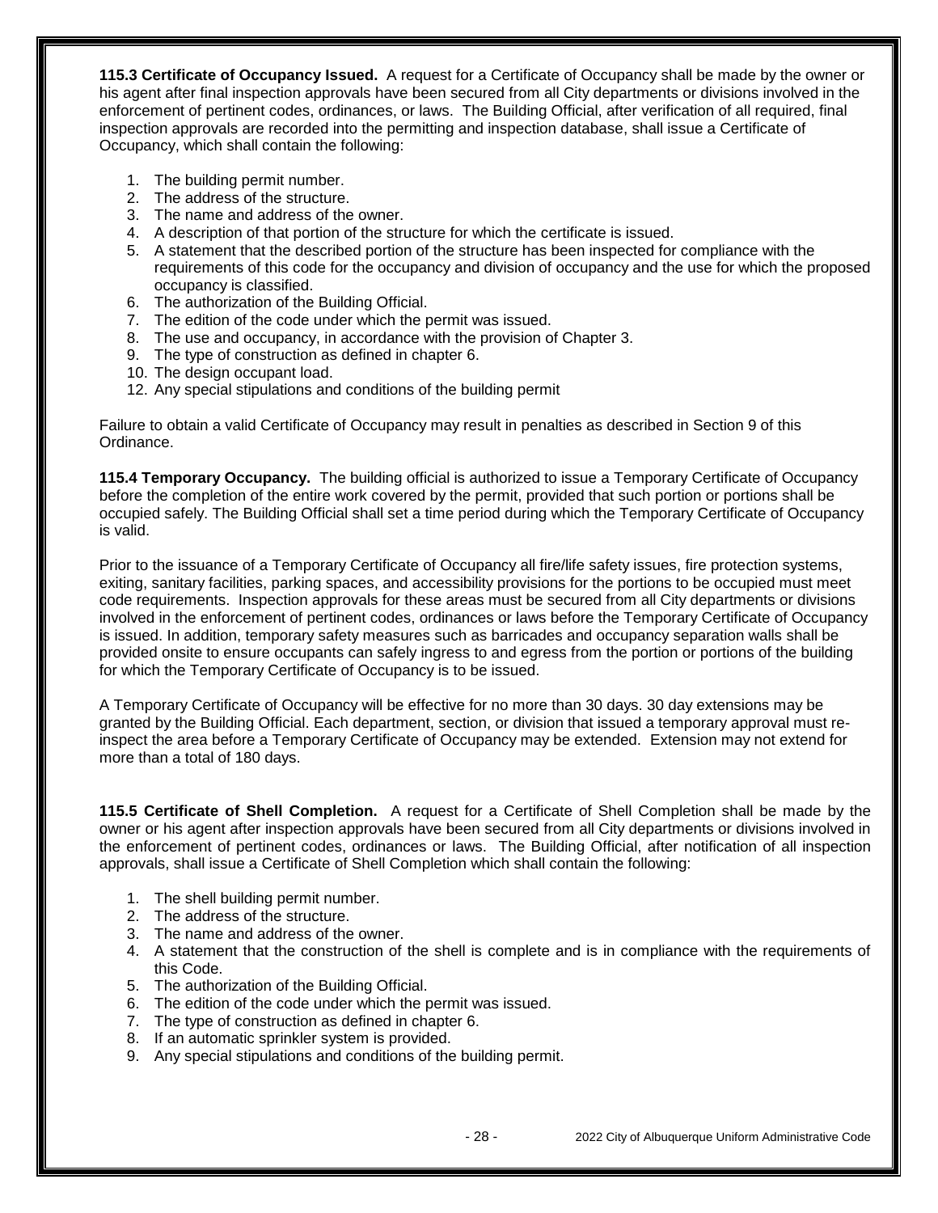**115.3 Certificate of Occupancy Issued.** A request for a Certificate of Occupancy shall be made by the owner or his agent after final inspection approvals have been secured from all City departments or divisions involved in the enforcement of pertinent codes, ordinances, or laws. The Building Official, after verification of all required, final inspection approvals are recorded into the permitting and inspection database, shall issue a Certificate of Occupancy, which shall contain the following:

1. The building permit number.
2. The address of the structure.
3. The name and address of the owner.
4. A description of that portion of the structure for which the certificate is issued.
5. A statement that the described portion of the structure has been inspected for compliance with the requirements of this code for the occupancy and division of occupancy and the use for which the proposed occupancy is classified.
6. The authorization of the Building Official.
7. The edition of the code under which the permit was issued.
8. The use and occupancy, in accordance with the provision of Chapter 3.
9. The type of construction as defined in chapter 6.
10. The design occupant load.
12. Any special stipulations and conditions of the building permit

Failure to obtain a valid Certificate of Occupancy may result in penalties as described in Section 9 of this Ordinance.

**115.4 Temporary Occupancy.** The building official is authorized to issue a Temporary Certificate of Occupancy before the completion of the entire work covered by the permit, provided that such portion or portions shall be occupied safely. The Building Official shall set a time period during which the Temporary Certificate of Occupancy is valid.

Prior to the issuance of a Temporary Certificate of Occupancy all fire/life safety issues, fire protection systems, exiting, sanitary facilities, parking spaces, and accessibility provisions for the portions to be occupied must meet code requirements. Inspection approvals for these areas must be secured from all City departments or divisions involved in the enforcement of pertinent codes, ordinances or laws before the Temporary Certificate of Occupancy is issued. In addition, temporary safety measures such as barricades and occupancy separation walls shall be provided onsite to ensure occupants can safely ingress to and egress from the portion or portions of the building for which the Temporary Certificate of Occupancy is to be issued.

A Temporary Certificate of Occupancy will be effective for no more than 30 days. 30 day extensions may be granted by the Building Official. Each department, section, or division that issued a temporary approval must re-inspect the area before a Temporary Certificate of Occupancy may be extended. Extension may not extend for more than a total of 180 days.

**115.5 Certificate of Shell Completion.** A request for a Certificate of Shell Completion shall be made by the owner or his agent after inspection approvals have been secured from all City departments or divisions involved in the enforcement of pertinent codes, ordinances or laws. The Building Official, after notification of all inspection approvals, shall issue a Certificate of Shell Completion which shall contain the following:

1. The shell building permit number.
2. The address of the structure.
3. The name and address of the owner.
4. A statement that the construction of the shell is complete and is in compliance with the requirements of this Code.
5. The authorization of the Building Official.
6. The edition of the code under which the permit was issued.
7. The type of construction as defined in chapter 6.
8. If an automatic sprinkler system is provided.
9. Any special stipulations and conditions of the building permit.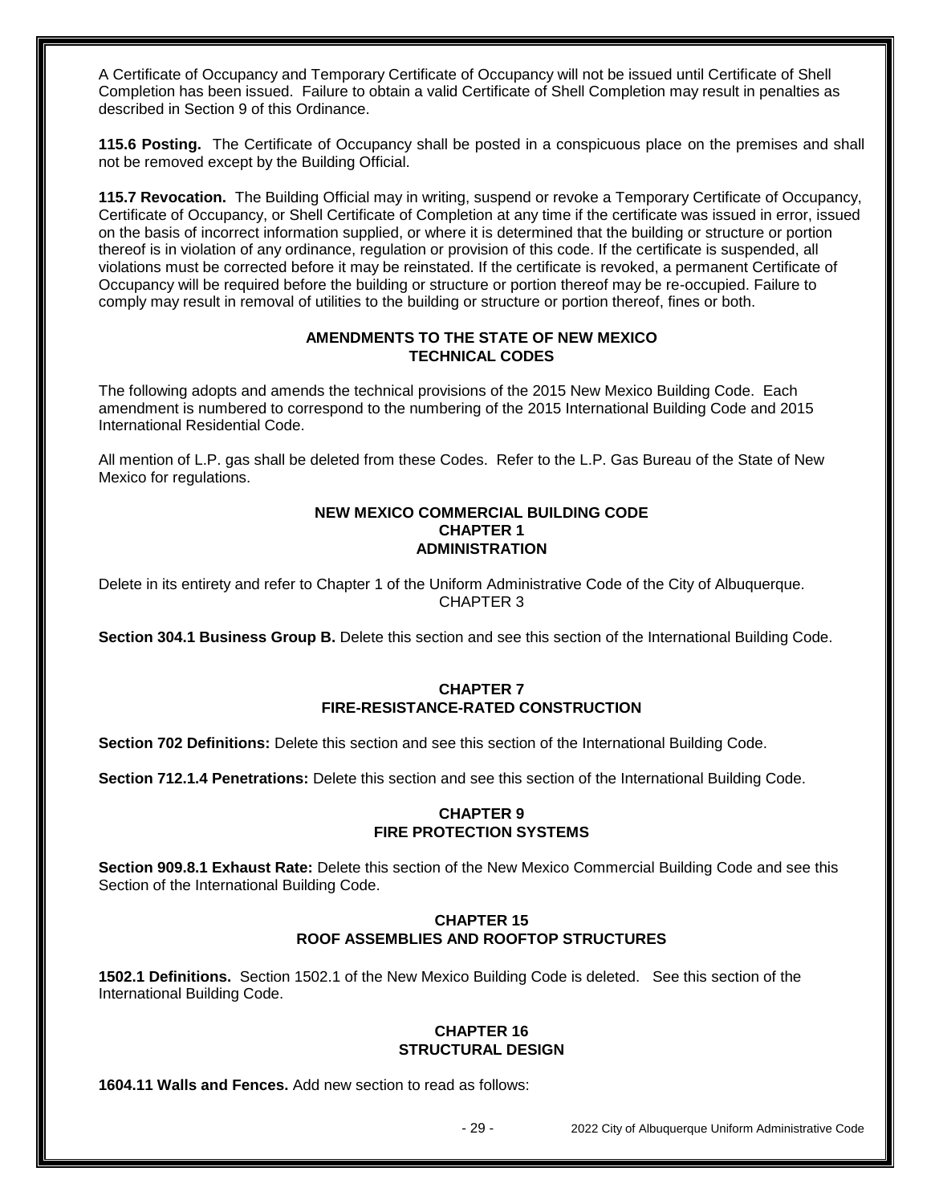A Certificate of Occupancy and Temporary Certificate of Occupancy will not be issued until Certificate of Shell Completion has been issued. Failure to obtain a valid Certificate of Shell Completion may result in penalties as described in Section 9 of this Ordinance.

**115.6 Posting.** The Certificate of Occupancy shall be posted in a conspicuous place on the premises and shall not be removed except by the Building Official.

**115.7 Revocation.** The Building Official may in writing, suspend or revoke a Temporary Certificate of Occupancy, Certificate of Occupancy, or Shell Certificate of Completion at any time if the certificate was issued in error, issued on the basis of incorrect information supplied, or where it is determined that the building or structure or portion thereof is in violation of any ordinance, regulation or provision of this code. If the certificate is suspended, all violations must be corrected before it may be reinstated. If the certificate is revoked, a permanent Certificate of Occupancy will be required before the building or structure or portion thereof may be re-occupied. Failure to comply may result in removal of utilities to the building or structure or portion thereof, fines or both.

## AMENDMENTS TO THE STATE OF NEW MEXICO TECHNICAL CODES

The following adopts and amends the technical provisions of the 2015 New Mexico Building Code. Each amendment is numbered to correspond to the numbering of the 2015 International Building Code and 2015 International Residential Code.

All mention of L.P. gas shall be deleted from these Codes. Refer to the L.P. Gas Bureau of the State of New Mexico for regulations.

## NEW MEXICO COMMERCIAL BUILDING CODE CHAPTER 1 ADMINISTRATION

Delete in its entirety and refer to Chapter 1 of the Uniform Administrative Code of the City of Albuquerque.

### CHAPTER 3

**Section 304.1 Business Group B.** Delete this section and see this section of the International Building Code.

### CHAPTER 7 FIRE-RESISTANCE-RATED CONSTRUCTION

**Section 702 Definitions:** Delete this section and see this section of the International Building Code.

**Section 712.1.4 Penetrations:** Delete this section and see this section of the International Building Code.

### CHAPTER 9 FIRE PROTECTION SYSTEMS

**Section 909.8.1 Exhaust Rate:** Delete this section of the New Mexico Commercial Building Code and see this Section of the International Building Code.

### CHAPTER 15 ROOF ASSEMBLIES AND ROOFTOP STRUCTURES

**1502.1 Definitions.** Section 1502.1 of the New Mexico Building Code is deleted. See this section of the International Building Code.

### CHAPTER 16 STRUCTURAL DESIGN

**1604.11 Walls and Fences.** Add new section to read as follows: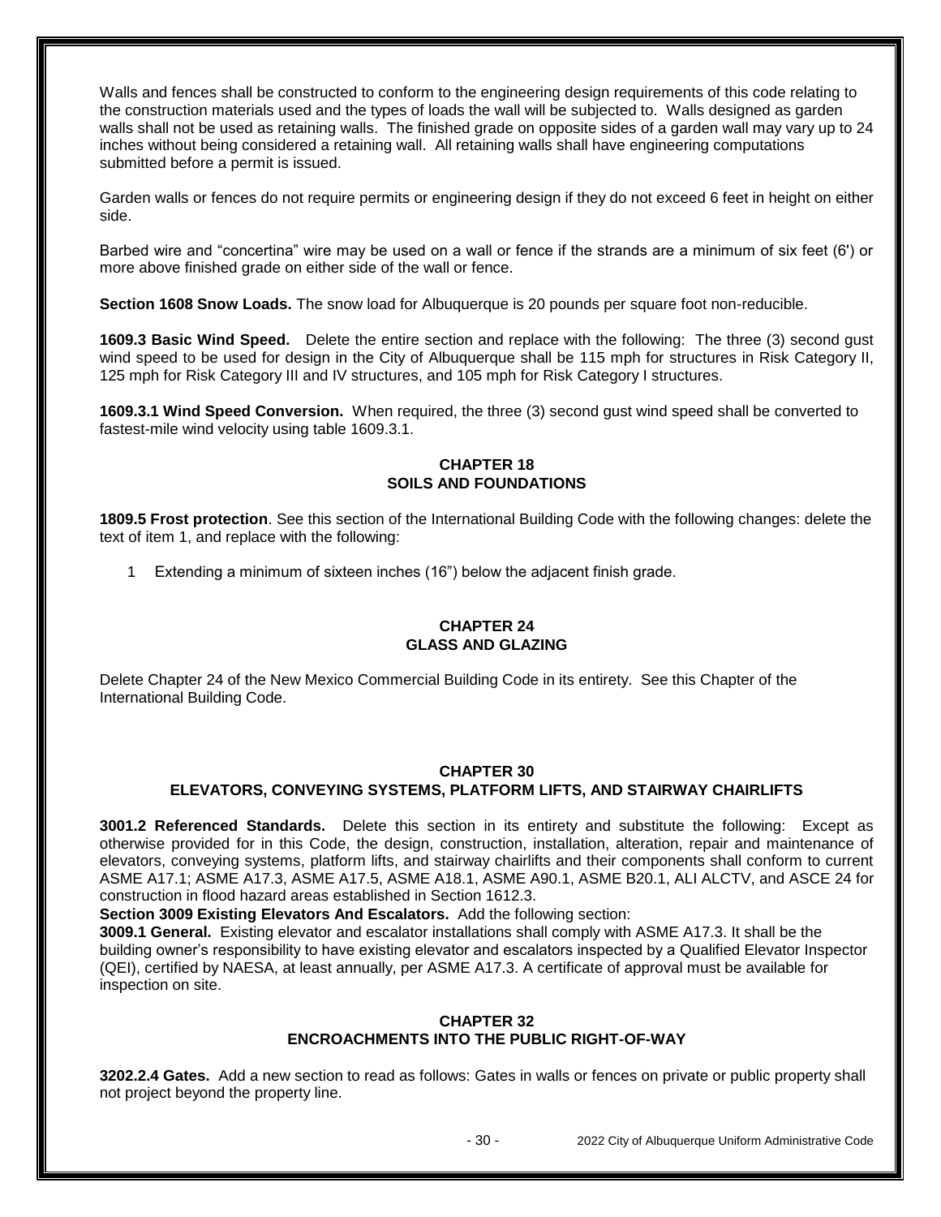Walls and fences shall be constructed to conform to the engineering design requirements of this code relating to the construction materials used and the types of loads the wall will be subjected to. Walls designed as garden walls shall not be used as retaining walls. The finished grade on opposite sides of a garden wall may vary up to 24 inches without being considered a retaining wall. All retaining walls shall have engineering computations submitted before a permit is issued.

Garden walls or fences do not require permits or engineering design if they do not exceed 6 feet in height on either side.

Barbed wire and "concertina" wire may be used on a wall or fence if the strands are a minimum of six feet (6') or more above finished grade on either side of the wall or fence.

**Section 1608 Snow Loads.** The snow load for Albuquerque is 20 pounds per square foot non-reducible.

**1609.3 Basic Wind Speed.** Delete the entire section and replace with the following: The three (3) second gust wind speed to be used for design in the City of Albuquerque shall be 115 mph for structures in Risk Category II, 125 mph for Risk Category III and IV structures, and 105 mph for Risk Category I structures.

**1609.3.1 Wind Speed Conversion.** When required, the three (3) second gust wind speed shall be converted to fastest-mile wind velocity using table 1609.3.1.

## CHAPTER 18
## SOILS AND FOUNDATIONS

**1809.5 Frost protection**. See this section of the International Building Code with the following changes: delete the text of item 1, and replace with the following:

1 Extending a minimum of sixteen inches (16") below the adjacent finish grade.

## CHAPTER 24
## GLASS AND GLAZING

Delete Chapter 24 of the New Mexico Commercial Building Code in its entirety. See this Chapter of the International Building Code.

## CHAPTER 30
## ELEVATORS, CONVEYING SYSTEMS, PLATFORM LIFTS, AND STAIRWAY CHAIRLIFTS

**3001.2 Referenced Standards.** Delete this section in its entirety and substitute the following: Except as otherwise provided for in this Code, the design, construction, installation, alteration, repair and maintenance of elevators, conveying systems, platform lifts, and stairway chairlifts and their components shall conform to current ASME A17.1; ASME A17.3, ASME A17.5, ASME A18.1, ASME A90.1, ASME B20.1, ALI ALCTV, and ASCE 24 for construction in flood hazard areas established in Section 1612.3.

**Section 3009 Existing Elevators And Escalators.** Add the following section:

**3009.1 General.** Existing elevator and escalator installations shall comply with ASME A17.3. It shall be the building owner's responsibility to have existing elevator and escalators inspected by a Qualified Elevator Inspector (QEI), certified by NAESA, at least annually, per ASME A17.3. A certificate of approval must be available for inspection on site.

## CHAPTER 32
## ENCROACHMENTS INTO THE PUBLIC RIGHT-OF-WAY

**3202.2.4 Gates.** Add a new section to read as follows: Gates in walls or fences on private or public property shall not project beyond the property line.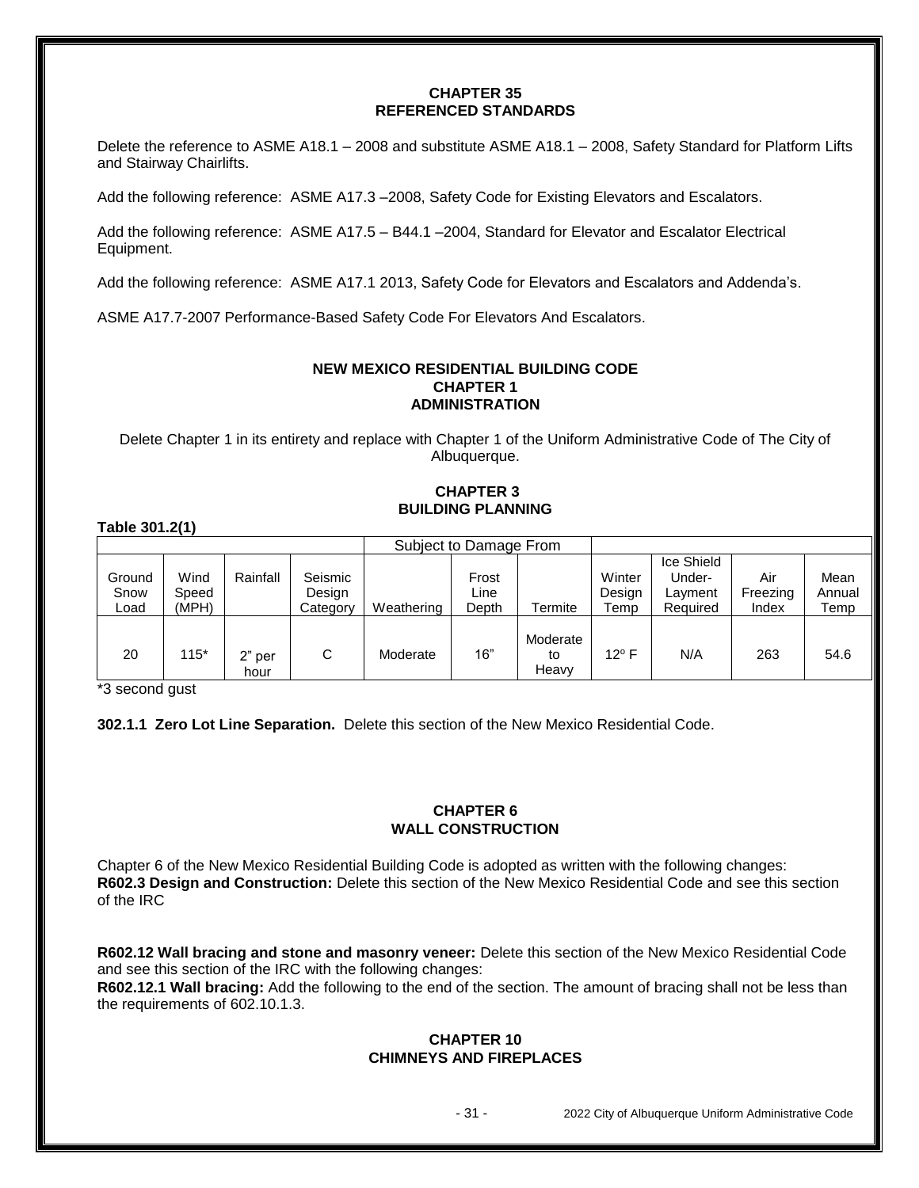## CHAPTER 35
## REFERENCED STANDARDS

Delete the reference to ASME A18.1 – 2008 and substitute ASME A18.1 – 2008, Safety Standard for Platform Lifts and Stairway Chairlifts.

Add the following reference: ASME A17.3 –2008, Safety Code for Existing Elevators and Escalators.

Add the following reference: ASME A17.5 – B44.1 –2004, Standard for Elevator and Escalator Electrical Equipment.

Add the following reference: ASME A17.1 2013, Safety Code for Elevators and Escalators and Addenda's.

ASME A17.7-2007 Performance-Based Safety Code For Elevators And Escalators.

## NEW MEXICO RESIDENTIAL BUILDING CODE
## CHAPTER 1
## ADMINISTRATION

Delete Chapter 1 in its entirety and replace with Chapter 1 of the Uniform Administrative Code of The City of Albuquerque.

## CHAPTER 3
## BUILDING PLANNING

**Table 301.2(1)**

| | | | | Subject to Damage From | | | | | | |
|---|---|---|---|---|---|---|---|---|---|---|
| Ground Snow Load | Wind Speed (MPH) | Rainfall | Seismic Design Category | Weathering | Frost Line Depth | Termite | Winter Design Temp | Ice Shield Under-Layment Required | Air Freezing Index | Mean Annual Temp |
| 20 | 115* | 2" per hour | C | Moderate | 16" | Moderate to Heavy | 12° F | N/A | 263 | 54.6 |

*3 second gust

**302.1.1 Zero Lot Line Separation.** Delete this section of the New Mexico Residential Code.

## CHAPTER 6
## WALL CONSTRUCTION

Chapter 6 of the New Mexico Residential Building Code is adopted as written with the following changes:
**R602.3 Design and Construction:** Delete this section of the New Mexico Residential Code and see this section of the IRC

**R602.12 Wall bracing and stone and masonry veneer:** Delete this section of the New Mexico Residential Code and see this section of the IRC with the following changes:
**R602.12.1 Wall bracing:** Add the following to the end of the section. The amount of bracing shall not be less than the requirements of 602.10.1.3.

## CHAPTER 10
## CHIMNEYS AND FIREPLACES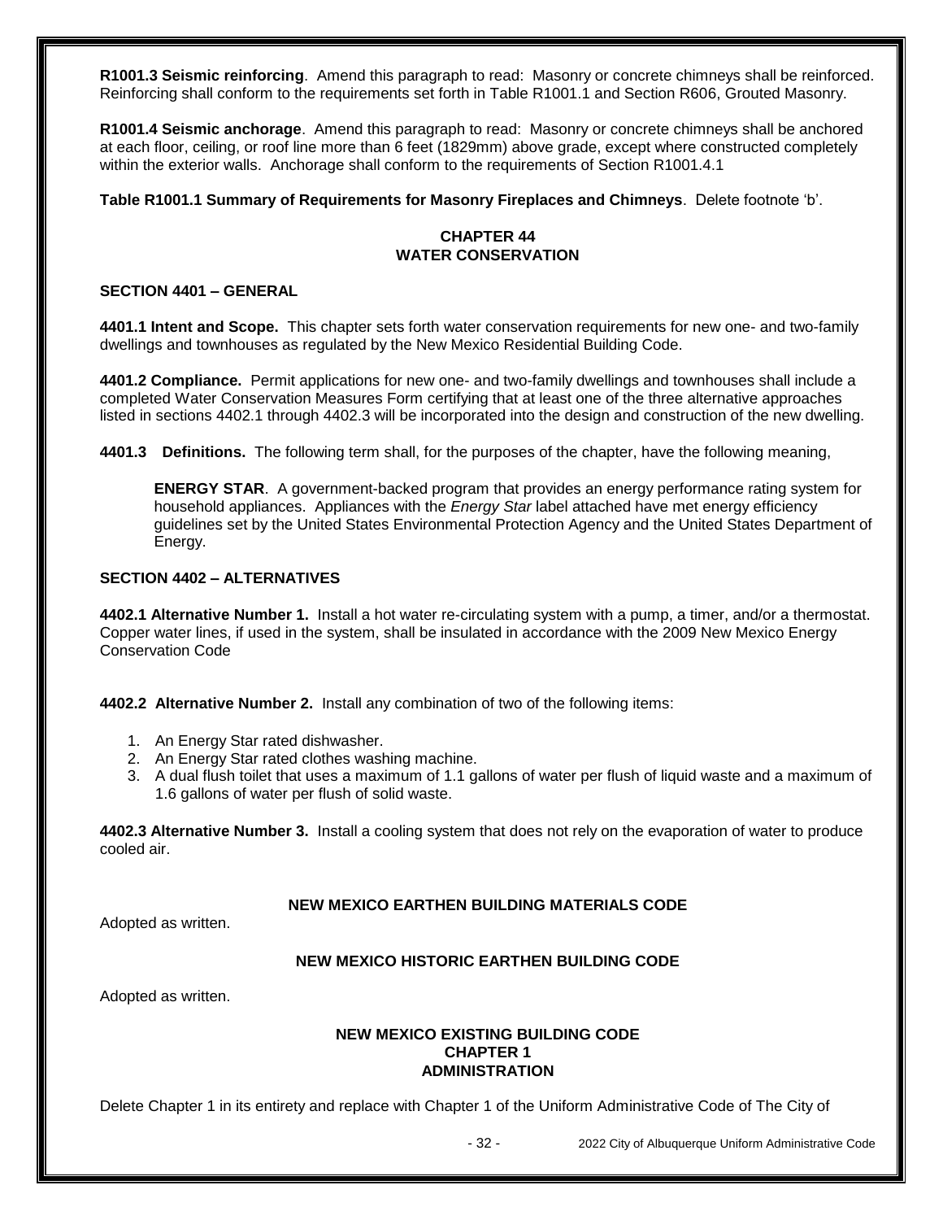**R1001.3 Seismic reinforcing**. Amend this paragraph to read: Masonry or concrete chimneys shall be reinforced. Reinforcing shall conform to the requirements set forth in Table R1001.1 and Section R606, Grouted Masonry.

**R1001.4 Seismic anchorage**. Amend this paragraph to read: Masonry or concrete chimneys shall be anchored at each floor, ceiling, or roof line more than 6 feet (1829mm) above grade, except where constructed completely within the exterior walls. Anchorage shall conform to the requirements of Section R1001.4.1

**Table R1001.1 Summary of Requirements for Masonry Fireplaces and Chimneys**. Delete footnote 'b'.

## CHAPTER 44
## WATER CONSERVATION

### SECTION 4401 – GENERAL

**4401.1 Intent and Scope.** This chapter sets forth water conservation requirements for new one- and two-family dwellings and townhouses as regulated by the New Mexico Residential Building Code.

**4401.2 Compliance.** Permit applications for new one- and two-family dwellings and townhouses shall include a completed Water Conservation Measures Form certifying that at least one of the three alternative approaches listed in sections 4402.1 through 4402.3 will be incorporated into the design and construction of the new dwelling.

**4401.3 Definitions.** The following term shall, for the purposes of the chapter, have the following meaning,

> **ENERGY STAR**. A government-backed program that provides an energy performance rating system for household appliances. Appliances with the *Energy Star* label attached have met energy efficiency guidelines set by the United States Environmental Protection Agency and the United States Department of Energy.

### SECTION 4402 – ALTERNATIVES

**4402.1 Alternative Number 1.** Install a hot water re-circulating system with a pump, a timer, and/or a thermostat. Copper water lines, if used in the system, shall be insulated in accordance with the 2009 New Mexico Energy Conservation Code

**4402.2 Alternative Number 2.** Install any combination of two of the following items:

1. An Energy Star rated dishwasher.
2. An Energy Star rated clothes washing machine.
3. A dual flush toilet that uses a maximum of 1.1 gallons of water per flush of liquid waste and a maximum of 1.6 gallons of water per flush of solid waste.

**4402.3 Alternative Number 3.** Install a cooling system that does not rely on the evaporation of water to produce cooled air.

## NEW MEXICO EARTHEN BUILDING MATERIALS CODE

Adopted as written.

## NEW MEXICO HISTORIC EARTHEN BUILDING CODE

Adopted as written.

## NEW MEXICO EXISTING BUILDING CODE
## CHAPTER 1
## ADMINISTRATION

Delete Chapter 1 in its entirety and replace with Chapter 1 of the Uniform Administrative Code of The City of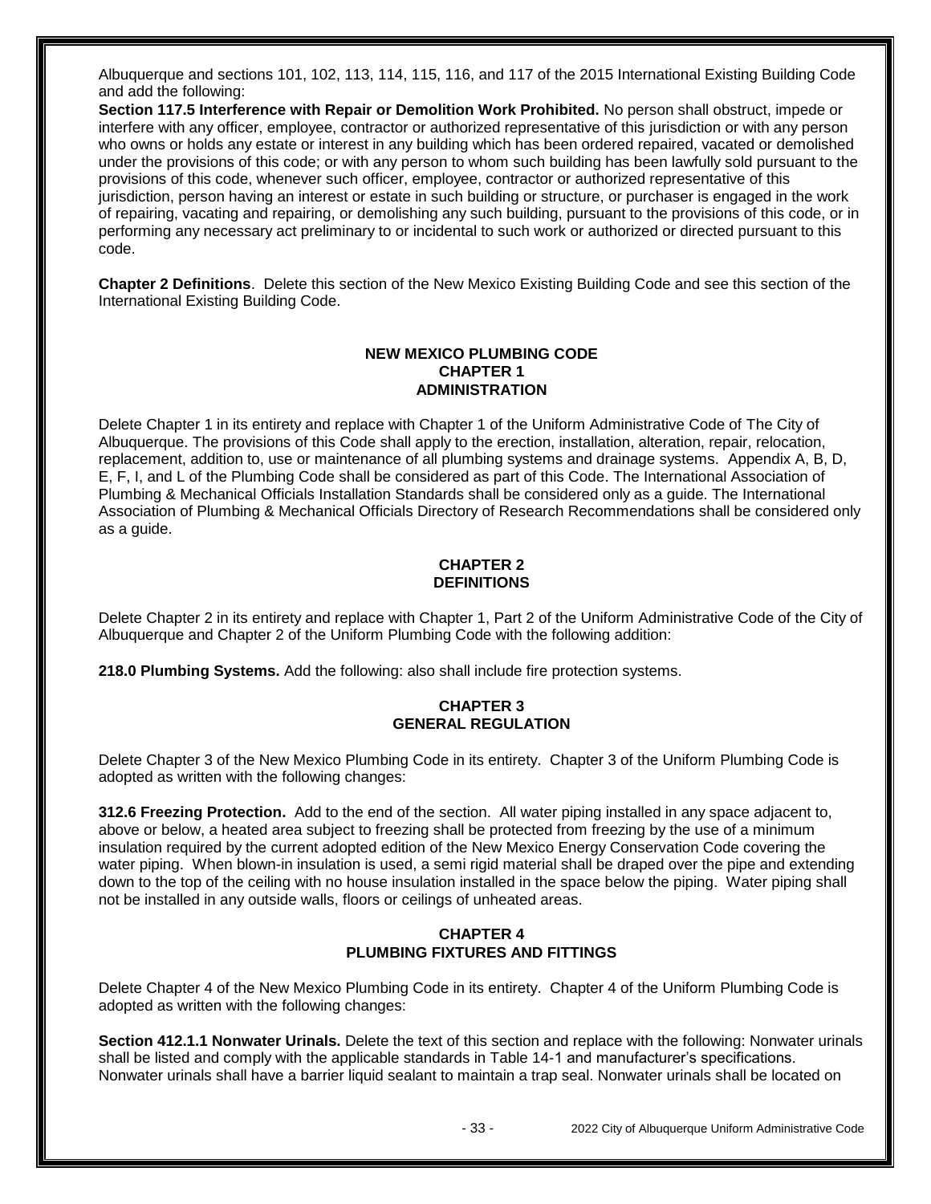Albuquerque and sections 101, 102, 113, 114, 115, 116, and 117 of the 2015 International Existing Building Code and add the following:

**Section 117.5 Interference with Repair or Demolition Work Prohibited.** No person shall obstruct, impede or interfere with any officer, employee, contractor or authorized representative of this jurisdiction or with any person who owns or holds any estate or interest in any building which has been ordered repaired, vacated or demolished under the provisions of this code; or with any person to whom such building has been lawfully sold pursuant to the provisions of this code, whenever such officer, employee, contractor or authorized representative of this jurisdiction, person having an interest or estate in such building or structure, or purchaser is engaged in the work of repairing, vacating and repairing, or demolishing any such building, pursuant to the provisions of this code, or in performing any necessary act preliminary to or incidental to such work or authorized or directed pursuant to this code.

**Chapter 2 Definitions**. Delete this section of the New Mexico Existing Building Code and see this section of the International Existing Building Code.

## NEW MEXICO PLUMBING CODE
## CHAPTER 1
## ADMINISTRATION

Delete Chapter 1 in its entirety and replace with Chapter 1 of the Uniform Administrative Code of The City of Albuquerque. The provisions of this Code shall apply to the erection, installation, alteration, repair, relocation, replacement, addition to, use or maintenance of all plumbing systems and drainage systems. Appendix A, B, D, E, F, I, and L of the Plumbing Code shall be considered as part of this Code. The International Association of Plumbing & Mechanical Officials Installation Standards shall be considered only as a guide. The International Association of Plumbing & Mechanical Officials Directory of Research Recommendations shall be considered only as a guide.

## CHAPTER 2
## DEFINITIONS

Delete Chapter 2 in its entirety and replace with Chapter 1, Part 2 of the Uniform Administrative Code of the City of Albuquerque and Chapter 2 of the Uniform Plumbing Code with the following addition:

**218.0 Plumbing Systems.** Add the following: also shall include fire protection systems.

## CHAPTER 3
## GENERAL REGULATION

Delete Chapter 3 of the New Mexico Plumbing Code in its entirety. Chapter 3 of the Uniform Plumbing Code is adopted as written with the following changes:

**312.6 Freezing Protection.** Add to the end of the section. All water piping installed in any space adjacent to, above or below, a heated area subject to freezing shall be protected from freezing by the use of a minimum insulation required by the current adopted edition of the New Mexico Energy Conservation Code covering the water piping. When blown-in insulation is used, a semi rigid material shall be draped over the pipe and extending down to the top of the ceiling with no house insulation installed in the space below the piping. Water piping shall not be installed in any outside walls, floors or ceilings of unheated areas.

## CHAPTER 4
## PLUMBING FIXTURES AND FITTINGS

Delete Chapter 4 of the New Mexico Plumbing Code in its entirety. Chapter 4 of the Uniform Plumbing Code is adopted as written with the following changes:

**Section 412.1.1 Nonwater Urinals.** Delete the text of this section and replace with the following: Nonwater urinals shall be listed and comply with the applicable standards in Table 14-1 and manufacturer's specifications. Nonwater urinals shall have a barrier liquid sealant to maintain a trap seal. Nonwater urinals shall be located on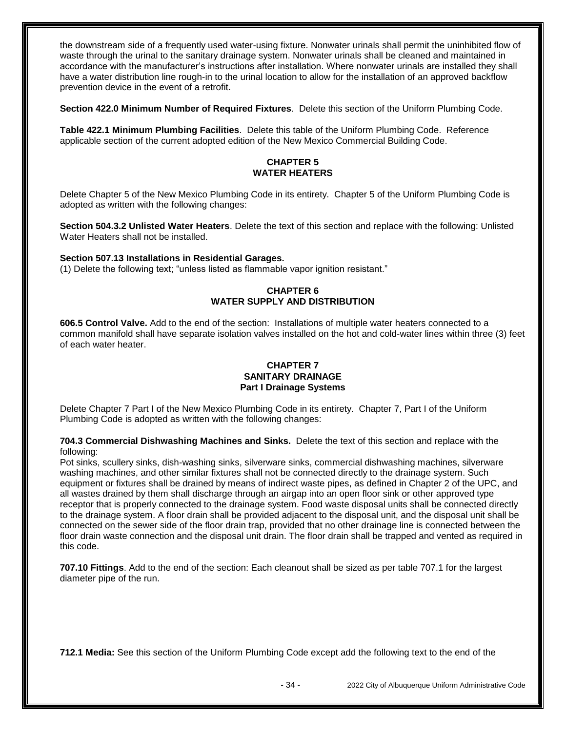the downstream side of a frequently used water-using fixture. Nonwater urinals shall permit the uninhibited flow of waste through the urinal to the sanitary drainage system. Nonwater urinals shall be cleaned and maintained in accordance with the manufacturer's instructions after installation. Where nonwater urinals are installed they shall have a water distribution line rough-in to the urinal location to allow for the installation of an approved backflow prevention device in the event of a retrofit.

**Section 422.0 Minimum Number of Required Fixtures**. Delete this section of the Uniform Plumbing Code.

**Table 422.1 Minimum Plumbing Facilities**. Delete this table of the Uniform Plumbing Code. Reference applicable section of the current adopted edition of the New Mexico Commercial Building Code.

## CHAPTER 5
## WATER HEATERS

Delete Chapter 5 of the New Mexico Plumbing Code in its entirety. Chapter 5 of the Uniform Plumbing Code is adopted as written with the following changes:

**Section 504.3.2 Unlisted Water Heaters**. Delete the text of this section and replace with the following: Unlisted Water Heaters shall not be installed.

**Section 507.13 Installations in Residential Garages.**
(1) Delete the following text; "unless listed as flammable vapor ignition resistant."

## CHAPTER 6
## WATER SUPPLY AND DISTRIBUTION

**606.5 Control Valve.** Add to the end of the section: Installations of multiple water heaters connected to a common manifold shall have separate isolation valves installed on the hot and cold-water lines within three (3) feet of each water heater.

## CHAPTER 7
## SANITARY DRAINAGE
### Part I Drainage Systems

Delete Chapter 7 Part I of the New Mexico Plumbing Code in its entirety. Chapter 7, Part I of the Uniform Plumbing Code is adopted as written with the following changes:

**704.3 Commercial Dishwashing Machines and Sinks.** Delete the text of this section and replace with the following:
Pot sinks, scullery sinks, dish-washing sinks, silverware sinks, commercial dishwashing machines, silverware washing machines, and other similar fixtures shall not be connected directly to the drainage system. Such equipment or fixtures shall be drained by means of indirect waste pipes, as defined in Chapter 2 of the UPC, and all wastes drained by them shall discharge through an airgap into an open floor sink or other approved type receptor that is properly connected to the drainage system. Food waste disposal units shall be connected directly to the drainage system. A floor drain shall be provided adjacent to the disposal unit, and the disposal unit shall be connected on the sewer side of the floor drain trap, provided that no other drainage line is connected between the floor drain waste connection and the disposal unit drain. The floor drain shall be trapped and vented as required in this code.

**707.10 Fittings**. Add to the end of the section: Each cleanout shall be sized as per table 707.1 for the largest diameter pipe of the run.

**712.1 Media:** See this section of the Uniform Plumbing Code except add the following text to the end of the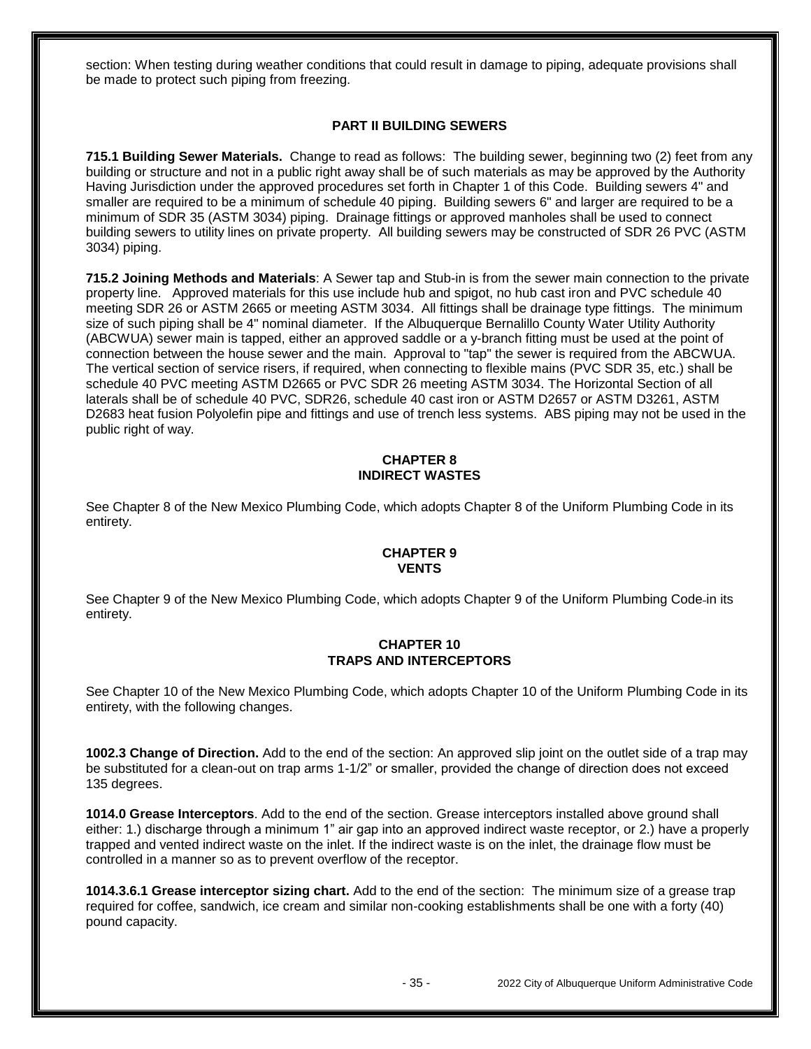section: When testing during weather conditions that could result in damage to piping, adequate provisions shall be made to protect such piping from freezing.

## PART II BUILDING SEWERS

**715.1 Building Sewer Materials.** Change to read as follows: The building sewer, beginning two (2) feet from any building or structure and not in a public right away shall be of such materials as may be approved by the Authority Having Jurisdiction under the approved procedures set forth in Chapter 1 of this Code. Building sewers 4" and smaller are required to be a minimum of schedule 40 piping. Building sewers 6" and larger are required to be a minimum of SDR 35 (ASTM 3034) piping. Drainage fittings or approved manholes shall be used to connect building sewers to utility lines on private property. All building sewers may be constructed of SDR 26 PVC (ASTM 3034) piping.

**715.2 Joining Methods and Materials**: A Sewer tap and Stub-in is from the sewer main connection to the private property line. Approved materials for this use include hub and spigot, no hub cast iron and PVC schedule 40 meeting SDR 26 or ASTM 2665 or meeting ASTM 3034. All fittings shall be drainage type fittings. The minimum size of such piping shall be 4" nominal diameter. If the Albuquerque Bernalillo County Water Utility Authority (ABCWUA) sewer main is tapped, either an approved saddle or a y-branch fitting must be used at the point of connection between the house sewer and the main. Approval to "tap" the sewer is required from the ABCWUA. The vertical section of service risers, if required, when connecting to flexible mains (PVC SDR 35, etc.) shall be schedule 40 PVC meeting ASTM D2665 or PVC SDR 26 meeting ASTM 3034. The Horizontal Section of all laterals shall be of schedule 40 PVC, SDR26, schedule 40 cast iron or ASTM D2657 or ASTM D3261, ASTM D2683 heat fusion Polyolefin pipe and fittings and use of trench less systems. ABS piping may not be used in the public right of way.

## CHAPTER 8
## INDIRECT WASTES

See Chapter 8 of the New Mexico Plumbing Code, which adopts Chapter 8 of the Uniform Plumbing Code in its entirety.

## CHAPTER 9
## VENTS

See Chapter 9 of the New Mexico Plumbing Code, which adopts Chapter 9 of the Uniform Plumbing Code in its entirety.

## CHAPTER 10
## TRAPS AND INTERCEPTORS

See Chapter 10 of the New Mexico Plumbing Code, which adopts Chapter 10 of the Uniform Plumbing Code in its entirety, with the following changes.

**1002.3 Change of Direction.** Add to the end of the section: An approved slip joint on the outlet side of a trap may be substituted for a clean-out on trap arms 1-1/2" or smaller, provided the change of direction does not exceed 135 degrees.

**1014.0 Grease Interceptors**. Add to the end of the section. Grease interceptors installed above ground shall either: 1.) discharge through a minimum 1" air gap into an approved indirect waste receptor, or 2.) have a properly trapped and vented indirect waste on the inlet. If the indirect waste is on the inlet, the drainage flow must be controlled in a manner so as to prevent overflow of the receptor.

**1014.3.6.1 Grease interceptor sizing chart.** Add to the end of the section: The minimum size of a grease trap required for coffee, sandwich, ice cream and similar non-cooking establishments shall be one with a forty (40) pound capacity.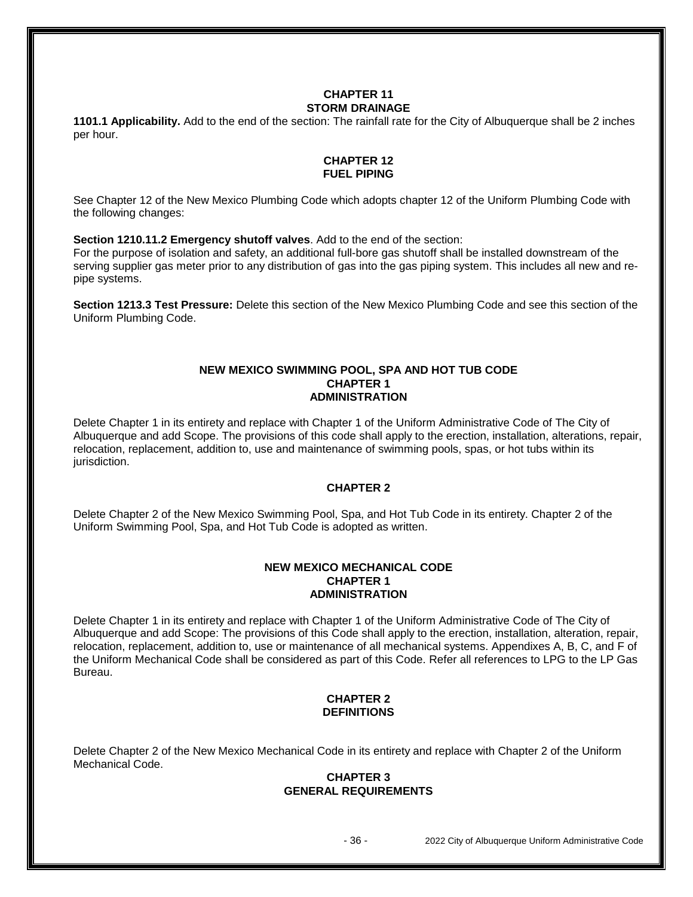## CHAPTER 11
## STORM DRAINAGE

**1101.1 Applicability.** Add to the end of the section: The rainfall rate for the City of Albuquerque shall be 2 inches per hour.

## CHAPTER 12
## FUEL PIPING

See Chapter 12 of the New Mexico Plumbing Code which adopts chapter 12 of the Uniform Plumbing Code with the following changes:

**Section 1210.11.2 Emergency shutoff valves**. Add to the end of the section:
For the purpose of isolation and safety, an additional full-bore gas shutoff shall be installed downstream of the serving supplier gas meter prior to any distribution of gas into the gas piping system. This includes all new and re-pipe systems.

**Section 1213.3 Test Pressure:** Delete this section of the New Mexico Plumbing Code and see this section of the Uniform Plumbing Code.

# NEW MEXICO SWIMMING POOL, SPA AND HOT TUB CODE
## CHAPTER 1
## ADMINISTRATION

Delete Chapter 1 in its entirety and replace with Chapter 1 of the Uniform Administrative Code of The City of Albuquerque and add Scope. The provisions of this code shall apply to the erection, installation, alterations, repair, relocation, replacement, addition to, use and maintenance of swimming pools, spas, or hot tubs within its jurisdiction.

## CHAPTER 2

Delete Chapter 2 of the New Mexico Swimming Pool, Spa, and Hot Tub Code in its entirety. Chapter 2 of the Uniform Swimming Pool, Spa, and Hot Tub Code is adopted as written.

# NEW MEXICO MECHANICAL CODE
## CHAPTER 1
## ADMINISTRATION

Delete Chapter 1 in its entirety and replace with Chapter 1 of the Uniform Administrative Code of The City of Albuquerque and add Scope: The provisions of this Code shall apply to the erection, installation, alteration, repair, relocation, replacement, addition to, use or maintenance of all mechanical systems. Appendixes A, B, C, and F of the Uniform Mechanical Code shall be considered as part of this Code. Refer all references to LPG to the LP Gas Bureau.

## CHAPTER 2
## DEFINITIONS

Delete Chapter 2 of the New Mexico Mechanical Code in its entirety and replace with Chapter 2 of the Uniform Mechanical Code.

## CHAPTER 3
## GENERAL REQUIREMENTS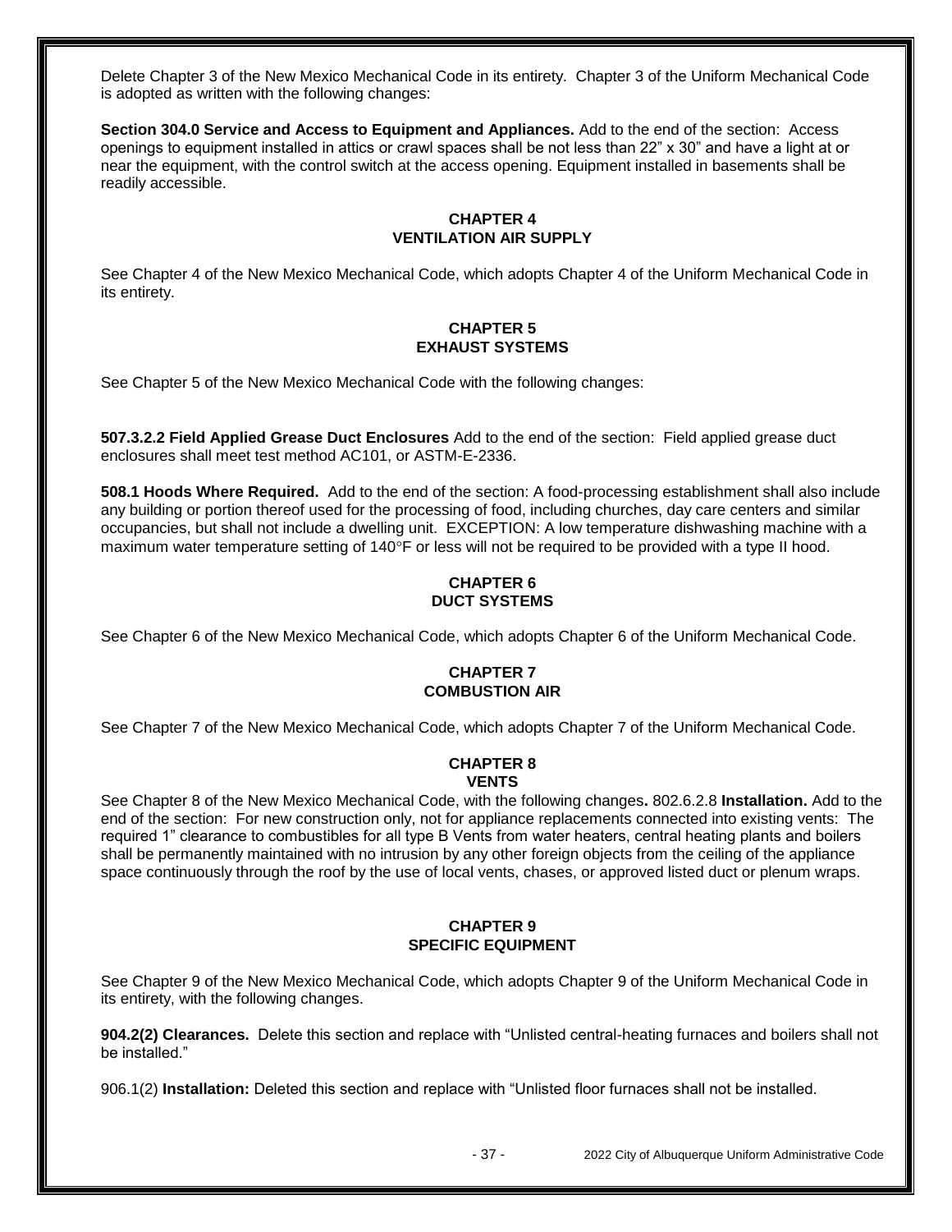Delete Chapter 3 of the New Mexico Mechanical Code in its entirety. Chapter 3 of the Uniform Mechanical Code is adopted as written with the following changes:

**Section 304.0 Service and Access to Equipment and Appliances.** Add to the end of the section: Access openings to equipment installed in attics or crawl spaces shall be not less than 22" x 30" and have a light at or near the equipment, with the control switch at the access opening. Equipment installed in basements shall be readily accessible.

## CHAPTER 4
## VENTILATION AIR SUPPLY

See Chapter 4 of the New Mexico Mechanical Code, which adopts Chapter 4 of the Uniform Mechanical Code in its entirety.

## CHAPTER 5
## EXHAUST SYSTEMS

See Chapter 5 of the New Mexico Mechanical Code with the following changes:

**507.3.2.2 Field Applied Grease Duct Enclosures** Add to the end of the section: Field applied grease duct enclosures shall meet test method AC101, or ASTM-E-2336.

**508.1 Hoods Where Required.** Add to the end of the section: A food-processing establishment shall also include any building or portion thereof used for the processing of food, including churches, day care centers and similar occupancies, but shall not include a dwelling unit. EXCEPTION: A low temperature dishwashing machine with a maximum water temperature setting of 140°F or less will not be required to be provided with a type II hood.

## CHAPTER 6
## DUCT SYSTEMS

See Chapter 6 of the New Mexico Mechanical Code, which adopts Chapter 6 of the Uniform Mechanical Code.

## CHAPTER 7
## COMBUSTION AIR

See Chapter 7 of the New Mexico Mechanical Code, which adopts Chapter 7 of the Uniform Mechanical Code.

## CHAPTER 8
## VENTS

See Chapter 8 of the New Mexico Mechanical Code, with the following changes**.** 802.6.2.8 **Installation.** Add to the end of the section: For new construction only, not for appliance replacements connected into existing vents: The required 1" clearance to combustibles for all type B Vents from water heaters, central heating plants and boilers shall be permanently maintained with no intrusion by any other foreign objects from the ceiling of the appliance space continuously through the roof by the use of local vents, chases, or approved listed duct or plenum wraps.

## CHAPTER 9
## SPECIFIC EQUIPMENT

See Chapter 9 of the New Mexico Mechanical Code, which adopts Chapter 9 of the Uniform Mechanical Code in its entirety, with the following changes.

**904.2(2) Clearances.** Delete this section and replace with "Unlisted central-heating furnaces and boilers shall not be installed."

906.1(2) **Installation:** Deleted this section and replace with "Unlisted floor furnaces shall not be installed.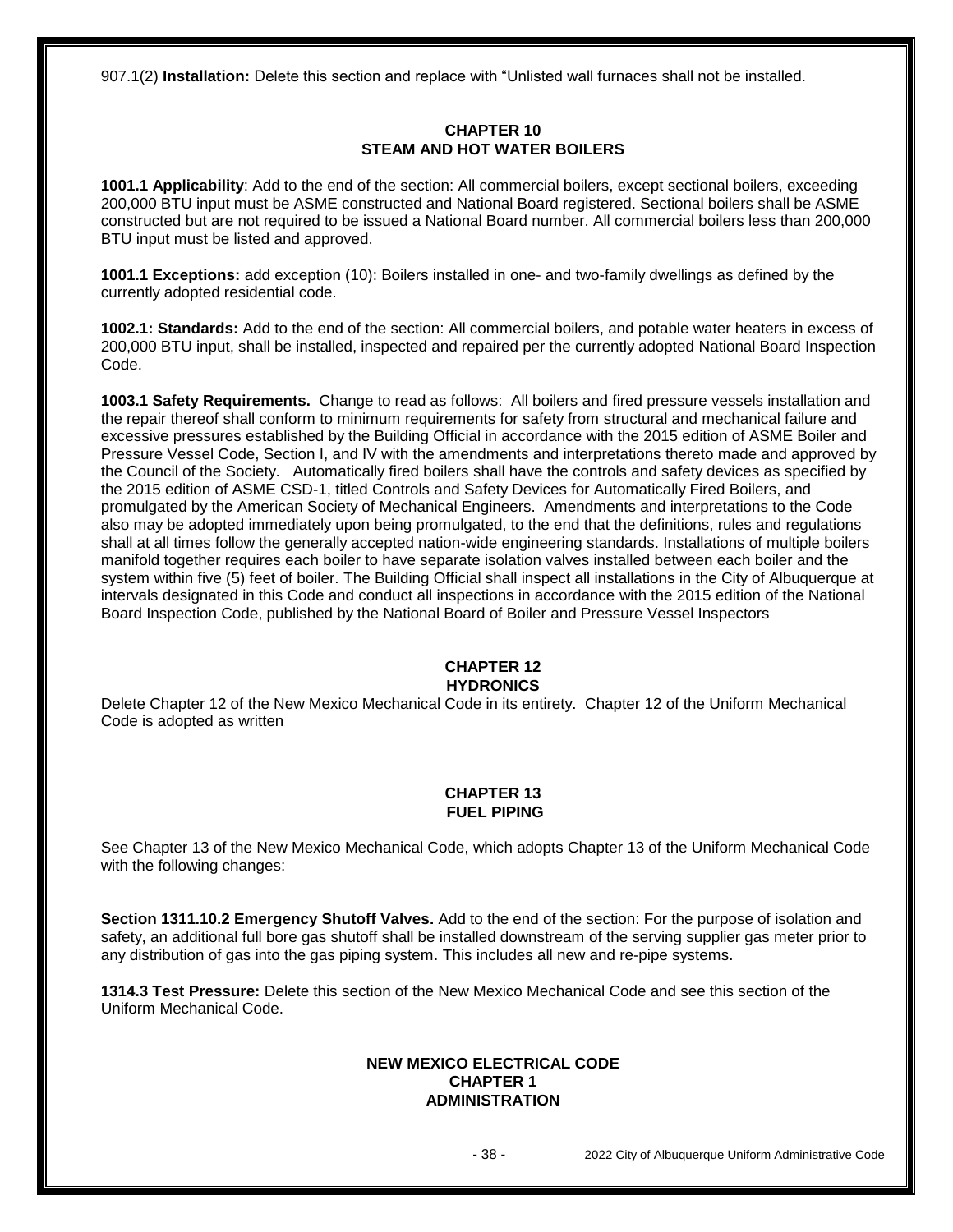907.1(2) **Installation:** Delete this section and replace with “Unlisted wall furnaces shall not be installed.

## CHAPTER 10
## STEAM AND HOT WATER BOILERS

**1001.1 Applicability**: Add to the end of the section: All commercial boilers, except sectional boilers, exceeding 200,000 BTU input must be ASME constructed and National Board registered. Sectional boilers shall be ASME constructed but are not required to be issued a National Board number. All commercial boilers less than 200,000 BTU input must be listed and approved.

**1001.1 Exceptions:** add exception (10): Boilers installed in one- and two-family dwellings as defined by the currently adopted residential code.

**1002.1: Standards:** Add to the end of the section: All commercial boilers, and potable water heaters in excess of 200,000 BTU input, shall be installed, inspected and repaired per the currently adopted National Board Inspection Code.

**1003.1 Safety Requirements.** Change to read as follows: All boilers and fired pressure vessels installation and the repair thereof shall conform to minimum requirements for safety from structural and mechanical failure and excessive pressures established by the Building Official in accordance with the 2015 edition of ASME Boiler and Pressure Vessel Code, Section I, and IV with the amendments and interpretations thereto made and approved by the Council of the Society. Automatically fired boilers shall have the controls and safety devices as specified by the 2015 edition of ASME CSD-1, titled Controls and Safety Devices for Automatically Fired Boilers, and promulgated by the American Society of Mechanical Engineers. Amendments and interpretations to the Code also may be adopted immediately upon being promulgated, to the end that the definitions, rules and regulations shall at all times follow the generally accepted nation-wide engineering standards. Installations of multiple boilers manifold together requires each boiler to have separate isolation valves installed between each boiler and the system within five (5) feet of boiler. The Building Official shall inspect all installations in the City of Albuquerque at intervals designated in this Code and conduct all inspections in accordance with the 2015 edition of the National Board Inspection Code, published by the National Board of Boiler and Pressure Vessel Inspectors

## CHAPTER 12
## HYDRONICS

Delete Chapter 12 of the New Mexico Mechanical Code in its entirety. Chapter 12 of the Uniform Mechanical Code is adopted as written

## CHAPTER 13
## FUEL PIPING

See Chapter 13 of the New Mexico Mechanical Code, which adopts Chapter 13 of the Uniform Mechanical Code with the following changes:

**Section 1311.10.2 Emergency Shutoff Valves.** Add to the end of the section: For the purpose of isolation and safety, an additional full bore gas shutoff shall be installed downstream of the serving supplier gas meter prior to any distribution of gas into the gas piping system. This includes all new and re-pipe systems.

**1314.3 Test Pressure:** Delete this section of the New Mexico Mechanical Code and see this section of the Uniform Mechanical Code.

# NEW MEXICO ELECTRICAL CODE
## CHAPTER 1
## ADMINISTRATION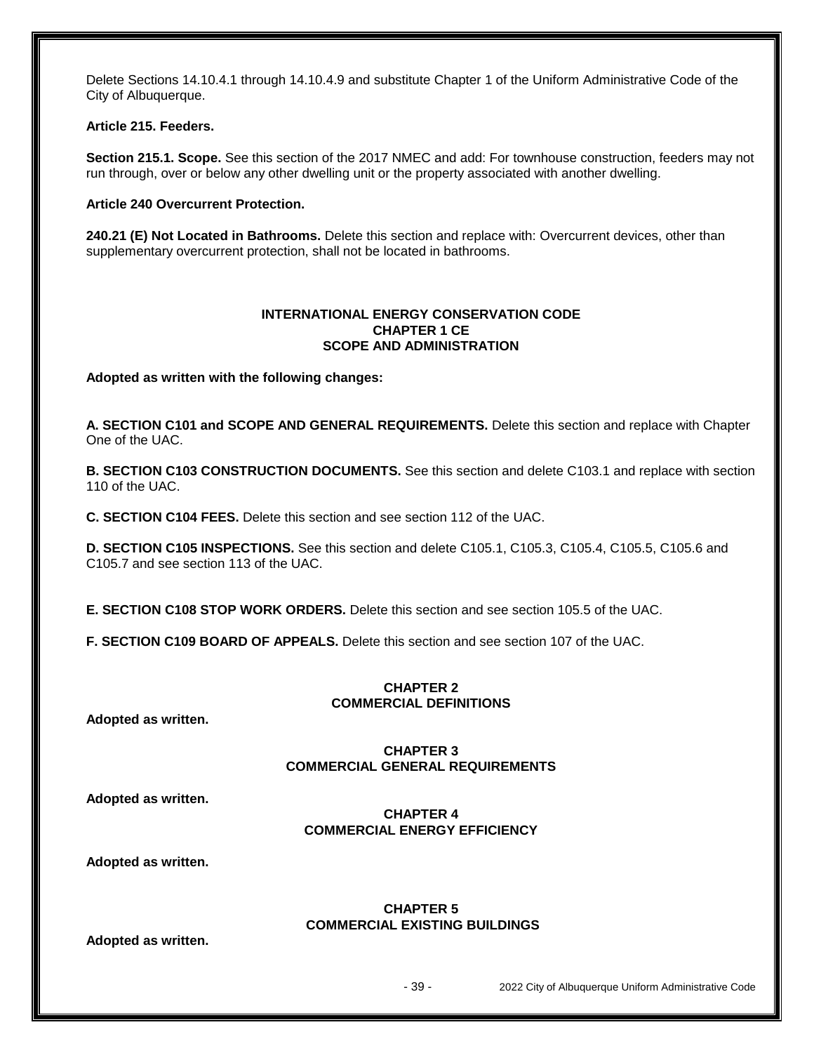Delete Sections 14.10.4.1 through 14.10.4.9 and substitute Chapter 1 of the Uniform Administrative Code of the City of Albuquerque.

**Article 215. Feeders.**

**Section 215.1. Scope.** See this section of the 2017 NMEC and add: For townhouse construction, feeders may not run through, over or below any other dwelling unit or the property associated with another dwelling.

**Article 240 Overcurrent Protection.**

**240.21 (E) Not Located in Bathrooms.** Delete this section and replace with: Overcurrent devices, other than supplementary overcurrent protection, shall not be located in bathrooms.

## INTERNATIONAL ENERGY CONSERVATION CODE
## CHAPTER 1 CE
## SCOPE AND ADMINISTRATION

**Adopted as written with the following changes:**

**A. SECTION C101 and SCOPE AND GENERAL REQUIREMENTS.** Delete this section and replace with Chapter One of the UAC.

**B. SECTION C103 CONSTRUCTION DOCUMENTS.** See this section and delete C103.1 and replace with section 110 of the UAC.

**C. SECTION C104 FEES.** Delete this section and see section 112 of the UAC.

**D. SECTION C105 INSPECTIONS.** See this section and delete C105.1, C105.3, C105.4, C105.5, C105.6 and C105.7 and see section 113 of the UAC.

**E. SECTION C108 STOP WORK ORDERS.** Delete this section and see section 105.5 of the UAC.

**F. SECTION C109 BOARD OF APPEALS.** Delete this section and see section 107 of the UAC.

## CHAPTER 2
## COMMERCIAL DEFINITIONS

**Adopted as written.**

## CHAPTER 3
## COMMERCIAL GENERAL REQUIREMENTS

**Adopted as written.**

## CHAPTER 4
## COMMERCIAL ENERGY EFFICIENCY

**Adopted as written.**

## CHAPTER 5
## COMMERCIAL EXISTING BUILDINGS

**Adopted as written.**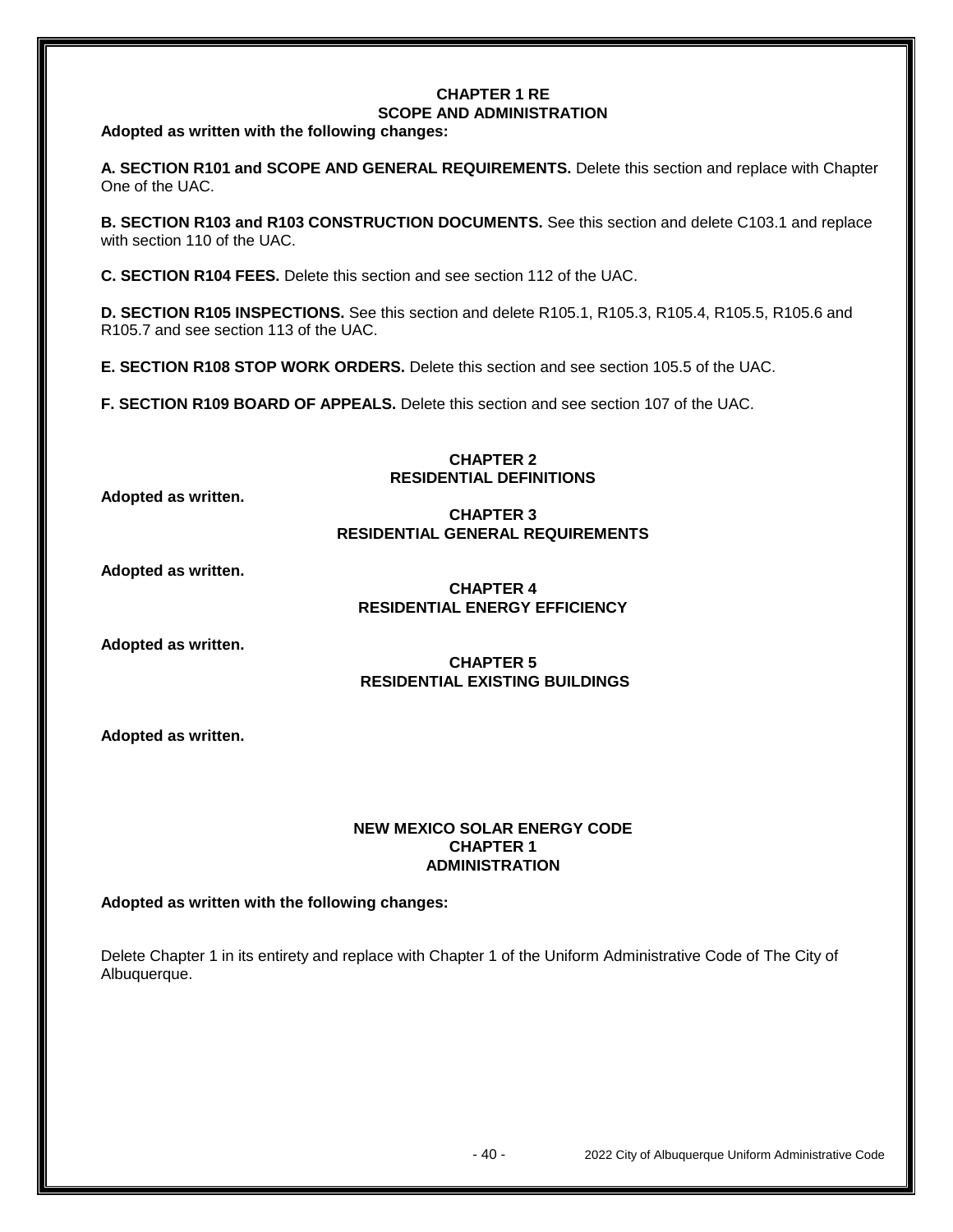## CHAPTER 1 RE
## SCOPE AND ADMINISTRATION

**Adopted as written with the following changes:**

**A. SECTION R101 and SCOPE AND GENERAL REQUIREMENTS.** Delete this section and replace with Chapter One of the UAC.

**B. SECTION R103 and R103 CONSTRUCTION DOCUMENTS.** See this section and delete C103.1 and replace with section 110 of the UAC.

**C. SECTION R104 FEES.** Delete this section and see section 112 of the UAC.

**D. SECTION R105 INSPECTIONS.** See this section and delete R105.1, R105.3, R105.4, R105.5, R105.6 and R105.7 and see section 113 of the UAC.

**E. SECTION R108 STOP WORK ORDERS.** Delete this section and see section 105.5 of the UAC.

**F. SECTION R109 BOARD OF APPEALS.** Delete this section and see section 107 of the UAC.

## CHAPTER 2
## RESIDENTIAL DEFINITIONS

**Adopted as written.**

## CHAPTER 3
## RESIDENTIAL GENERAL REQUIREMENTS

**Adopted as written.**

## CHAPTER 4
## RESIDENTIAL ENERGY EFFICIENCY

**Adopted as written.**

## CHAPTER 5
## RESIDENTIAL EXISTING BUILDINGS

**Adopted as written.**

# NEW MEXICO SOLAR ENERGY CODE
## CHAPTER 1
## ADMINISTRATION

**Adopted as written with the following changes:**

Delete Chapter 1 in its entirety and replace with Chapter 1 of the Uniform Administrative Code of The City of Albuquerque.